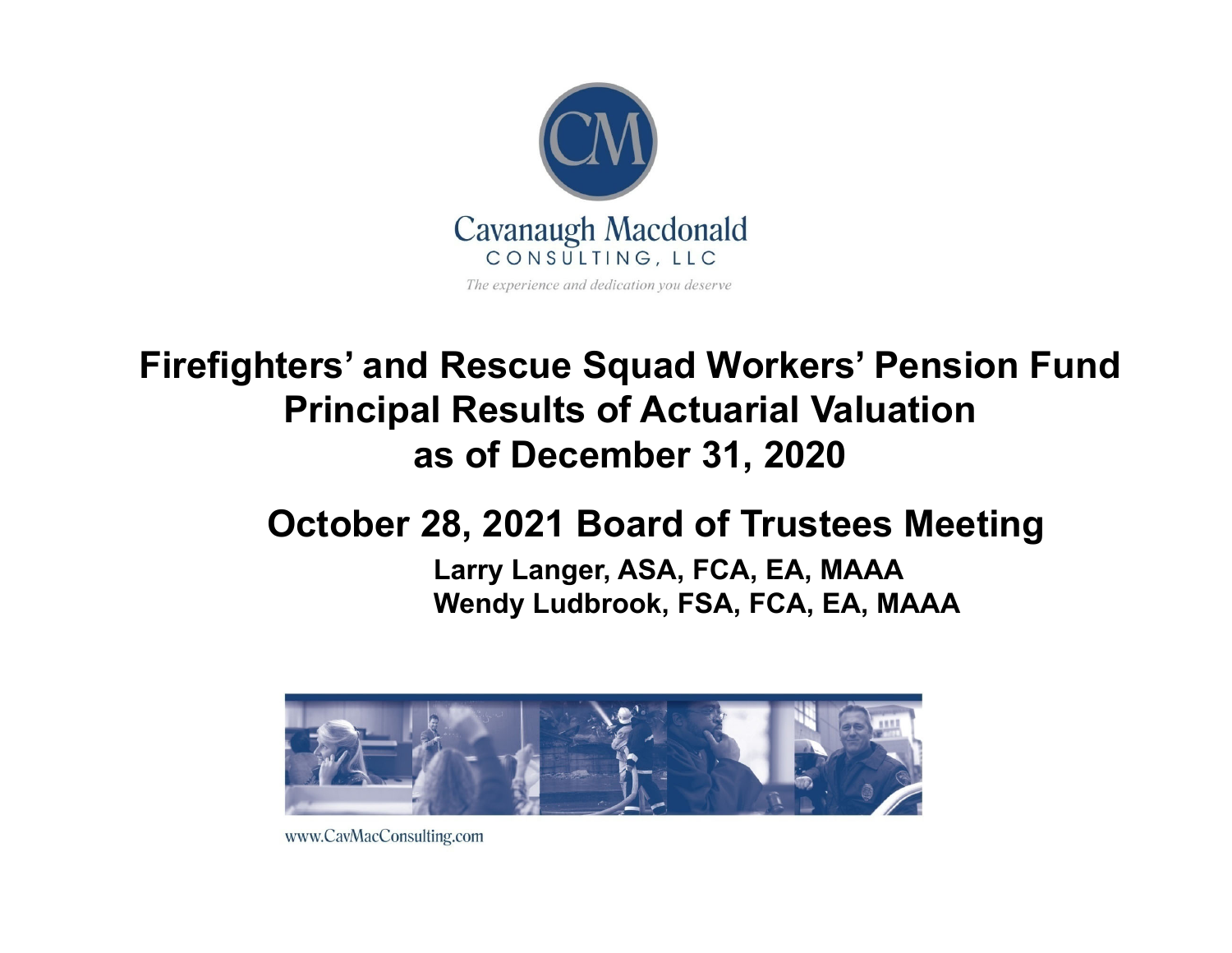Cavanaugh Macdonald
CONSULTING, LLC

*The experience and dedication you deserve*

# Firefighters' and Rescue Squad Workers' Pension Fund Principal Results of Actuarial Valuation as of December 31, 2020

## October 28, 2021 Board of Trustees Meeting

**Larry Langer, ASA, FCA, EA, MAAA**
**Wendy Ludbrook, FSA, FCA, EA, MAAA**

www.CavMacConsulting.com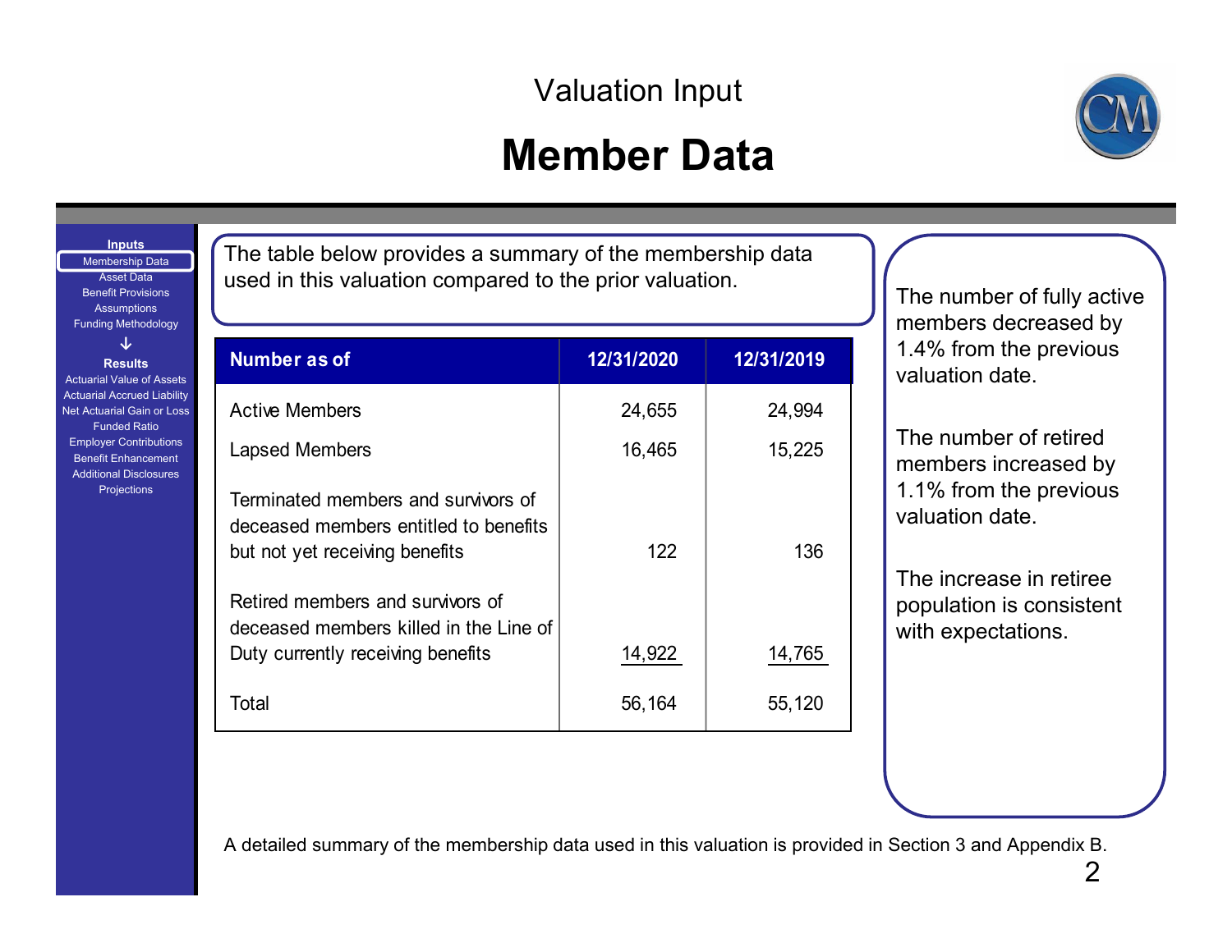Valuation Input

# Member Data

**Inputs**
- Membership Data
- Asset Data
- Benefit Provisions
- Assumptions
- Funding Methodology

↓

**Results**
- Actuarial Value of Assets
- Actuarial Accrued Liability
- Net Actuarial Gain or Loss
- Funded Ratio
- Employer Contributions
- Benefit Enhancement
- Additional Disclosures
- Projections

The table below provides a summary of the membership data used in this valuation compared to the prior valuation.

| Number as of | 12/31/2020 | 12/31/2019 |
|---|---|---|
| Active Members | 24,655 | 24,994 |
| Lapsed Members | 16,465 | 15,225 |
| Terminated members and survivors of deceased members entitled to benefits but not yet receiving benefits | 122 | 136 |
| Retired members and survivors of deceased members killed in the Line of Duty currently receiving benefits | 14,922 | 14,765 |
| Total | 56,164 | 55,120 |

The number of fully active members decreased by 1.4% from the previous valuation date.

The number of retired members increased by 1.1% from the previous valuation date.

The increase in retiree population is consistent with expectations.

A detailed summary of the membership data used in this valuation is provided in Section 3 and Appendix B.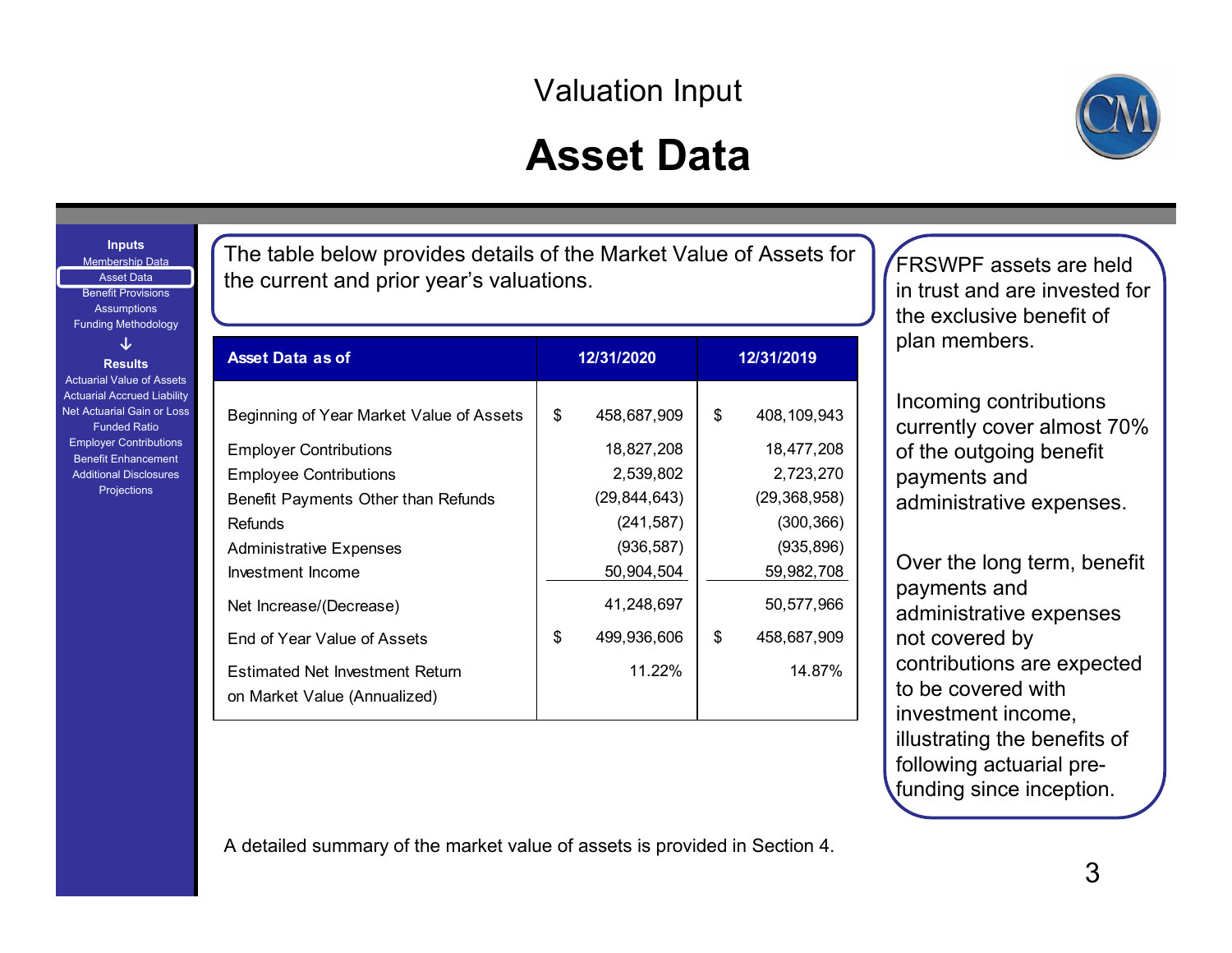# Valuation Input

## Asset Data

**Inputs**
- Membership Data
- Asset Data
- Benefit Provisions
- Assumptions
- Funding Methodology

**Results**
- Actuarial Value of Assets
- Actuarial Accrued Liability
- Net Actuarial Gain or Loss
- Funded Ratio
- Employer Contributions
- Benefit Enhancement
- Additional Disclosures
- Projections

The table below provides details of the Market Value of Assets for the current and prior year's valuations.

| Asset Data as of | 12/31/2020 | 12/31/2019 |
|---|---|---|
| Beginning of Year Market Value of Assets | $ 458,687,909 | $ 408,109,943 |
| Employer Contributions | 18,827,208 | 18,477,208 |
| Employee Contributions | 2,539,802 | 2,723,270 |
| Benefit Payments Other than Refunds | (29,844,643) | (29,368,958) |
| Refunds | (241,587) | (300,366) |
| Administrative Expenses | (936,587) | (935,896) |
| Investment Income | 50,904,504 | 59,982,708 |
| Net Increase/(Decrease) | 41,248,697 | 50,577,966 |
| End of Year Value of Assets | $ 499,936,606 | $ 458,687,909 |
| Estimated Net Investment Return on Market Value (Annualized) | 11.22% | 14.87% |

FRSWPF assets are held in trust and are invested for the exclusive benefit of plan members.

Incoming contributions currently cover almost 70% of the outgoing benefit payments and administrative expenses.

Over the long term, benefit payments and administrative expenses not covered by contributions are expected to be covered with investment income, illustrating the benefits of following actuarial pre-funding since inception.

A detailed summary of the market value of assets is provided in Section 4.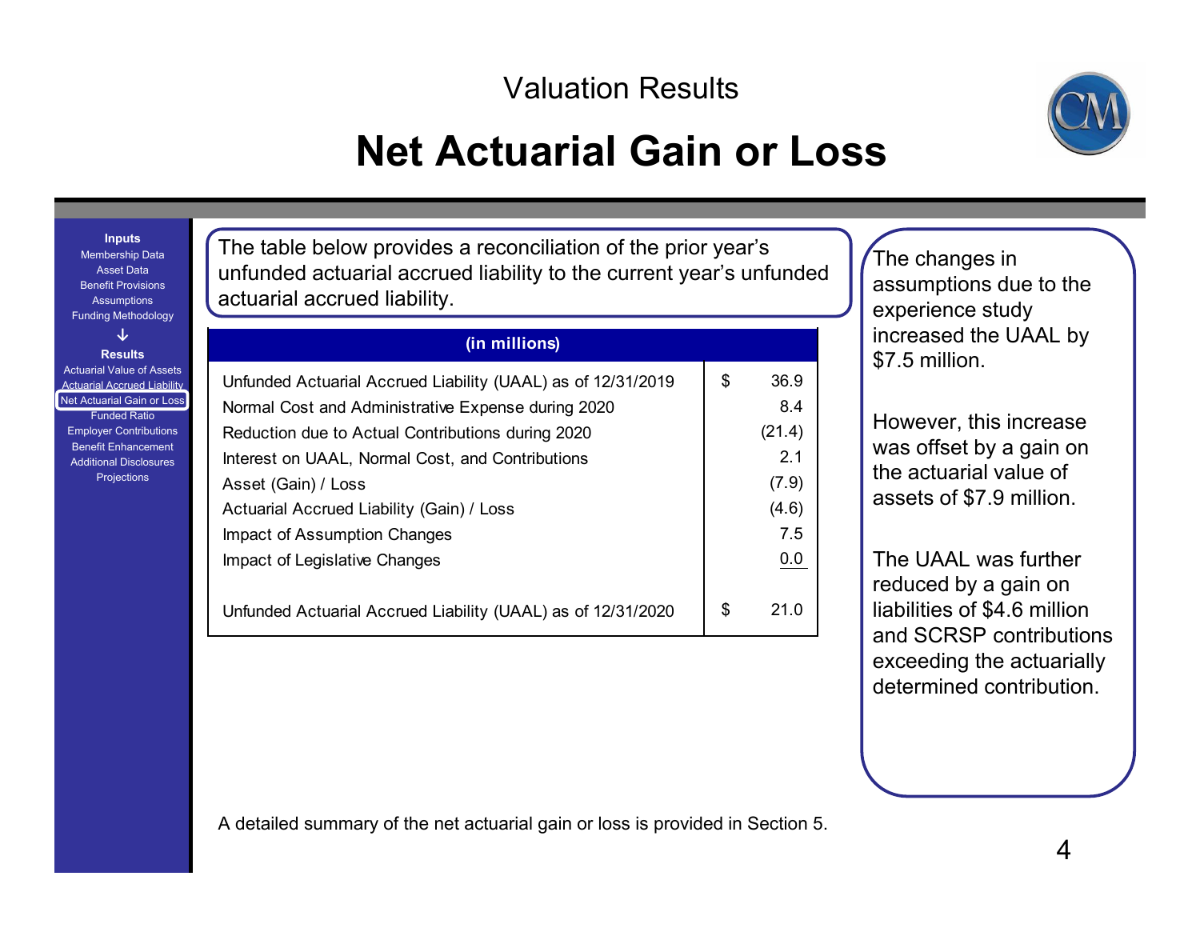Valuation Results

# Net Actuarial Gain or Loss

**Inputs**
Membership Data
Asset Data
Benefit Provisions
Assumptions
Funding Methodology
↓
**Results**
Actuarial Value of Assets
Actuarial Accrued Liability
Net Actuarial Gain or Loss
Funded Ratio
Employer Contributions
Benefit Enhancement
Additional Disclosures
Projections

The table below provides a reconciliation of the prior year's unfunded actuarial accrued liability to the current year's unfunded actuarial accrued liability.

| (in millions) | |
|---|---|
| Unfunded Actuarial Accrued Liability (UAAL) as of 12/31/2019 | $ 36.9 |
| Normal Cost and Administrative Expense during 2020 | 8.4 |
| Reduction due to Actual Contributions during 2020 | (21.4) |
| Interest on UAAL, Normal Cost, and Contributions | 2.1 |
| Asset (Gain) / Loss | (7.9) |
| Actuarial Accrued Liability (Gain) / Loss | (4.6) |
| Impact of Assumption Changes | 7.5 |
| Impact of Legislative Changes | 0.0 |
| Unfunded Actuarial Accrued Liability (UAAL) as of 12/31/2020 | $ 21.0 |

The changes in assumptions due to the experience study increased the UAAL by $7.5 million.

However, this increase was offset by a gain on the actuarial value of assets of $7.9 million.

The UAAL was further reduced by a gain on liabilities of $4.6 million and SCRSP contributions exceeding the actuarially determined contribution.

A detailed summary of the net actuarial gain or loss is provided in Section 5.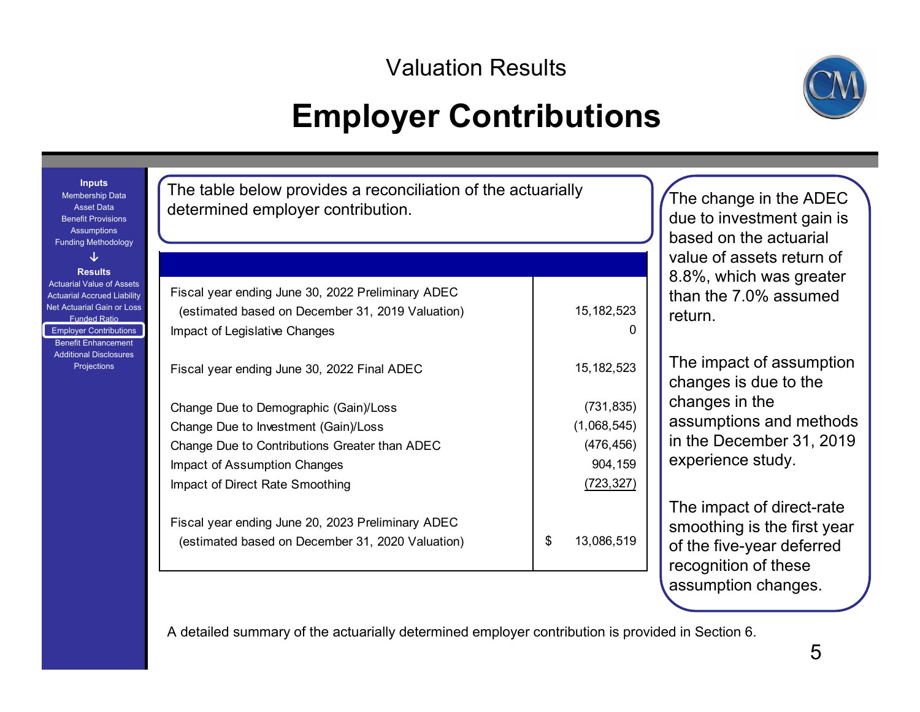Valuation Results

# Employer Contributions

Inputs
Membership Data
Asset Data
Benefit Provisions
Assumptions
Funding Methodology

Results
Actuarial Value of Assets
Actuarial Accrued Liability
Net Actuarial Gain or Loss
Funded Ratio
Employer Contributions
Benefit Enhancement
Additional Disclosures
Projections

The table below provides a reconciliation of the actuarially determined employer contribution.

| | |
|---|---|
| Fiscal year ending June 30, 2022 Preliminary ADEC (estimated based on December 31, 2019 Valuation) | 15,182,523 |
| Impact of Legislative Changes | 0 |
| Fiscal year ending June 30, 2022 Final ADEC | 15,182,523 |
| Change Due to Demographic (Gain)/Loss | (731,835) |
| Change Due to Investment (Gain)/Loss | (1,068,545) |
| Change Due to Contributions Greater than ADEC | (476,456) |
| Impact of Assumption Changes | 904,159 |
| Impact of Direct Rate Smoothing | (723,327) |
| Fiscal year ending June 20, 2023 Preliminary ADEC (estimated based on December 31, 2020 Valuation) | $ 13,086,519 |

The change in the ADEC due to investment gain is based on the actuarial value of assets return of 8.8%, which was greater than the 7.0% assumed return.

The impact of assumption changes is due to the changes in the assumptions and methods in the December 31, 2019 experience study.

The impact of direct-rate smoothing is the first year of the five-year deferred recognition of these assumption changes.

A detailed summary of the actuarially determined employer contribution is provided in Section 6.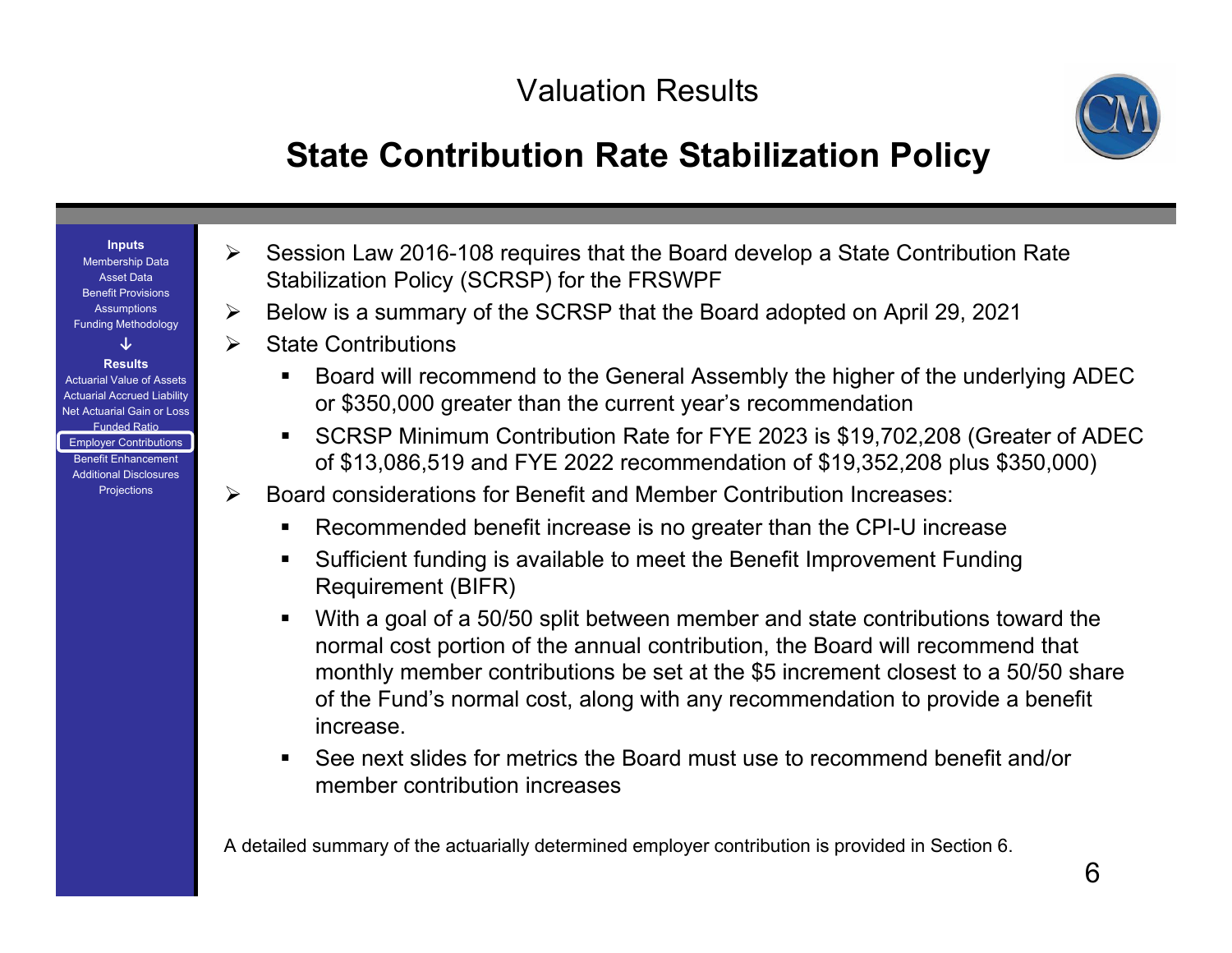# Valuation Results

## State Contribution Rate Stabilization Policy

- Session Law 2016-108 requires that the Board develop a State Contribution Rate Stabilization Policy (SCRSP) for the FRSWPF
- Below is a summary of the SCRSP that the Board adopted on April 29, 2021
- State Contributions
  - Board will recommend to the General Assembly the higher of the underlying ADEC or $350,000 greater than the current year's recommendation
  - SCRSP Minimum Contribution Rate for FYE 2023 is $19,702,208 (Greater of ADEC of $13,086,519 and FYE 2022 recommendation of $19,352,208 plus $350,000)
- Board considerations for Benefit and Member Contribution Increases:
  - Recommended benefit increase is no greater than the CPI-U increase
  - Sufficient funding is available to meet the Benefit Improvement Funding Requirement (BIFR)
  - With a goal of a 50/50 split between member and state contributions toward the normal cost portion of the annual contribution, the Board will recommend that monthly member contributions be set at the $5 increment closest to a 50/50 share of the Fund's normal cost, along with any recommendation to provide a benefit increase.
  - See next slides for metrics the Board must use to recommend benefit and/or member contribution increases

A detailed summary of the actuarially determined employer contribution is provided in Section 6.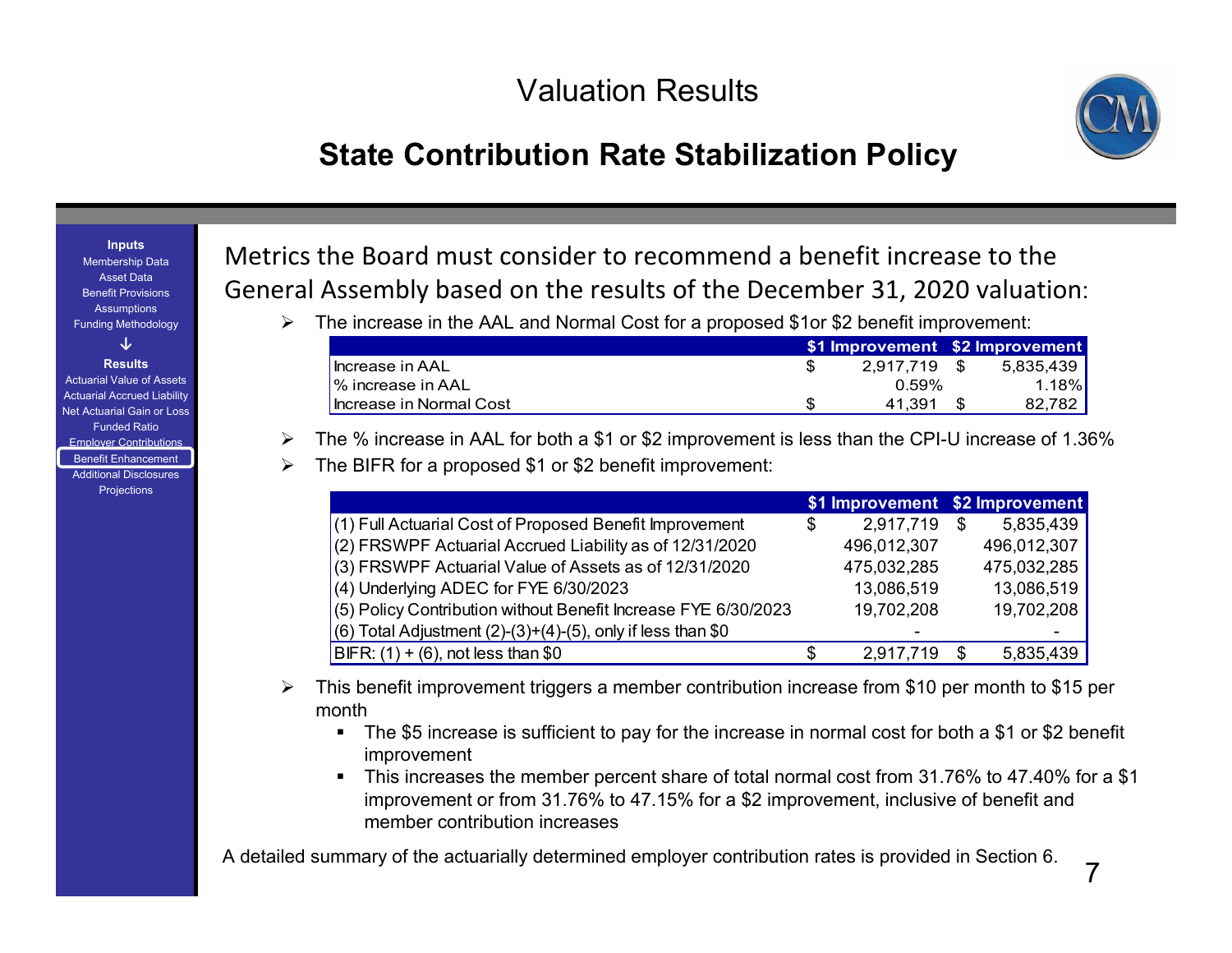# Valuation Results

## State Contribution Rate Stabilization Policy

**Inputs**
Membership Data
Asset Data
Benefit Provisions
Assumptions
Funding Methodology

**Results**
Actuarial Value of Assets
Actuarial Accrued Liability
Net Actuarial Gain or Loss
Funded Ratio
Employer Contributions
Benefit Enhancement
Additional Disclosures
Projections

Metrics the Board must consider to recommend a benefit increase to the General Assembly based on the results of the December 31, 2020 valuation:

- The increase in the AAL and Normal Cost for a proposed $1or $2 benefit improvement:

| | $1 Improvement | $2 Improvement |
|---|---|---|
| Increase in AAL | $ 2,917,719 | $ 5,835,439 |
| % increase in AAL | 0.59% | 1.18% |
| Increase in Normal Cost | $ 41,391 | $ 82,782 |

- The % increase in AAL for both a $1 or $2 improvement is less than the CPI-U increase of 1.36%
- The BIFR for a proposed $1 or $2 benefit improvement:

| | $1 Improvement | $2 Improvement |
|---|---|---|
| (1) Full Actuarial Cost of Proposed Benefit Improvement | $ 2,917,719 | $ 5,835,439 |
| (2) FRSWPF Actuarial Accrued Liability as of 12/31/2020 | 496,012,307 | 496,012,307 |
| (3) FRSWPF Actuarial Value of Assets as of 12/31/2020 | 475,032,285 | 475,032,285 |
| (4) Underlying ADEC for FYE 6/30/2023 | 13,086,519 | 13,086,519 |
| (5) Policy Contribution without Benefit Increase FYE 6/30/2023 | 19,702,208 | 19,702,208 |
| (6) Total Adjustment (2)-(3)+(4)-(5), only if less than $0 | - | - |
| BIFR: (1) + (6), not less than $0 | $ 2,917,719 | $ 5,835,439 |

- This benefit improvement triggers a member contribution increase from $10 per month to $15 per month
  - The $5 increase is sufficient to pay for the increase in normal cost for both a $1 or $2 benefit improvement
  - This increases the member percent share of total normal cost from 31.76% to 47.40% for a $1 improvement or from 31.76% to 47.15% for a $2 improvement, inclusive of benefit and member contribution increases

A detailed summary of the actuarially determined employer contribution rates is provided in Section 6.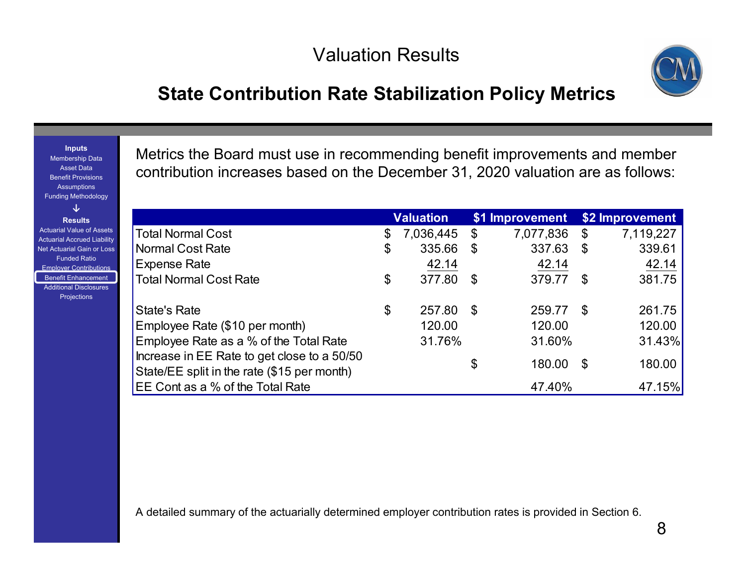# Valuation Results

## State Contribution Rate Stabilization Policy Metrics

Inputs
Membership Data
Asset Data
Benefit Provisions
Assumptions
Funding Methodology

Results
Actuarial Value of Assets
Actuarial Accrued Liability
Net Actuarial Gain or Loss
Funded Ratio
Employer Contributions
Benefit Enhancement
Additional Disclosures
Projections

Metrics the Board must use in recommending benefit improvements and member contribution increases based on the December 31, 2020 valuation are as follows:

| | Valuation | $1 Improvement | $2 Improvement |
|---|---|---|---|
| Total Normal Cost | $ 7,036,445 | $ 7,077,836 | $ 7,119,227 |
| Normal Cost Rate | $ 335.66 | $ 337.63 | $ 339.61 |
| Expense Rate | 42.14 | 42.14 | 42.14 |
| Total Normal Cost Rate | $ 377.80 | $ 379.77 | $ 381.75 |
| | | | |
| State's Rate | $ 257.80 | $ 259.77 | $ 261.75 |
| Employee Rate ($10 per month) | 120.00 | 120.00 | 120.00 |
| Employee Rate as a % of the Total Rate | 31.76% | 31.60% | 31.43% |
| Increase in EE Rate to get close to a 50/50 State/EE split in the rate ($15 per month) | | $ 180.00 | $ 180.00 |
| EE Cont as a % of the Total Rate | | 47.40% | 47.15% |

A detailed summary of the actuarially determined employer contribution rates is provided in Section 6.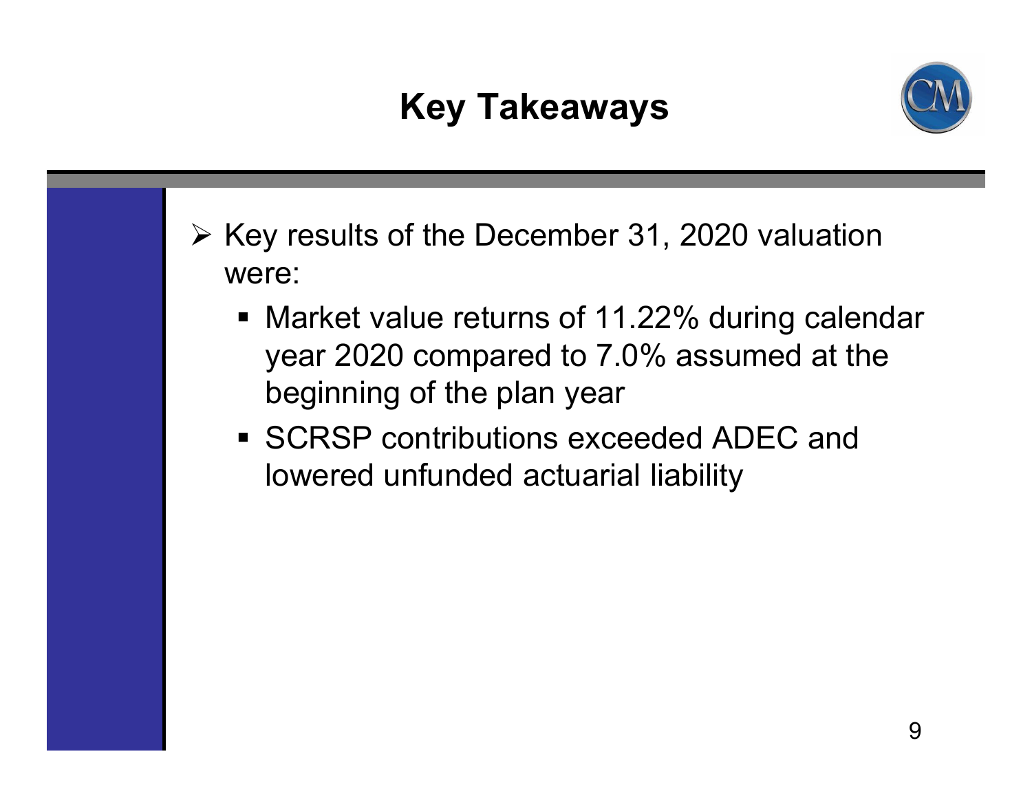# Key Takeaways

- Key results of the December 31, 2020 valuation were:
  - Market value returns of 11.22% during calendar year 2020 compared to 7.0% assumed at the beginning of the plan year
  - SCRSP contributions exceeded ADEC and lowered unfunded actuarial liability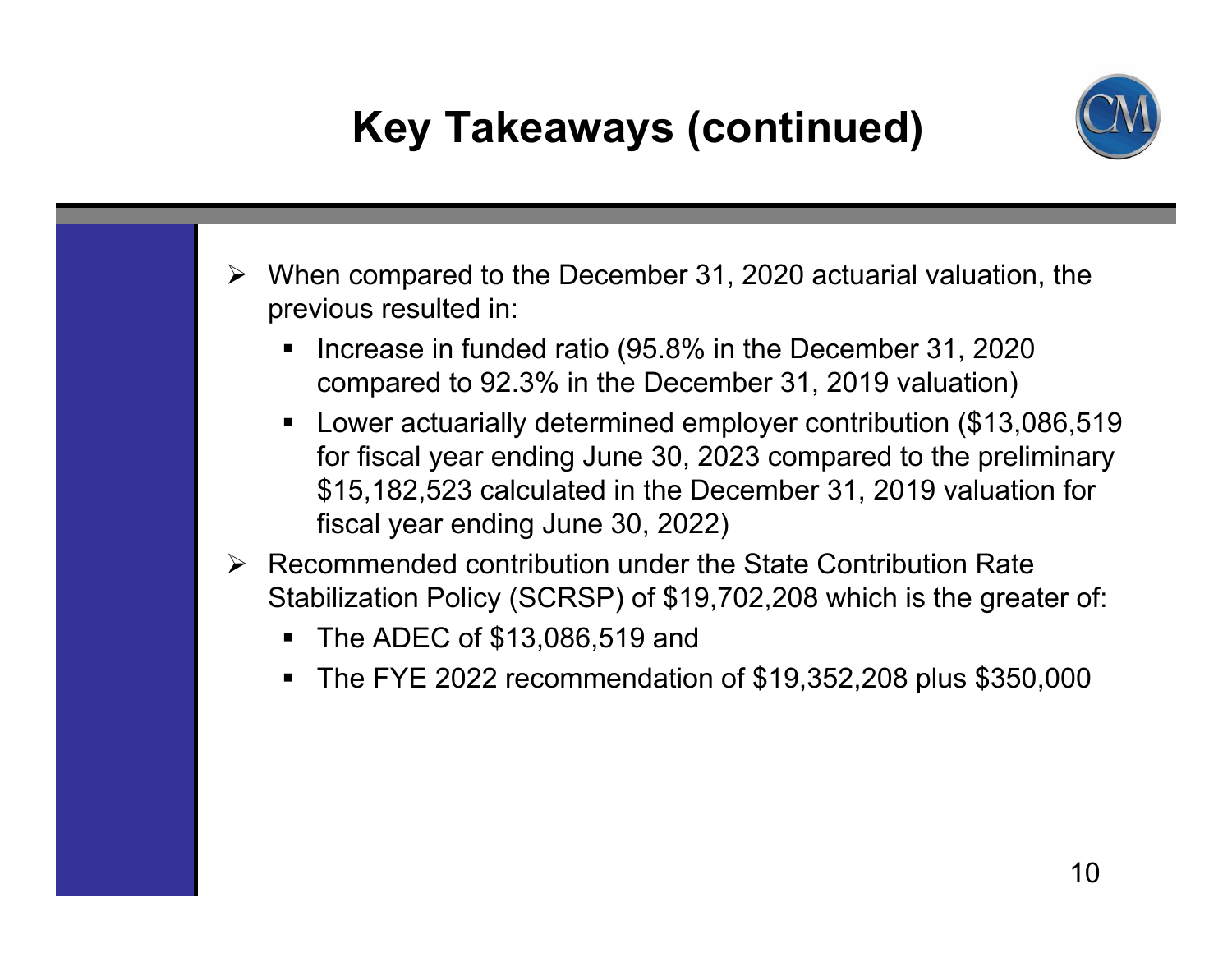# Key Takeaways (continued)

- When compared to the December 31, 2020 actuarial valuation, the previous resulted in:
  - Increase in funded ratio (95.8% in the December 31, 2020 compared to 92.3% in the December 31, 2019 valuation)
  - Lower actuarially determined employer contribution ($13,086,519 for fiscal year ending June 30, 2023 compared to the preliminary $15,182,523 calculated in the December 31, 2019 valuation for fiscal year ending June 30, 2022)
- Recommended contribution under the State Contribution Rate Stabilization Policy (SCRSP) of $19,702,208 which is the greater of:
  - The ADEC of $13,086,519 and
  - The FYE 2022 recommendation of $19,352,208 plus $350,000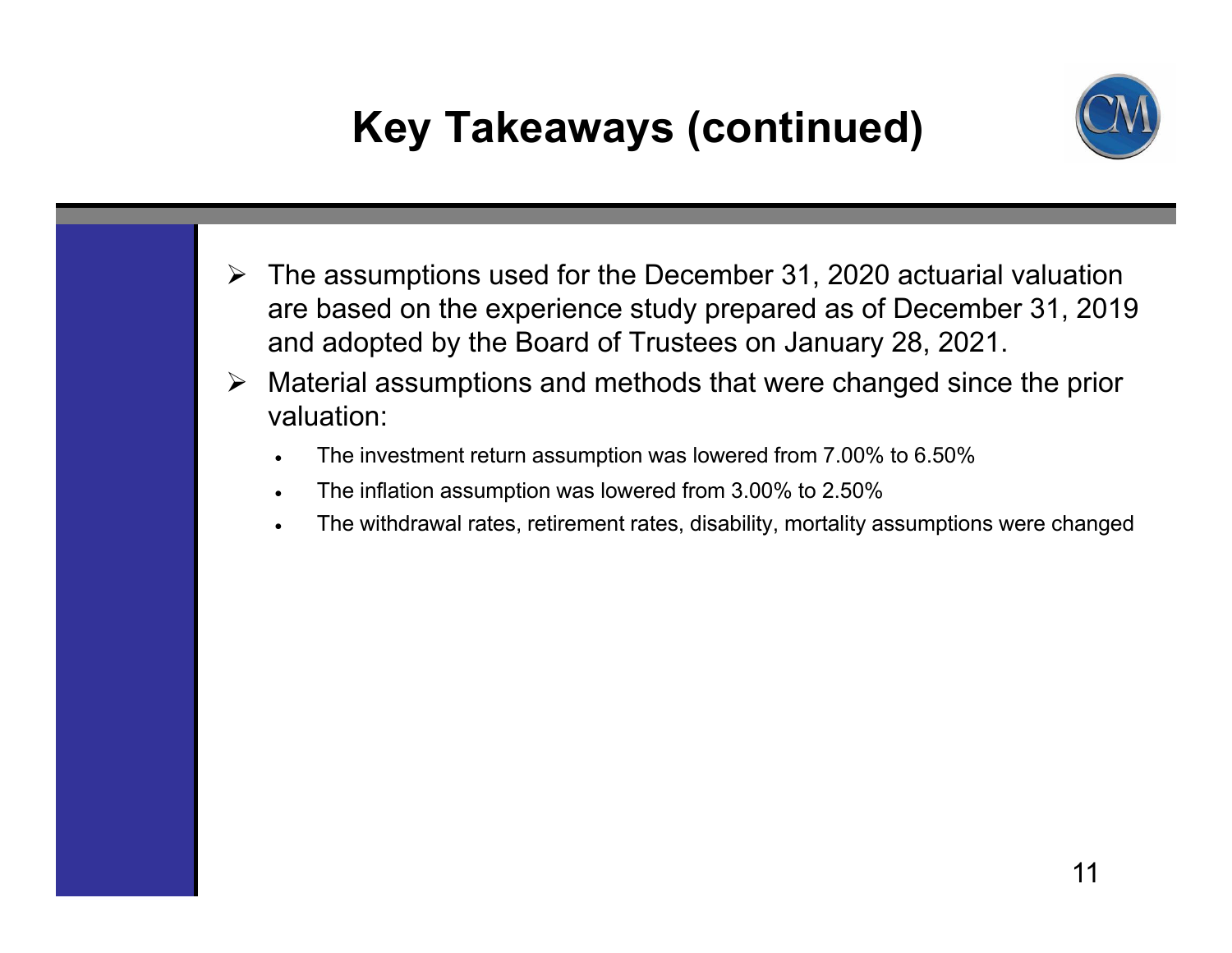# Key Takeaways (continued)

- The assumptions used for the December 31, 2020 actuarial valuation are based on the experience study prepared as of December 31, 2019 and adopted by the Board of Trustees on January 28, 2021.
- Material assumptions and methods that were changed since the prior valuation:
  - The investment return assumption was lowered from 7.00% to 6.50%
  - The inflation assumption was lowered from 3.00% to 2.50%
  - The withdrawal rates, retirement rates, disability, mortality assumptions were changed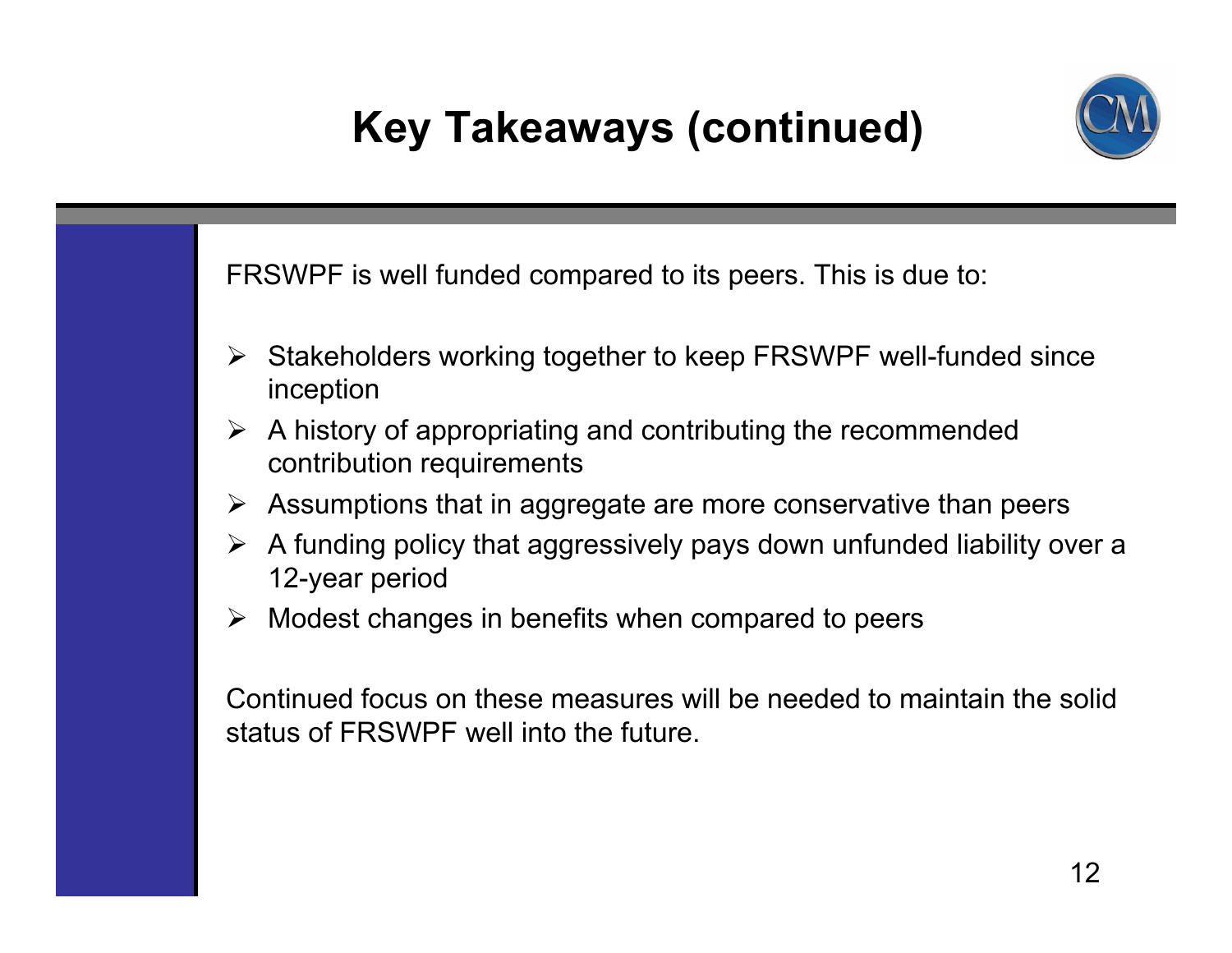# Key Takeaways (continued)

FRSWPF is well funded compared to its peers. This is due to:

- Stakeholders working together to keep FRSWPF well-funded since inception
- A history of appropriating and contributing the recommended contribution requirements
- Assumptions that in aggregate are more conservative than peers
- A funding policy that aggressively pays down unfunded liability over a 12-year period
- Modest changes in benefits when compared to peers

Continued focus on these measures will be needed to maintain the solid status of FRSWPF well into the future.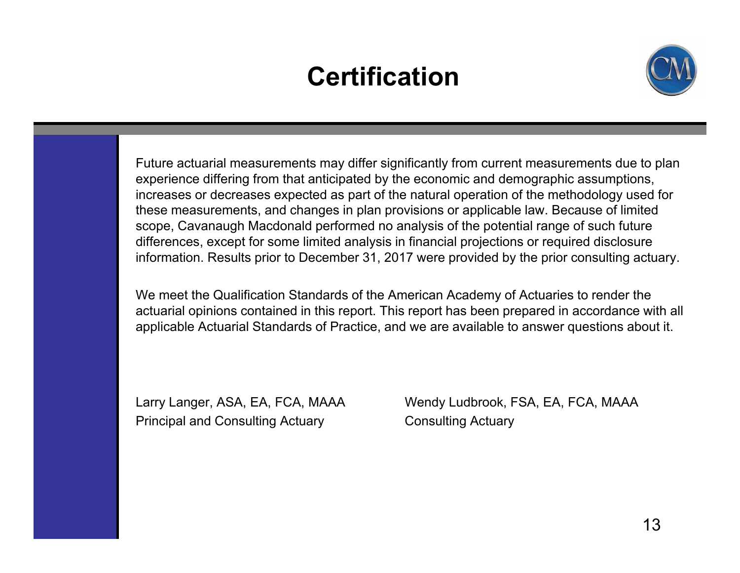# Certification

Future actuarial measurements may differ significantly from current measurements due to plan experience differing from that anticipated by the economic and demographic assumptions, increases or decreases expected as part of the natural operation of the methodology used for these measurements, and changes in plan provisions or applicable law. Because of limited scope, Cavanaugh Macdonald performed no analysis of the potential range of such future differences, except for some limited analysis in financial projections or required disclosure information. Results prior to December 31, 2017 were provided by the prior consulting actuary.

We meet the Qualification Standards of the American Academy of Actuaries to render the actuarial opinions contained in this report. This report has been prepared in accordance with all applicable Actuarial Standards of Practice, and we are available to answer questions about it.

Larry Langer, ASA, EA, FCA, MAAA
Principal and Consulting Actuary

Wendy Ludbrook, FSA, EA, FCA, MAAA
Consulting Actuary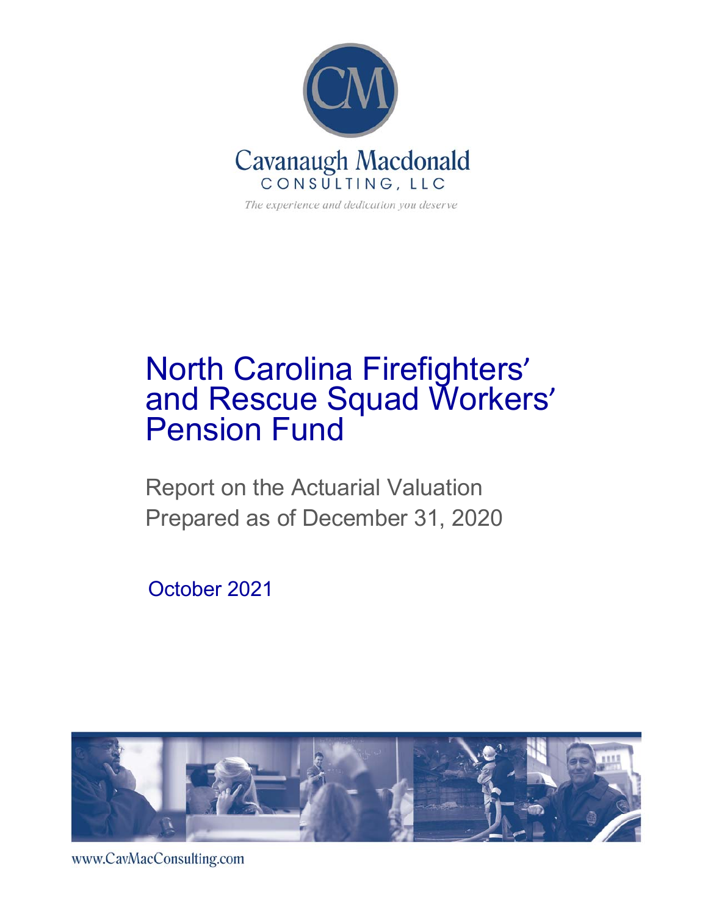Cavanaugh Macdonald

CONSULTING, LLC

*The experience and dedication you deserve*

# North Carolina Firefighters' and Rescue Squad Workers' Pension Fund

## Report on the Actuarial Valuation Prepared as of December 31, 2020

October 2021

www.CavMacConsulting.com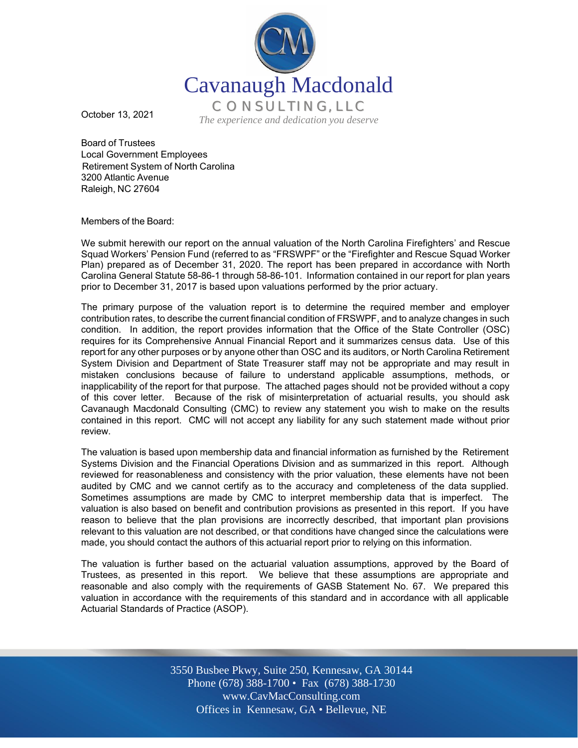# Cavanaugh Macdonald

CONSULTING, LLC

*The experience and dedication you deserve*

October 13, 2021

Board of Trustees
Local Government Employees
Retirement System of North Carolina
3200 Atlantic Avenue
Raleigh, NC 27604

Members of the Board:

We submit herewith our report on the annual valuation of the North Carolina Firefighters' and Rescue Squad Workers' Pension Fund (referred to as "FRSWPF" or the "Firefighter and Rescue Squad Worker Plan) prepared as of December 31, 2020. The report has been prepared in accordance with North Carolina General Statute 58-86-1 through 58-86-101. Information contained in our report for plan years prior to December 31, 2017 is based upon valuations performed by the prior actuary.

The primary purpose of the valuation report is to determine the required member and employer contribution rates, to describe the current financial condition of FRSWPF, and to analyze changes in such condition. In addition, the report provides information that the Office of the State Controller (OSC) requires for its Comprehensive Annual Financial Report and it summarizes census data. Use of this report for any other purposes or by anyone other than OSC and its auditors, or North Carolina Retirement System Division and Department of State Treasurer staff may not be appropriate and may result in mistaken conclusions because of failure to understand applicable assumptions, methods, or inapplicability of the report for that purpose. The attached pages should not be provided without a copy of this cover letter. Because of the risk of misinterpretation of actuarial results, you should ask Cavanaugh Macdonald Consulting (CMC) to review any statement you wish to make on the results contained in this report. CMC will not accept any liability for any such statement made without prior review.

The valuation is based upon membership data and financial information as furnished by the Retirement Systems Division and the Financial Operations Division and as summarized in this report. Although reviewed for reasonableness and consistency with the prior valuation, these elements have not been audited by CMC and we cannot certify as to the accuracy and completeness of the data supplied. Sometimes assumptions are made by CMC to interpret membership data that is imperfect. The valuation is also based on benefit and contribution provisions as presented in this report. If you have reason to believe that the plan provisions are incorrectly described, that important plan provisions relevant to this valuation are not described, or that conditions have changed since the calculations were made, you should contact the authors of this actuarial report prior to relying on this information.

The valuation is further based on the actuarial valuation assumptions, approved by the Board of Trustees, as presented in this report. We believe that these assumptions are appropriate and reasonable and also comply with the requirements of GASB Statement No. 67. We prepared this valuation in accordance with the requirements of this standard and in accordance with all applicable Actuarial Standards of Practice (ASOP).

3550 Busbee Pkwy, Suite 250, Kennesaw, GA 30144
Phone (678) 388-1700 • Fax (678) 388-1730
www.CavMacConsulting.com
Offices in Kennesaw, GA • Bellevue, NE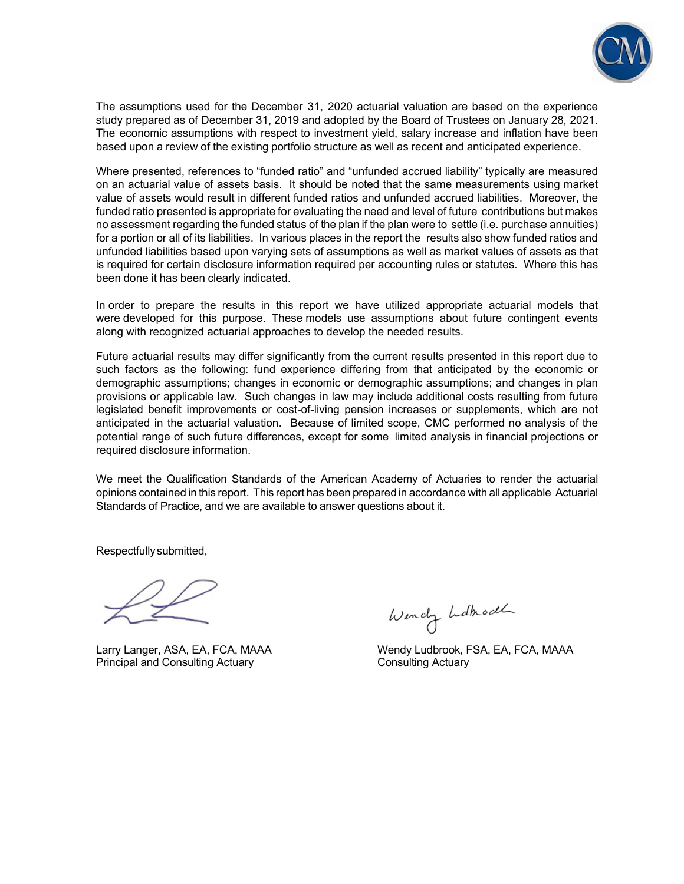The assumptions used for the December 31, 2020 actuarial valuation are based on the experience study prepared as of December 31, 2019 and adopted by the Board of Trustees on January 28, 2021. The economic assumptions with respect to investment yield, salary increase and inflation have been based upon a review of the existing portfolio structure as well as recent and anticipated experience.

Where presented, references to "funded ratio" and "unfunded accrued liability" typically are measured on an actuarial value of assets basis. It should be noted that the same measurements using market value of assets would result in different funded ratios and unfunded accrued liabilities. Moreover, the funded ratio presented is appropriate for evaluating the need and level of future contributions but makes no assessment regarding the funded status of the plan if the plan were to settle (i.e. purchase annuities) for a portion or all of its liabilities. In various places in the report the results also show funded ratios and unfunded liabilities based upon varying sets of assumptions as well as market values of assets as that is required for certain disclosure information required per accounting rules or statutes. Where this has been done it has been clearly indicated.

In order to prepare the results in this report we have utilized appropriate actuarial models that were developed for this purpose. These models use assumptions about future contingent events along with recognized actuarial approaches to develop the needed results.

Future actuarial results may differ significantly from the current results presented in this report due to such factors as the following: fund experience differing from that anticipated by the economic or demographic assumptions; changes in economic or demographic assumptions; and changes in plan provisions or applicable law. Such changes in law may include additional costs resulting from future legislated benefit improvements or cost-of-living pension increases or supplements, which are not anticipated in the actuarial valuation. Because of limited scope, CMC performed no analysis of the potential range of such future differences, except for some limited analysis in financial projections or required disclosure information.

We meet the Qualification Standards of the American Academy of Actuaries to render the actuarial opinions contained in this report. This report has been prepared in accordance with all applicable Actuarial Standards of Practice, and we are available to answer questions about it.

Respectfully submitted,

| | |
|---|---|
| Larry Langer, ASA, EA, FCA, MAAA | Wendy Ludbrook, FSA, EA, FCA, MAAA |
| Principal and Consulting Actuary | Consulting Actuary |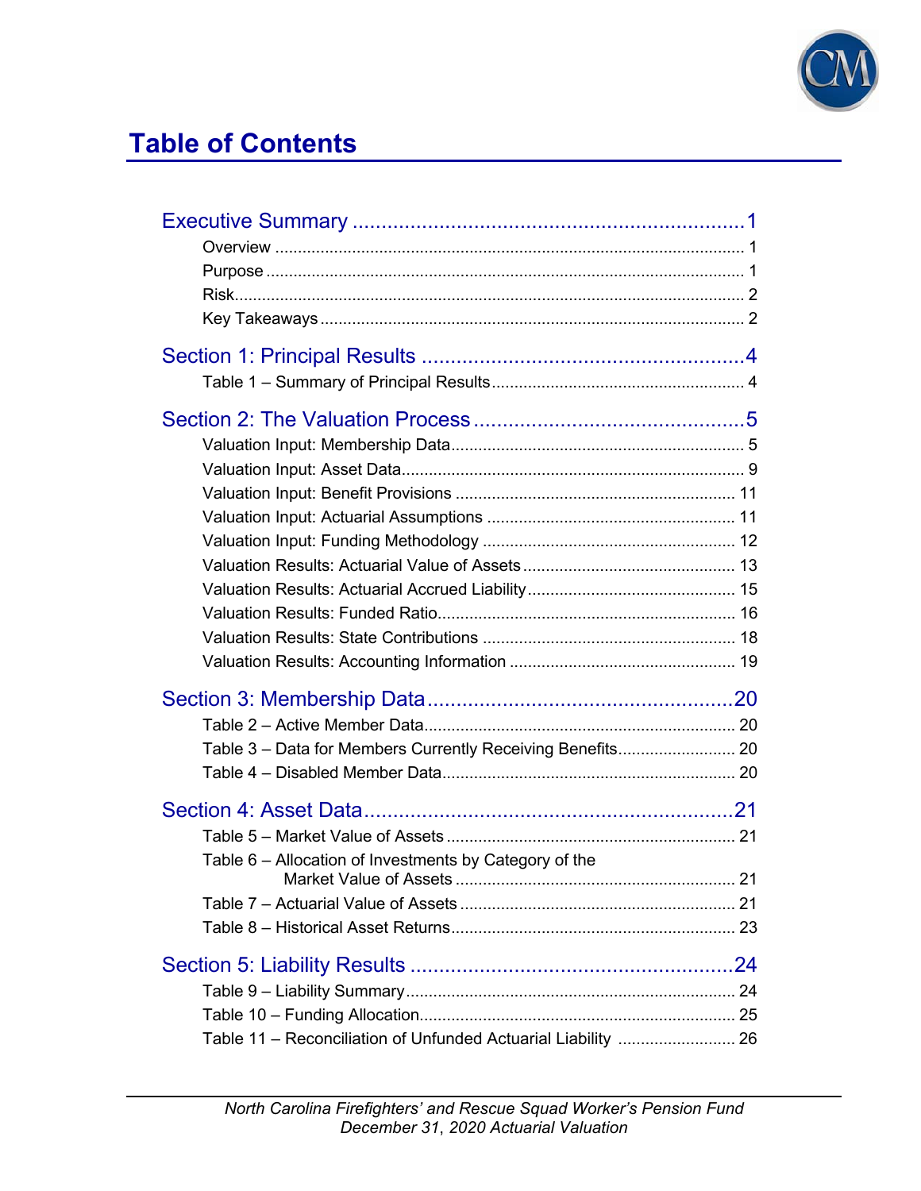# Table of Contents

**Executive Summary** .................................................................... 1

- Overview ........................................................................................ 1
- Purpose .......................................................................................... 1
- Risk ................................................................................................ 2
- Key Takeaways .............................................................................. 2

**Section 1: Principal Results** ........................................................ 4

- Table 1 – Summary of Principal Results ........................................ 4

**Section 2: The Valuation Process** ................................................ 5

- Valuation Input: Membership Data ................................................ 5
- Valuation Input: Asset Data ........................................................... 9
- Valuation Input: Benefit Provisions .............................................. 11
- Valuation Input: Actuarial Assumptions ....................................... 11
- Valuation Input: Funding Methodology ........................................ 12
- Valuation Results: Actuarial Value of Assets ............................... 13
- Valuation Results: Actuarial Accrued Liability .............................. 15
- Valuation Results: Funded Ratio .................................................. 16
- Valuation Results: State Contributions ........................................ 18
- Valuation Results: Accounting Information .................................. 19

**Section 3: Membership Data** ...................................................... 20

- Table 2 – Active Member Data ..................................................... 20
- Table 3 – Data for Members Currently Receiving Benefits .......... 20
- Table 4 – Disabled Member Data ................................................. 20

**Section 4: Asset Data** ................................................................. 21

- Table 5 – Market Value of Assets ................................................ 21
- Table 6 – Allocation of Investments by Category of the Market Value of Assets ........ 21
- Table 7 – Actuarial Value of Assets ............................................. 21
- Table 8 – Historical Asset Returns ............................................... 23

**Section 5: Liability Results** ......................................................... 24

- Table 9 – Liability Summary ......................................................... 24
- Table 10 – Funding Allocation ...................................................... 25
- Table 11 – Reconciliation of Unfunded Actuarial Liability .......... 26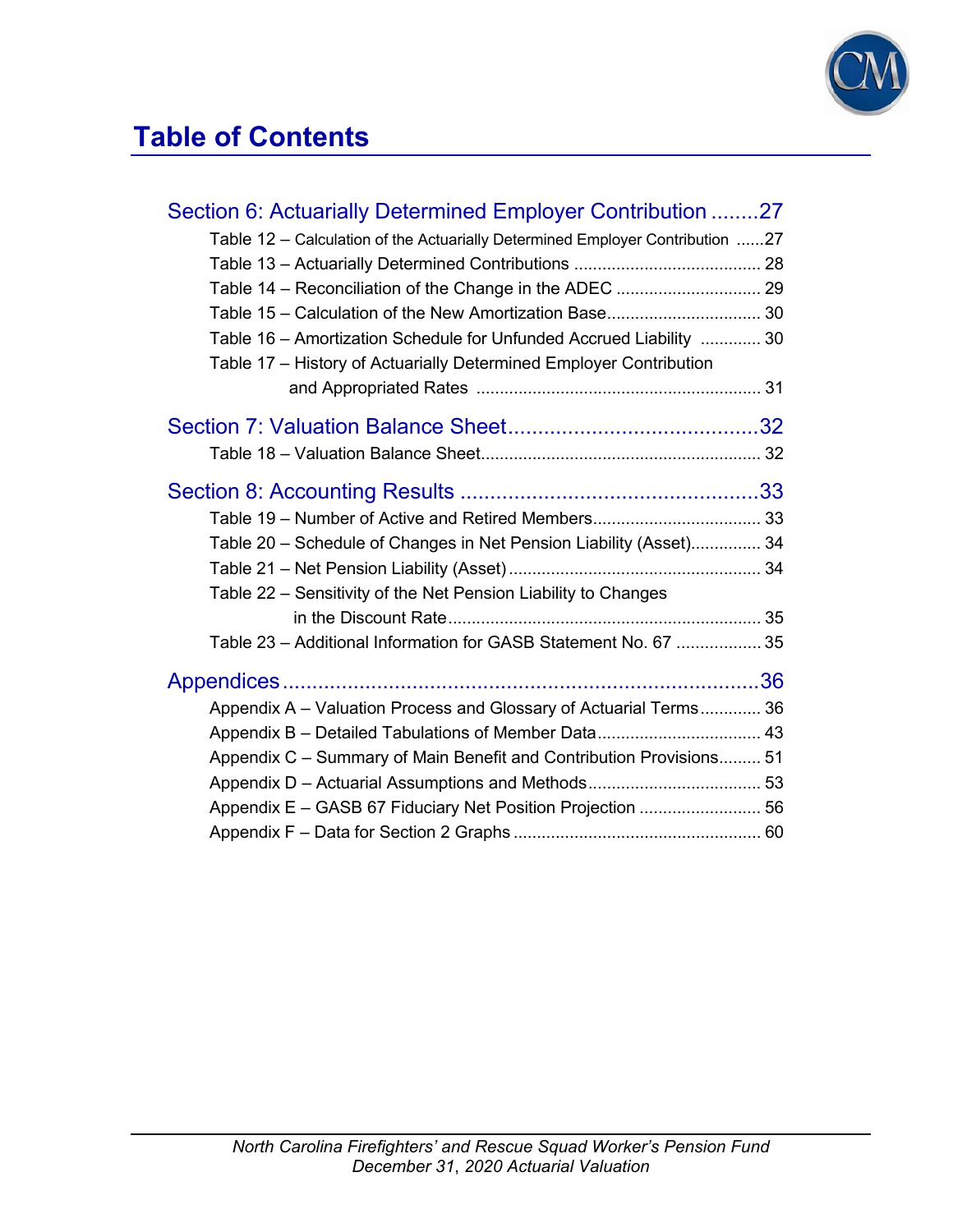# Table of Contents

**Section 6: Actuarially Determined Employer Contribution ........27**

- Table 12 – Calculation of the Actuarially Determined Employer Contribution ......27
- Table 13 – Actuarially Determined Contributions ........................................ 28
- Table 14 – Reconciliation of the Change in the ADEC ............................... 29
- Table 15 – Calculation of the New Amortization Base................................. 30
- Table 16 – Amortization Schedule for Unfunded Accrued Liability ............. 30
- Table 17 – History of Actuarially Determined Employer Contribution and Appropriated Rates ............................................................. 31

**Section 7: Valuation Balance Sheet..........................................32**

- Table 18 – Valuation Balance Sheet............................................................ 32

**Section 8: Accounting Results ..................................................33**

- Table 19 – Number of Active and Retired Members.................................... 33
- Table 20 – Schedule of Changes in Net Pension Liability (Asset)............... 34
- Table 21 – Net Pension Liability (Asset)...................................................... 34
- Table 22 – Sensitivity of the Net Pension Liability to Changes in the Discount Rate................................................................... 35
- Table 23 – Additional Information for GASB Statement No. 67 .................. 35

**Appendices.................................................................................36**

- Appendix A – Valuation Process and Glossary of Actuarial Terms............. 36
- Appendix B – Detailed Tabulations of Member Data................................... 43
- Appendix C – Summary of Main Benefit and Contribution Provisions......... 51
- Appendix D – Actuarial Assumptions and Methods..................................... 53
- Appendix E – GASB 67 Fiduciary Net Position Projection .......................... 56
- Appendix F – Data for Section 2 Graphs ..................................................... 60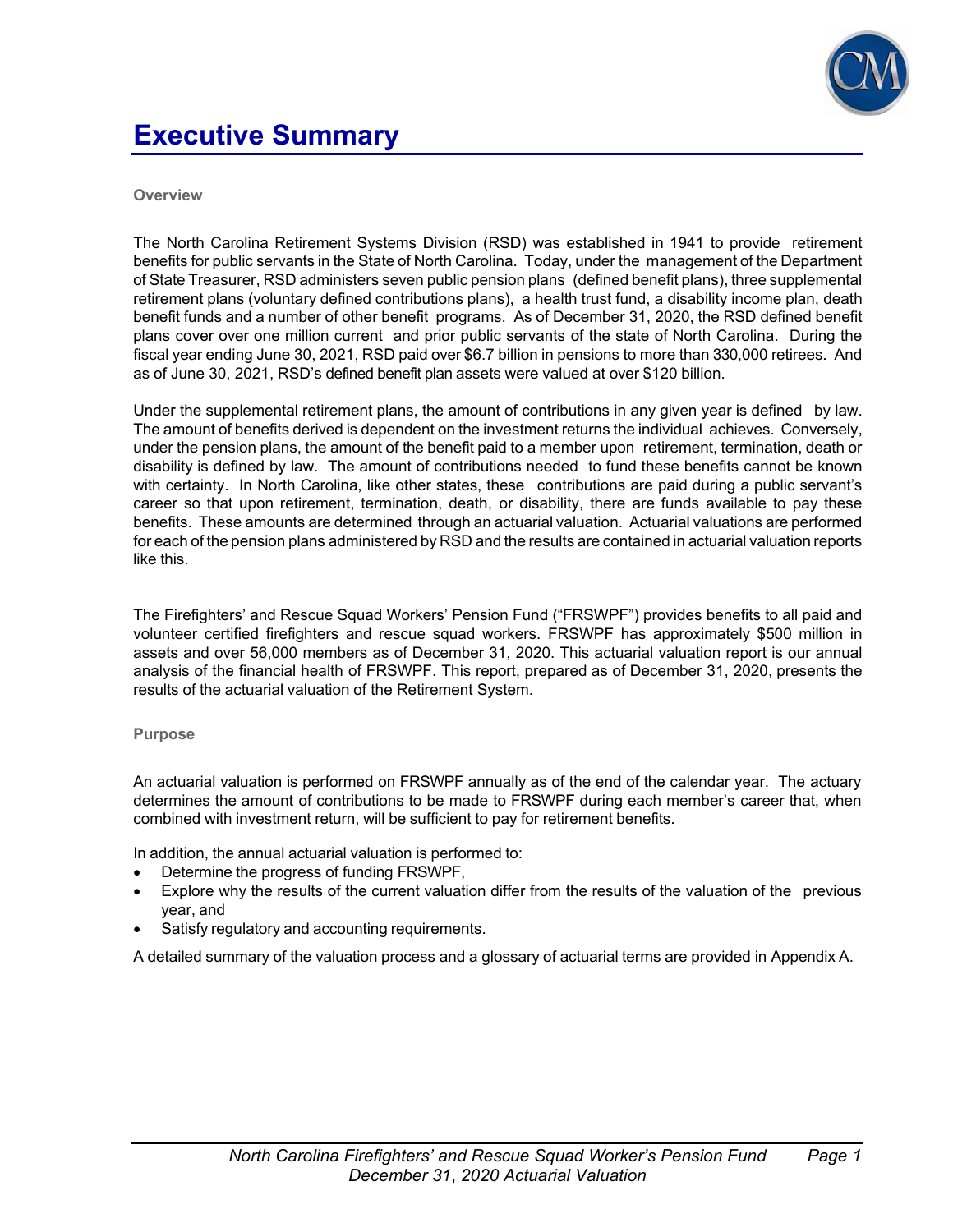# Executive Summary

**Overview**

The North Carolina Retirement Systems Division (RSD) was established in 1941 to provide retirement benefits for public servants in the State of North Carolina. Today, under the management of the Department of State Treasurer, RSD administers seven public pension plans (defined benefit plans), three supplemental retirement plans (voluntary defined contributions plans), a health trust fund, a disability income plan, death benefit funds and a number of other benefit programs. As of December 31, 2020, the RSD defined benefit plans cover over one million current and prior public servants of the state of North Carolina. During the fiscal year ending June 30, 2021, RSD paid over $6.7 billion in pensions to more than 330,000 retirees. And as of June 30, 2021, RSD's defined benefit plan assets were valued at over $120 billion.

Under the supplemental retirement plans, the amount of contributions in any given year is defined by law. The amount of benefits derived is dependent on the investment returns the individual achieves. Conversely, under the pension plans, the amount of the benefit paid to a member upon retirement, termination, death or disability is defined by law. The amount of contributions needed to fund these benefits cannot be known with certainty. In North Carolina, like other states, these contributions are paid during a public servant's career so that upon retirement, termination, death, or disability, there are funds available to pay these benefits. These amounts are determined through an actuarial valuation. Actuarial valuations are performed for each of the pension plans administered by RSD and the results are contained in actuarial valuation reports like this.

The Firefighters' and Rescue Squad Workers' Pension Fund ("FRSWPF") provides benefits to all paid and volunteer certified firefighters and rescue squad workers. FRSWPF has approximately $500 million in assets and over 56,000 members as of December 31, 2020. This actuarial valuation report is our annual analysis of the financial health of FRSWPF. This report, prepared as of December 31, 2020, presents the results of the actuarial valuation of the Retirement System.

**Purpose**

An actuarial valuation is performed on FRSWPF annually as of the end of the calendar year. The actuary determines the amount of contributions to be made to FRSWPF during each member's career that, when combined with investment return, will be sufficient to pay for retirement benefits.

In addition, the annual actuarial valuation is performed to:

- Determine the progress of funding FRSWPF,
- Explore why the results of the current valuation differ from the results of the valuation of the previous year, and
- Satisfy regulatory and accounting requirements.

A detailed summary of the valuation process and a glossary of actuarial terms are provided in Appendix A.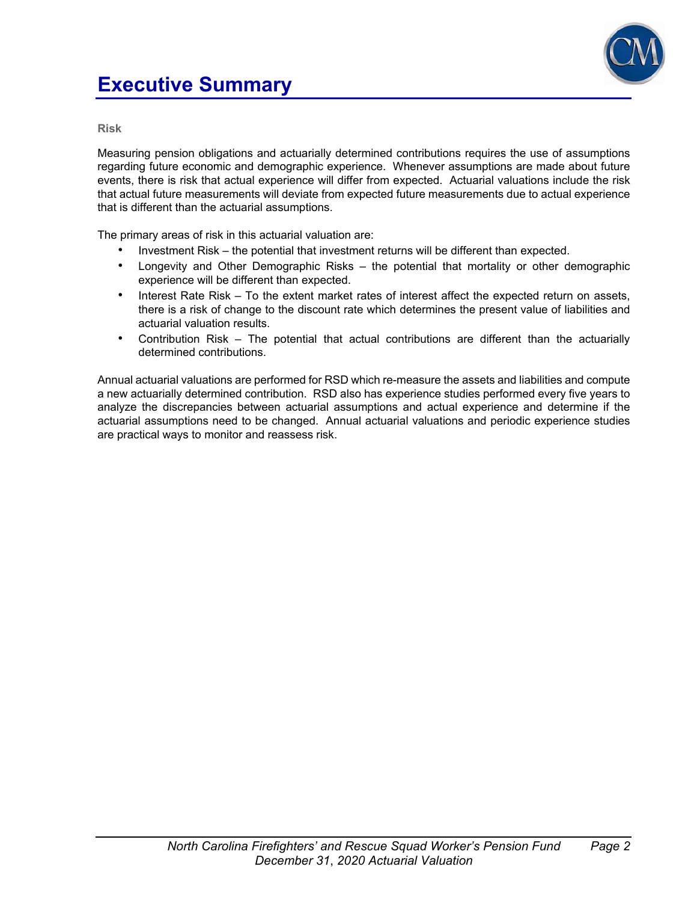# Executive Summary

**Risk**

Measuring pension obligations and actuarially determined contributions requires the use of assumptions regarding future economic and demographic experience. Whenever assumptions are made about future events, there is risk that actual experience will differ from expected. Actuarial valuations include the risk that actual future measurements will deviate from expected future measurements due to actual experience that is different than the actuarial assumptions.

The primary areas of risk in this actuarial valuation are:

- Investment Risk – the potential that investment returns will be different than expected.
- Longevity and Other Demographic Risks – the potential that mortality or other demographic experience will be different than expected.
- Interest Rate Risk – To the extent market rates of interest affect the expected return on assets, there is a risk of change to the discount rate which determines the present value of liabilities and actuarial valuation results.
- Contribution Risk – The potential that actual contributions are different than the actuarially determined contributions.

Annual actuarial valuations are performed for RSD which re-measure the assets and liabilities and compute a new actuarially determined contribution. RSD also has experience studies performed every five years to analyze the discrepancies between actuarial assumptions and actual experience and determine if the actuarial assumptions need to be changed. Annual actuarial valuations and periodic experience studies are practical ways to monitor and reassess risk.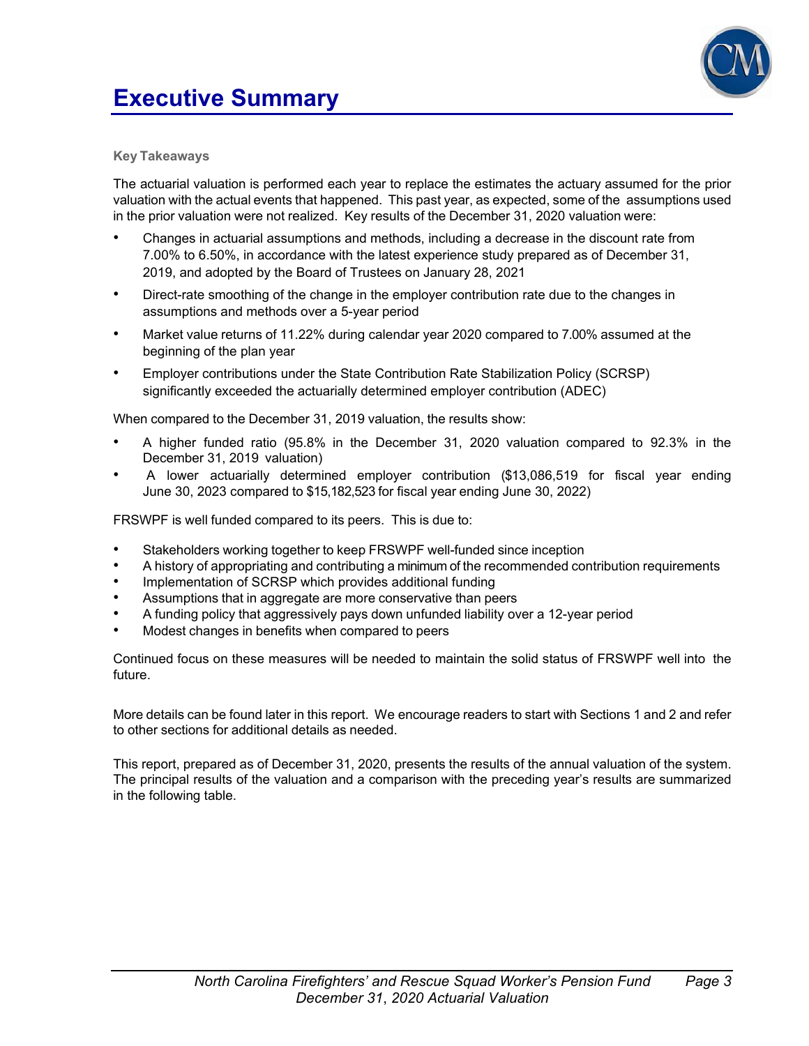# Executive Summary

**Key Takeaways**

The actuarial valuation is performed each year to replace the estimates the actuary assumed for the prior valuation with the actual events that happened. This past year, as expected, some of the assumptions used in the prior valuation were not realized. Key results of the December 31, 2020 valuation were:

- Changes in actuarial assumptions and methods, including a decrease in the discount rate from 7.00% to 6.50%, in accordance with the latest experience study prepared as of December 31, 2019, and adopted by the Board of Trustees on January 28, 2021
- Direct-rate smoothing of the change in the employer contribution rate due to the changes in assumptions and methods over a 5-year period
- Market value returns of 11.22% during calendar year 2020 compared to 7.00% assumed at the beginning of the plan year
- Employer contributions under the State Contribution Rate Stabilization Policy (SCRSP) significantly exceeded the actuarially determined employer contribution (ADEC)

When compared to the December 31, 2019 valuation, the results show:

- A higher funded ratio (95.8% in the December 31, 2020 valuation compared to 92.3% in the December 31, 2019 valuation)
- A lower actuarially determined employer contribution ($13,086,519 for fiscal year ending June 30, 2023 compared to $15,182,523 for fiscal year ending June 30, 2022)

FRSWPF is well funded compared to its peers. This is due to:

- Stakeholders working together to keep FRSWPF well-funded since inception
- A history of appropriating and contributing a minimum of the recommended contribution requirements
- Implementation of SCRSP which provides additional funding
- Assumptions that in aggregate are more conservative than peers
- A funding policy that aggressively pays down unfunded liability over a 12-year period
- Modest changes in benefits when compared to peers

Continued focus on these measures will be needed to maintain the solid status of FRSWPF well into the future.

More details can be found later in this report. We encourage readers to start with Sections 1 and 2 and refer to other sections for additional details as needed.

This report, prepared as of December 31, 2020, presents the results of the annual valuation of the system. The principal results of the valuation and a comparison with the preceding year's results are summarized in the following table.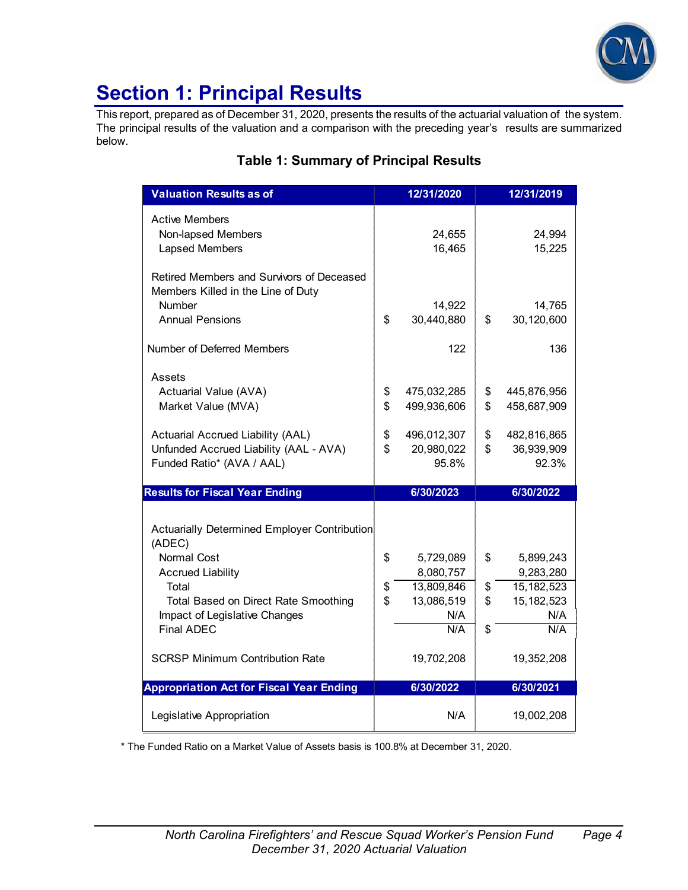# Section 1: Principal Results

This report, prepared as of December 31, 2020, presents the results of the actuarial valuation of the system. The principal results of the valuation and a comparison with the preceding year's results are summarized below.

### Table 1: Summary of Principal Results

| Valuation Results as of | 12/31/2020 | 12/31/2019 |
|---|---|---|
| Active Members | | |
| Non-lapsed Members | 24,655 | 24,994 |
| Lapsed Members | 16,465 | 15,225 |
| Retired Members and Survivors of Deceased Members Killed in the Line of Duty | | |
| Number | 14,922 | 14,765 |
| Annual Pensions | $ 30,440,880 | $ 30,120,600 |
| Number of Deferred Members | 122 | 136 |
| Assets | | |
| Actuarial Value (AVA) | $ 475,032,285 | $ 445,876,956 |
| Market Value (MVA) | $ 499,936,606 | $ 458,687,909 |
| Actuarial Accrued Liability (AAL) | $ 496,012,307 | $ 482,816,865 |
| Unfunded Accrued Liability (AAL - AVA) | $ 20,980,022 | $ 36,939,909 |
| Funded Ratio* (AVA / AAL) | 95.8% | 92.3% |
| **Results for Fiscal Year Ending** | **6/30/2023** | **6/30/2022** |
| Actuarially Determined Employer Contribution (ADEC) | | |
| Normal Cost | $ 5,729,089 | $ 5,899,243 |
| Accrued Liability | 8,080,757 | 9,283,280 |
| Total | $ 13,809,846 | $ 15,182,523 |
| Total Based on Direct Rate Smoothing | $ 13,086,519 | $ 15,182,523 |
| Impact of Legislative Changes | N/A | N/A |
| Final ADEC | N/A | $ N/A |
| SCRSP Minimum Contribution Rate | 19,702,208 | 19,352,208 |
| **Appropriation Act for Fiscal Year Ending** | **6/30/2022** | **6/30/2021** |
| Legislative Appropriation | N/A | 19,002,208 |

\* The Funded Ratio on a Market Value of Assets basis is 100.8% at December 31, 2020.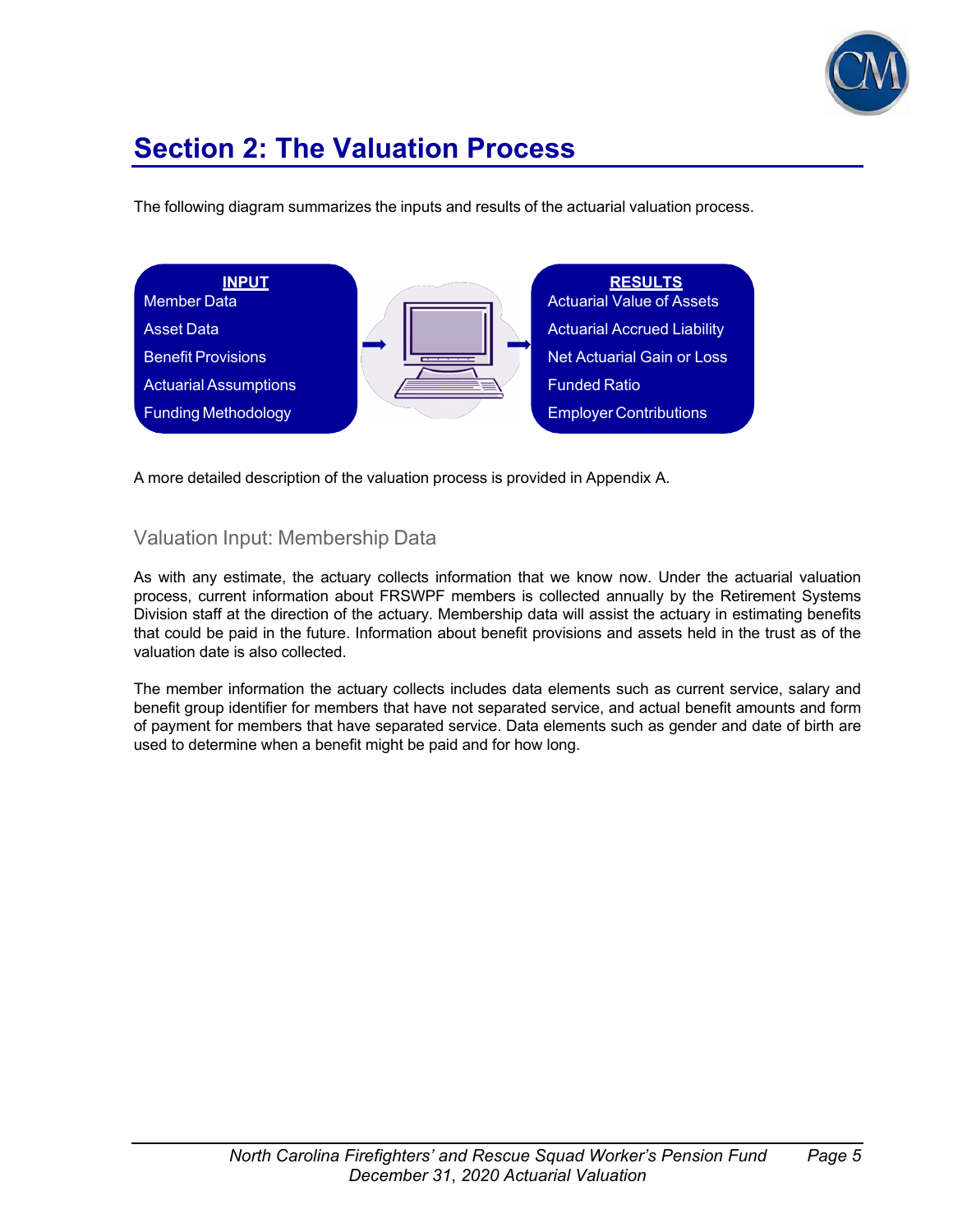# Section 2: The Valuation Process

The following diagram summarizes the inputs and results of the actuarial valuation process.

| INPUT | | RESULTS |
|---|---|---|
| Member Data | → | Actuarial Value of Assets |
| Asset Data | | Actuarial Accrued Liability |
| Benefit Provisions | | Net Actuarial Gain or Loss |
| Actuarial Assumptions | | Funded Ratio |
| Funding Methodology | | Employer Contributions |

A more detailed description of the valuation process is provided in Appendix A.

## Valuation Input: Membership Data

As with any estimate, the actuary collects information that we know now. Under the actuarial valuation process, current information about FRSWPF members is collected annually by the Retirement Systems Division staff at the direction of the actuary. Membership data will assist the actuary in estimating benefits that could be paid in the future. Information about benefit provisions and assets held in the trust as of the valuation date is also collected.

The member information the actuary collects includes data elements such as current service, salary and benefit group identifier for members that have not separated service, and actual benefit amounts and form of payment for members that have separated service. Data elements such as gender and date of birth are used to determine when a benefit might be paid and for how long.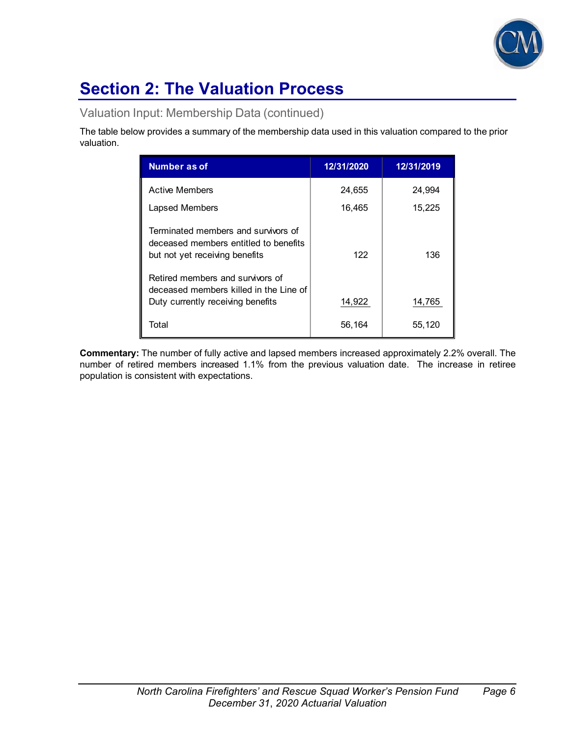# Section 2: The Valuation Process

## Valuation Input: Membership Data (continued)

The table below provides a summary of the membership data used in this valuation compared to the prior valuation.

| Number as of | 12/31/2020 | 12/31/2019 |
|---|---|---|
| Active Members | 24,655 | 24,994 |
| Lapsed Members | 16,465 | 15,225 |
| Terminated members and survivors of deceased members entitled to benefits but not yet receiving benefits | 122 | 136 |
| Retired members and survivors of deceased members killed in the Line of Duty currently receiving benefits | 14,922 | 14,765 |
| Total | 56,164 | 55,120 |

**Commentary:** The number of fully active and lapsed members increased approximately 2.2% overall. The number of retired members increased 1.1% from the previous valuation date. The increase in retiree population is consistent with expectations.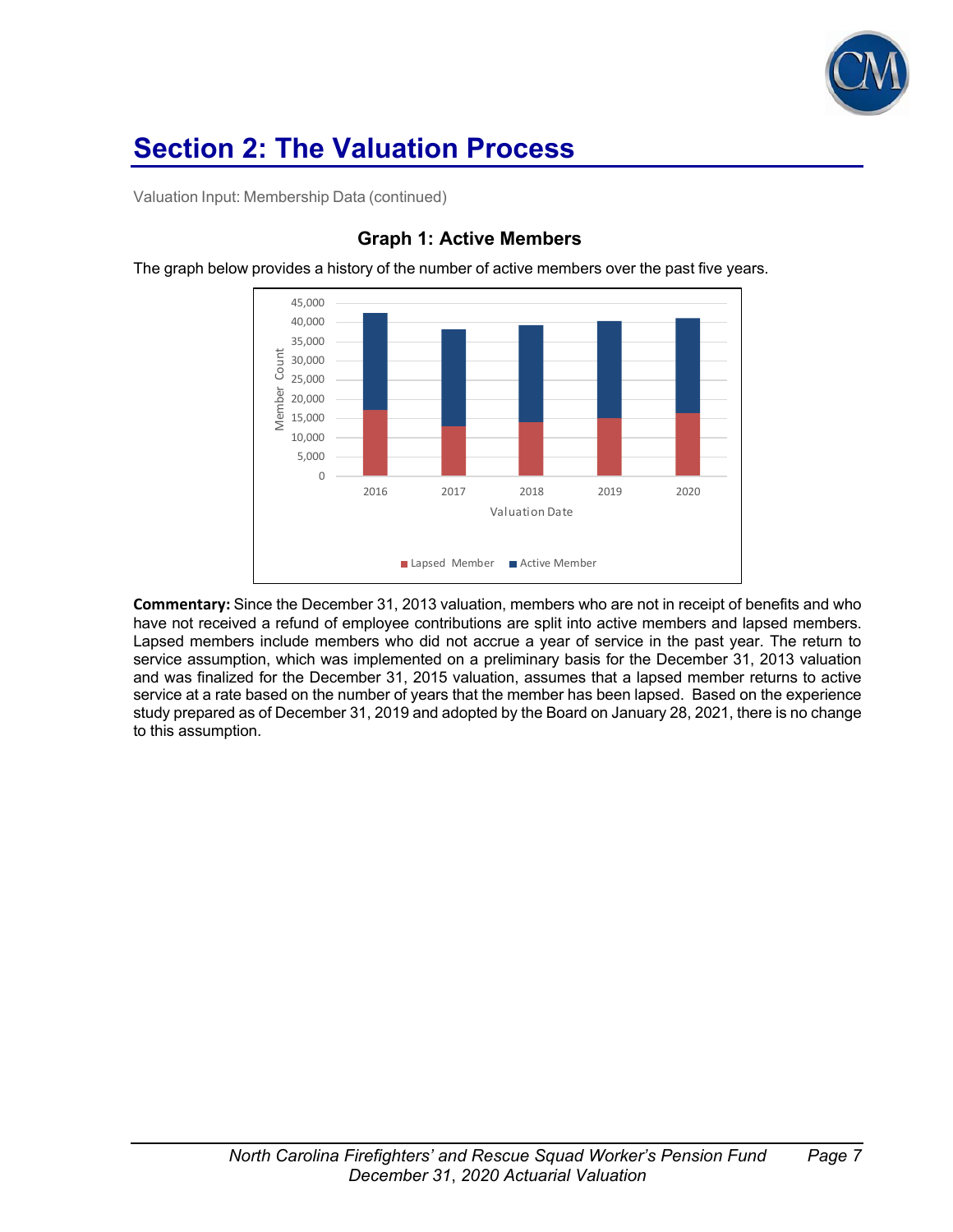# Section 2: The Valuation Process

Valuation Input: Membership Data (continued)

### Graph 1: Active Members

The graph below provides a history of the number of active members over the past five years.

**Commentary:** Since the December 31, 2013 valuation, members who are not in receipt of benefits and who have not received a refund of employee contributions are split into active members and lapsed members. Lapsed members include members who did not accrue a year of service in the past year. The return to service assumption, which was implemented on a preliminary basis for the December 31, 2013 valuation and was finalized for the December 31, 2015 valuation, assumes that a lapsed member returns to active service at a rate based on the number of years that the member has been lapsed. Based on the experience study prepared as of December 31, 2019 and adopted by the Board on January 28, 2021, there is no change to this assumption.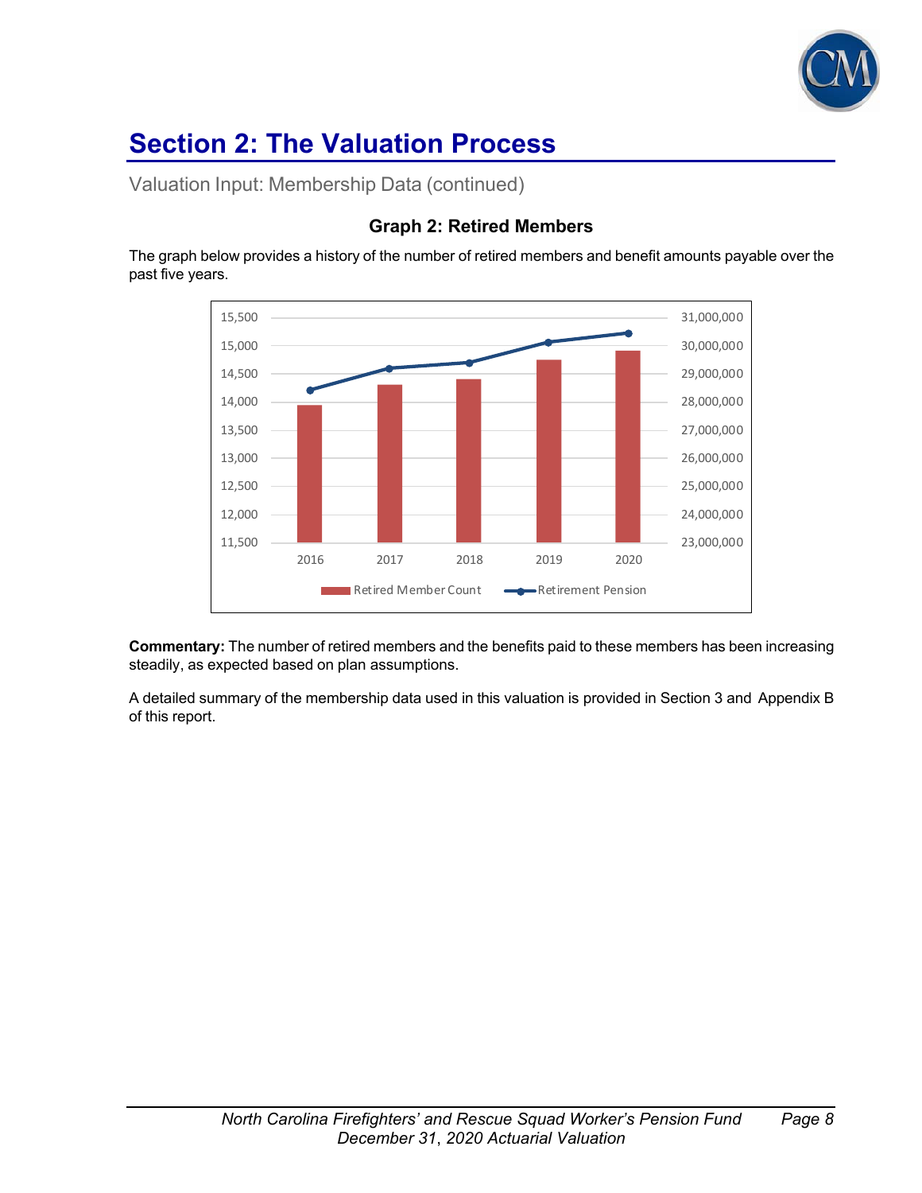# Section 2: The Valuation Process

Valuation Input: Membership Data (continued)

### Graph 2: Retired Members

The graph below provides a history of the number of retired members and benefit amounts payable over the past five years.

**Commentary:** The number of retired members and the benefits paid to these members has been increasing steadily, as expected based on plan assumptions.

A detailed summary of the membership data used in this valuation is provided in Section 3 and Appendix B of this report.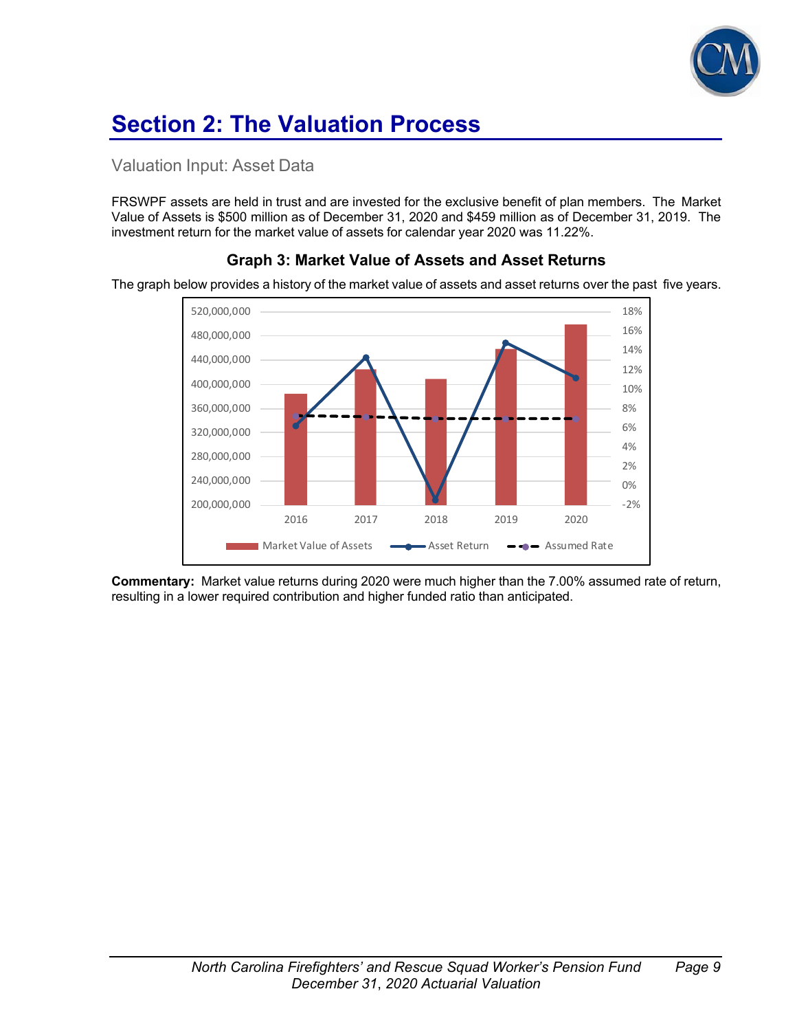# Section 2: The Valuation Process

## Valuation Input: Asset Data

FRSWPF assets are held in trust and are invested for the exclusive benefit of plan members. The Market Value of Assets is $500 million as of December 31, 2020 and $459 million as of December 31, 2019. The investment return for the market value of assets for calendar year 2020 was 11.22%.

### Graph 3: Market Value of Assets and Asset Returns

The graph below provides a history of the market value of assets and asset returns over the past five years.

**Commentary:** Market value returns during 2020 were much higher than the 7.00% assumed rate of return, resulting in a lower required contribution and higher funded ratio than anticipated.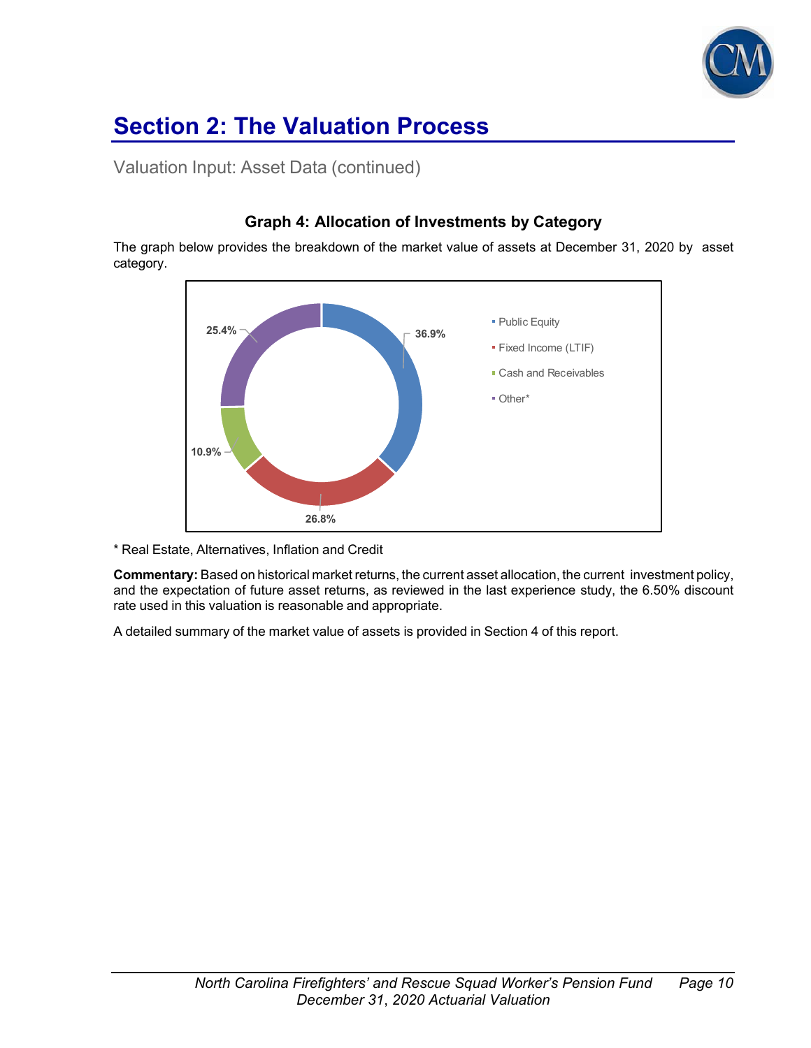# Section 2: The Valuation Process

## Valuation Input: Asset Data (continued)

### Graph 4: Allocation of Investments by Category

The graph below provides the breakdown of the market value of assets at December 31, 2020 by asset category.

| Category | Percentage |
|---|---|
| Public Equity | 36.9% |
| Fixed Income (LTIF) | 26.8% |
| Cash and Receivables | 10.9% |
| Other* | 25.4% |

* Real Estate, Alternatives, Inflation and Credit

**Commentary:** Based on historical market returns, the current asset allocation, the current investment policy, and the expectation of future asset returns, as reviewed in the last experience study, the 6.50% discount rate used in this valuation is reasonable and appropriate.

A detailed summary of the market value of assets is provided in Section 4 of this report.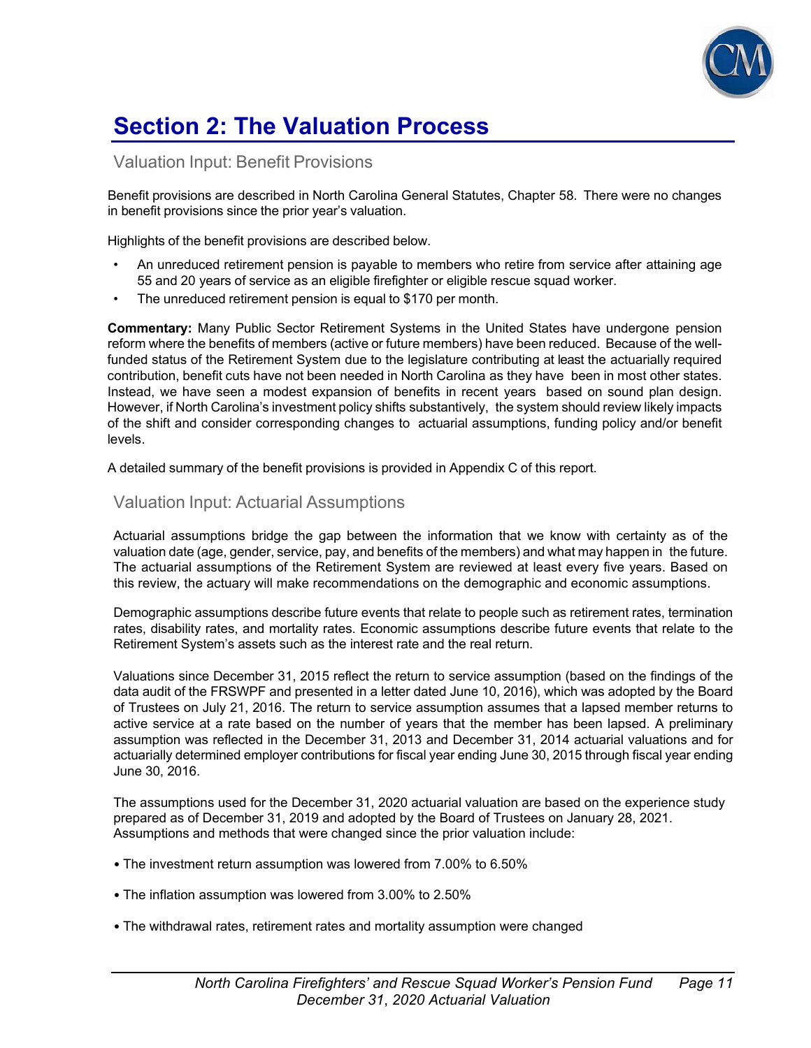# Section 2: The Valuation Process

## Valuation Input: Benefit Provisions

Benefit provisions are described in North Carolina General Statutes, Chapter 58. There were no changes in benefit provisions since the prior year's valuation.

Highlights of the benefit provisions are described below.

- An unreduced retirement pension is payable to members who retire from service after attaining age 55 and 20 years of service as an eligible firefighter or eligible rescue squad worker.
- The unreduced retirement pension is equal to $170 per month.

**Commentary:** Many Public Sector Retirement Systems in the United States have undergone pension reform where the benefits of members (active or future members) have been reduced. Because of the well-funded status of the Retirement System due to the legislature contributing at least the actuarially required contribution, benefit cuts have not been needed in North Carolina as they have been in most other states. Instead, we have seen a modest expansion of benefits in recent years based on sound plan design. However, if North Carolina's investment policy shifts substantively, the system should review likely impacts of the shift and consider corresponding changes to actuarial assumptions, funding policy and/or benefit levels.

A detailed summary of the benefit provisions is provided in Appendix C of this report.

## Valuation Input: Actuarial Assumptions

Actuarial assumptions bridge the gap between the information that we know with certainty as of the valuation date (age, gender, service, pay, and benefits of the members) and what may happen in the future. The actuarial assumptions of the Retirement System are reviewed at least every five years. Based on this review, the actuary will make recommendations on the demographic and economic assumptions.

Demographic assumptions describe future events that relate to people such as retirement rates, termination rates, disability rates, and mortality rates. Economic assumptions describe future events that relate to the Retirement System's assets such as the interest rate and the real return.

Valuations since December 31, 2015 reflect the return to service assumption (based on the findings of the data audit of the FRSWPF and presented in a letter dated June 10, 2016), which was adopted by the Board of Trustees on July 21, 2016. The return to service assumes that a lapsed member returns to active service at a rate based on the number of years that the member has been lapsed. A preliminary assumption was reflected in the December 31, 2013 and December 31, 2014 actuarial valuations and for actuarially determined employer contributions for fiscal year ending June 30, 2015 through fiscal year ending June 30, 2016.

The assumptions used for the December 31, 2020 actuarial valuation are based on the experience study prepared as of December 31, 2019 and adopted by the Board of Trustees on January 28, 2021. Assumptions and methods that were changed since the prior valuation include:

- The investment return assumption was lowered from 7.00% to 6.50%
- The inflation assumption was lowered from 3.00% to 2.50%
- The withdrawal rates, retirement rates and mortality assumption were changed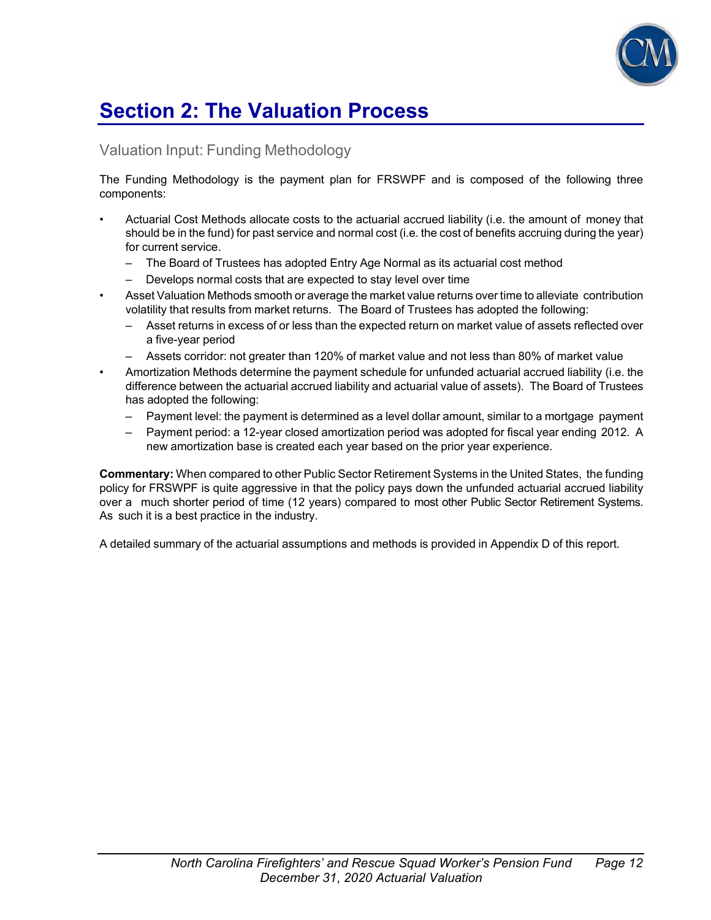# Section 2: The Valuation Process

## Valuation Input: Funding Methodology

The Funding Methodology is the payment plan for FRSWPF and is composed of the following three components:

- Actuarial Cost Methods allocate costs to the actuarial accrued liability (i.e. the amount of money that should be in the fund) for past service and normal cost (i.e. the cost of benefits accruing during the year) for current service.
  - The Board of Trustees has adopted Entry Age Normal as its actuarial cost method
  - Develops normal costs that are expected to stay level over time
- Asset Valuation Methods smooth or average the market value returns over time to alleviate contribution volatility that results from market returns. The Board of Trustees has adopted the following:
  - Asset returns in excess of or less than the expected return on market value of assets reflected over a five-year period
  - Assets corridor: not greater than 120% of market value and not less than 80% of market value
- Amortization Methods determine the payment schedule for unfunded actuarial accrued liability (i.e. the difference between the actuarial accrued liability and actuarial value of assets). The Board of Trustees has adopted the following:
  - Payment level: the payment is determined as a level dollar amount, similar to a mortgage payment
  - Payment period: a 12-year closed amortization period was adopted for fiscal year ending 2012. A new amortization base is created each year based on the prior year experience.

**Commentary:** When compared to other Public Sector Retirement Systems in the United States, the funding policy for FRSWPF is quite aggressive in that the policy pays down the unfunded actuarial accrued liability over a much shorter period of time (12 years) compared to most other Public Sector Retirement Systems. As such it is a best practice in the industry.

A detailed summary of the actuarial assumptions and methods is provided in Appendix D of this report.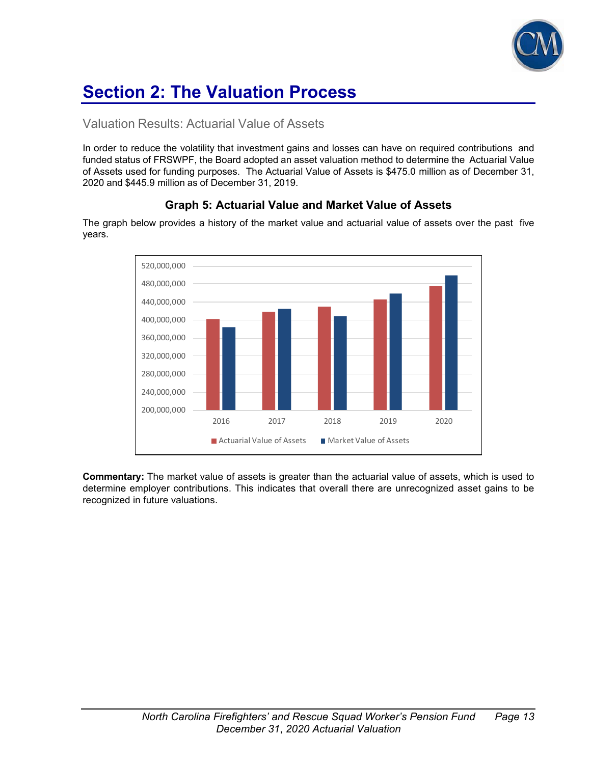# Section 2: The Valuation Process

## Valuation Results: Actuarial Value of Assets

In order to reduce the volatility that investment gains and losses can have on required contributions and funded status of FRSWPF, the Board adopted an asset valuation method to determine the Actuarial Value of Assets used for funding purposes. The Actuarial Value of Assets is $475.0 million as of December 31, 2020 and $445.9 million as of December 31, 2019.

### Graph 5: Actuarial Value and Market Value of Assets

The graph below provides a history of the market value and actuarial value of assets over the past five years.

**Commentary:** The market value of assets is greater than the actuarial value of assets, which is used to determine employer contributions. This indicates that overall there are unrecognized asset gains to be recognized in future valuations.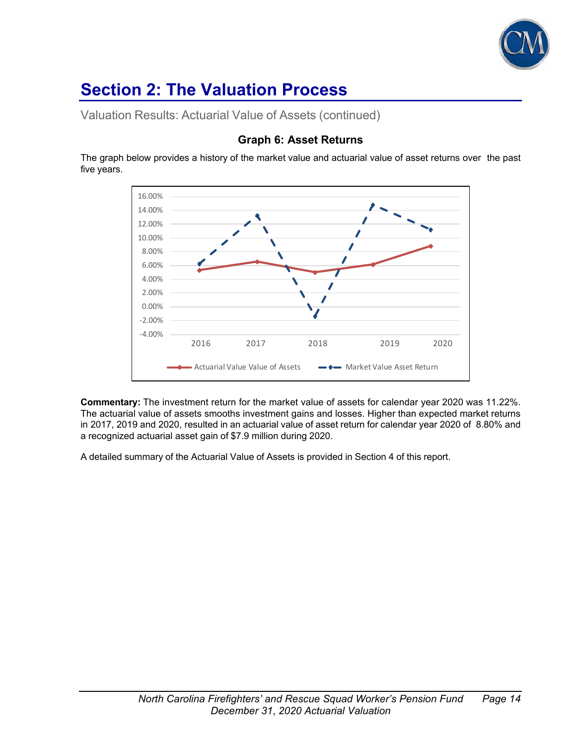# Section 2: The Valuation Process

Valuation Results: Actuarial Value of Assets (continued)

### Graph 6: Asset Returns

The graph below provides a history of the market value and actuarial value of asset returns over the past five years.

**Commentary:** The investment return for the market value of assets for calendar year 2020 was 11.22%. The actuarial value of assets smooths investment gains and losses. Higher than expected market returns in 2017, 2019 and 2020, resulted in an actuarial value of asset return for calendar year 2020 of 8.80% and a recognized actuarial asset gain of $7.9 million during 2020.

A detailed summary of the Actuarial Value of Assets is provided in Section 4 of this report.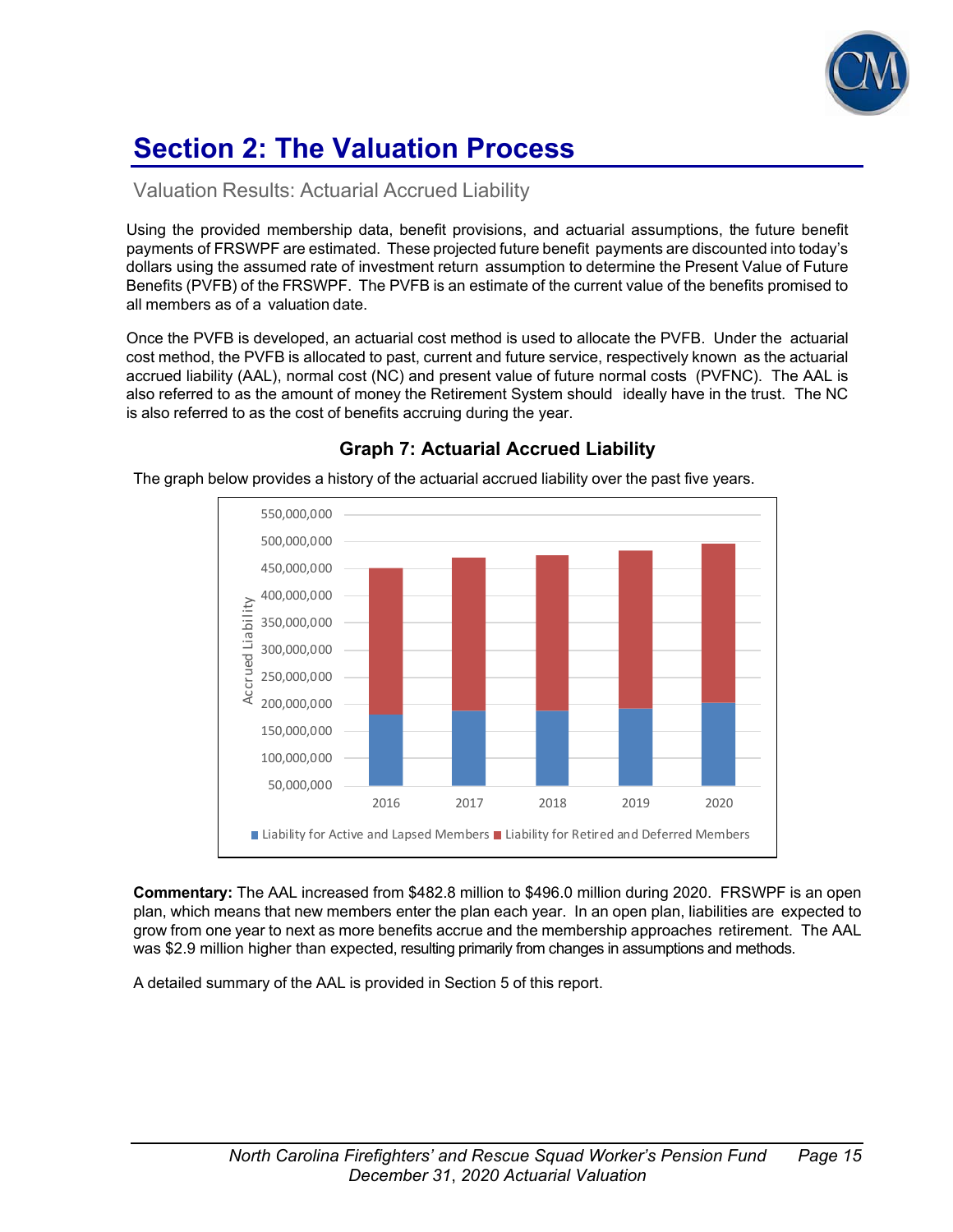# Section 2: The Valuation Process

## Valuation Results: Actuarial Accrued Liability

Using the provided membership data, benefit provisions, and actuarial assumptions, the future benefit payments of FRSWPF are estimated. These projected future benefit payments are discounted into today's dollars using the assumed rate of investment return assumption to determine the Present Value of Future Benefits (PVFB) of the FRSWPF. The PVFB is an estimate of the current value of the benefits promised to all members as of a valuation date.

Once the PVFB is developed, an actuarial cost method is used to allocate the PVFB. Under the actuarial cost method, the PVFB is allocated to past, current and future service, respectively known as the actuarial accrued liability (AAL), normal cost (NC) and present value of future normal costs (PVFNC). The AAL is also referred to as the amount of money the Retirement System should ideally have in the trust. The NC is also referred to as the cost of benefits accruing during the year.

### Graph 7: Actuarial Accrued Liability

The graph below provides a history of the actuarial accrued liability over the past five years.

**Commentary:** The AAL increased from $482.8 million to $496.0 million during 2020. FRSWPF is an open plan, which means that new members enter the plan each year. In an open plan, liabilities are expected to grow from one year to next as more benefits accrue and the membership approaches retirement. The AAL was $2.9 million higher than expected, resulting primarily from changes in assumptions and methods.

A detailed summary of the AAL is provided in Section 5 of this report.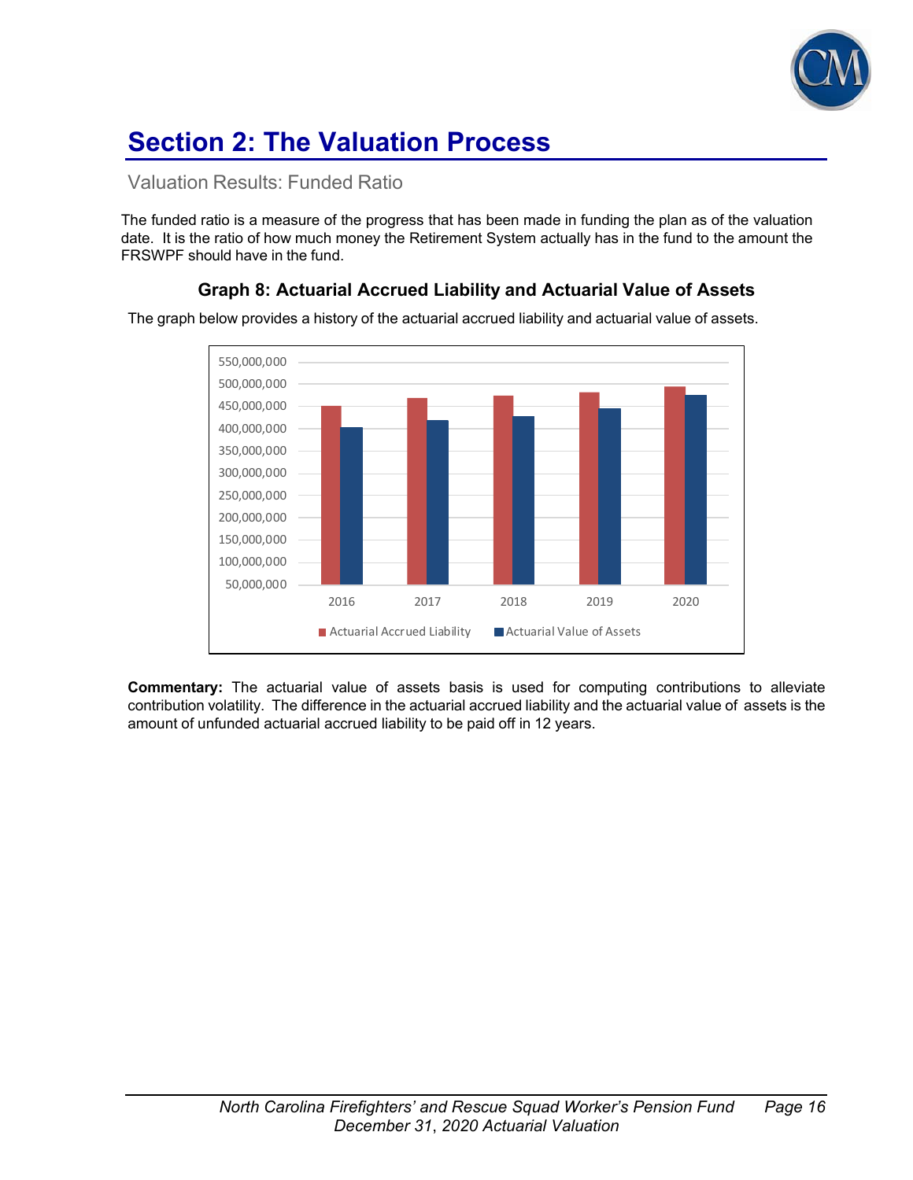# Section 2: The Valuation Process

## Valuation Results: Funded Ratio

The funded ratio is a measure of the progress that has been made in funding the plan as of the valuation date. It is the ratio of how much money the Retirement System actually has in the fund to the amount the FRSWPF should have in the fund.

### Graph 8: Actuarial Accrued Liability and Actuarial Value of Assets

The graph below provides a history of the actuarial accrued liability and actuarial value of assets.

**Commentary:** The actuarial value of assets basis is used for computing contributions to alleviate contribution volatility. The difference in the actuarial accrued liability and the actuarial value of assets is the amount of unfunded actuarial accrued liability to be paid off in 12 years.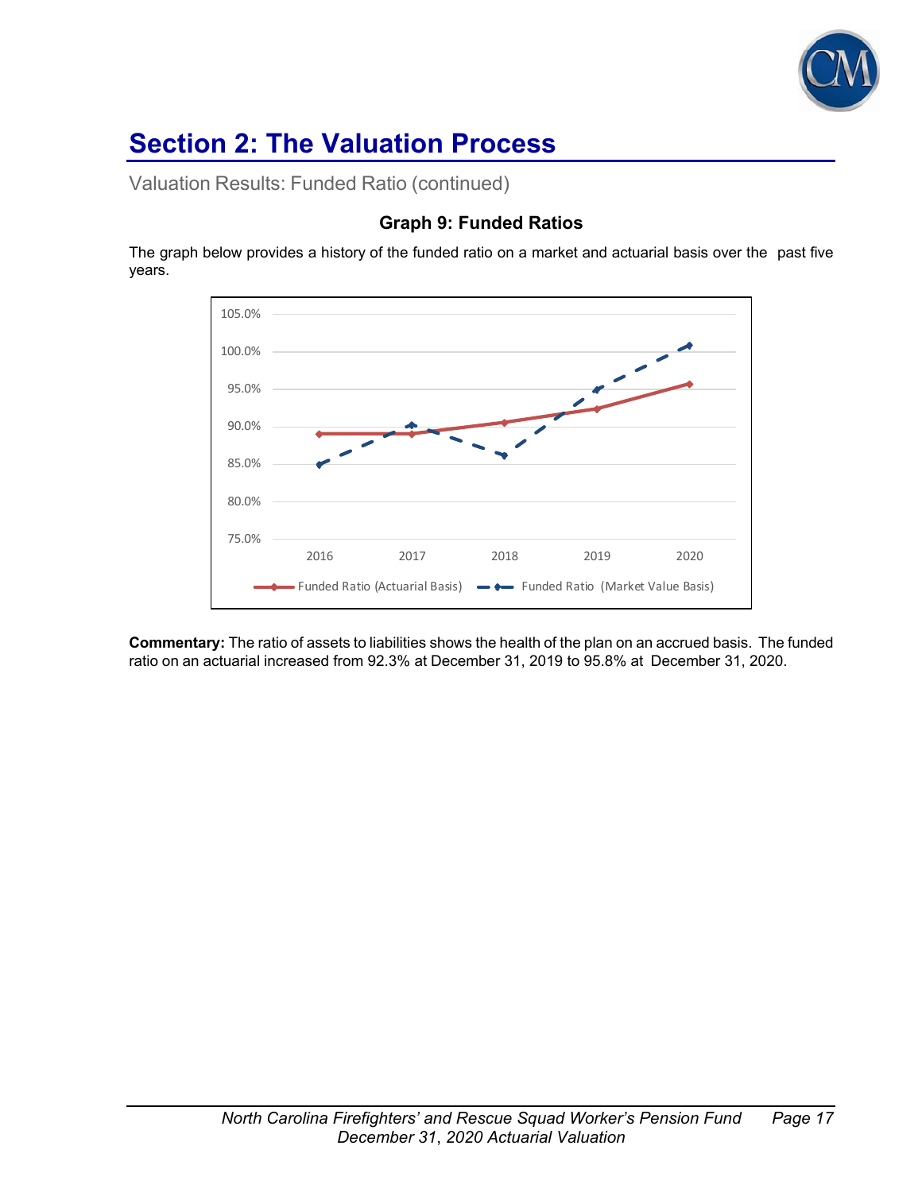# Section 2: The Valuation Process

Valuation Results: Funded Ratio (continued)

### Graph 9: Funded Ratios

The graph below provides a history of the funded ratio on a market and actuarial basis over the past five years.

**Commentary:** The ratio of assets to liabilities shows the health of the plan on an accrued basis. The funded ratio on an actuarial increased from 92.3% at December 31, 2019 to 95.8% at December 31, 2020.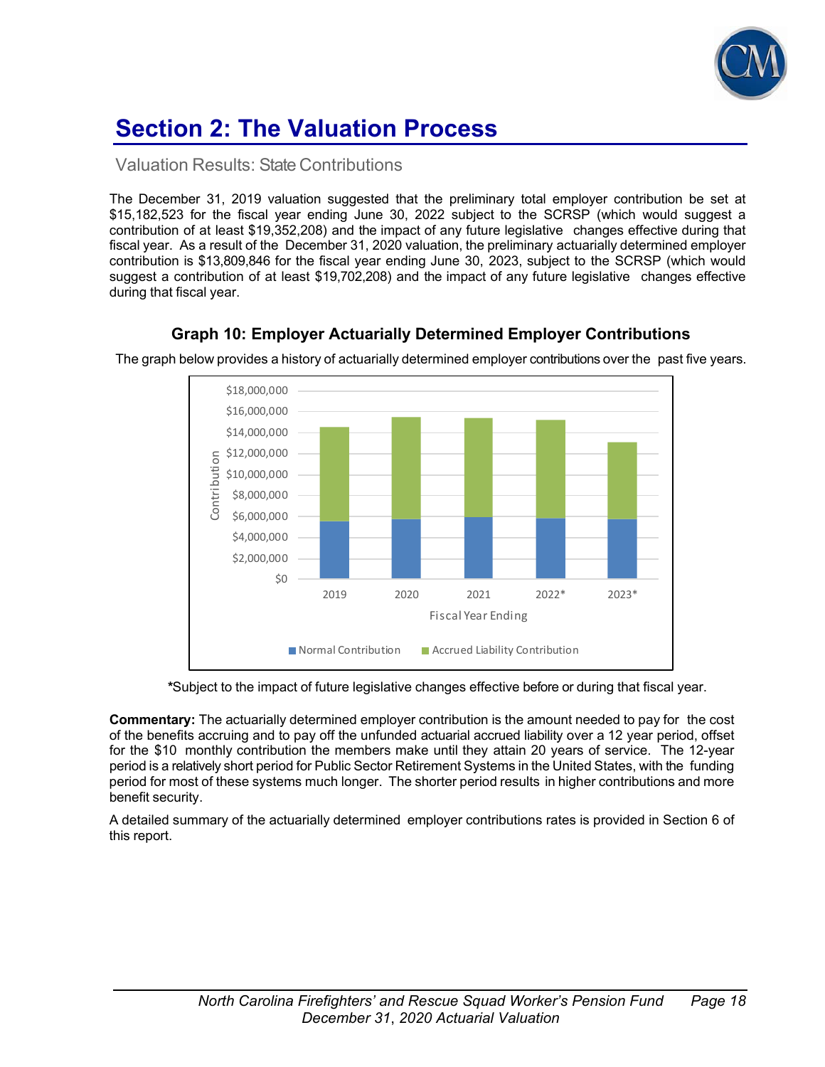# Section 2: The Valuation Process

## Valuation Results: State Contributions

The December 31, 2019 valuation suggested that the preliminary total employer contribution be set at $15,182,523 for the fiscal year ending June 30, 2022 subject to the SCRSP (which would suggest a contribution of at least $19,352,208) and the impact of any future legislative changes effective during that fiscal year. As a result of the December 31, 2020 valuation, the preliminary actuarially determined employer contribution is $13,809,846 for the fiscal year ending June 30, 2023, subject to the SCRSP (which would suggest a contribution of at least $19,702,208) and the impact of any future legislative changes effective during that fiscal year.

### Graph 10: Employer Actuarially Determined Employer Contributions

The graph below provides a history of actuarially determined employer contributions over the past five years.

*Subject to the impact of future legislative changes effective before or during that fiscal year.

**Commentary:** The actuarially determined employer contribution is the amount needed to pay for the cost of the benefits accruing and to pay off the unfunded actuarial accrued liability over a 12 year period, offset for the $10 monthly contribution the members make until they attain 20 years of service. The 12-year period is a relatively short period for Public Sector Retirement Systems in the United States, with the funding period for most of these systems much longer. The shorter period results in higher contributions and more benefit security.

A detailed summary of the actuarially determined employer contributions rates is provided in Section 6 of this report.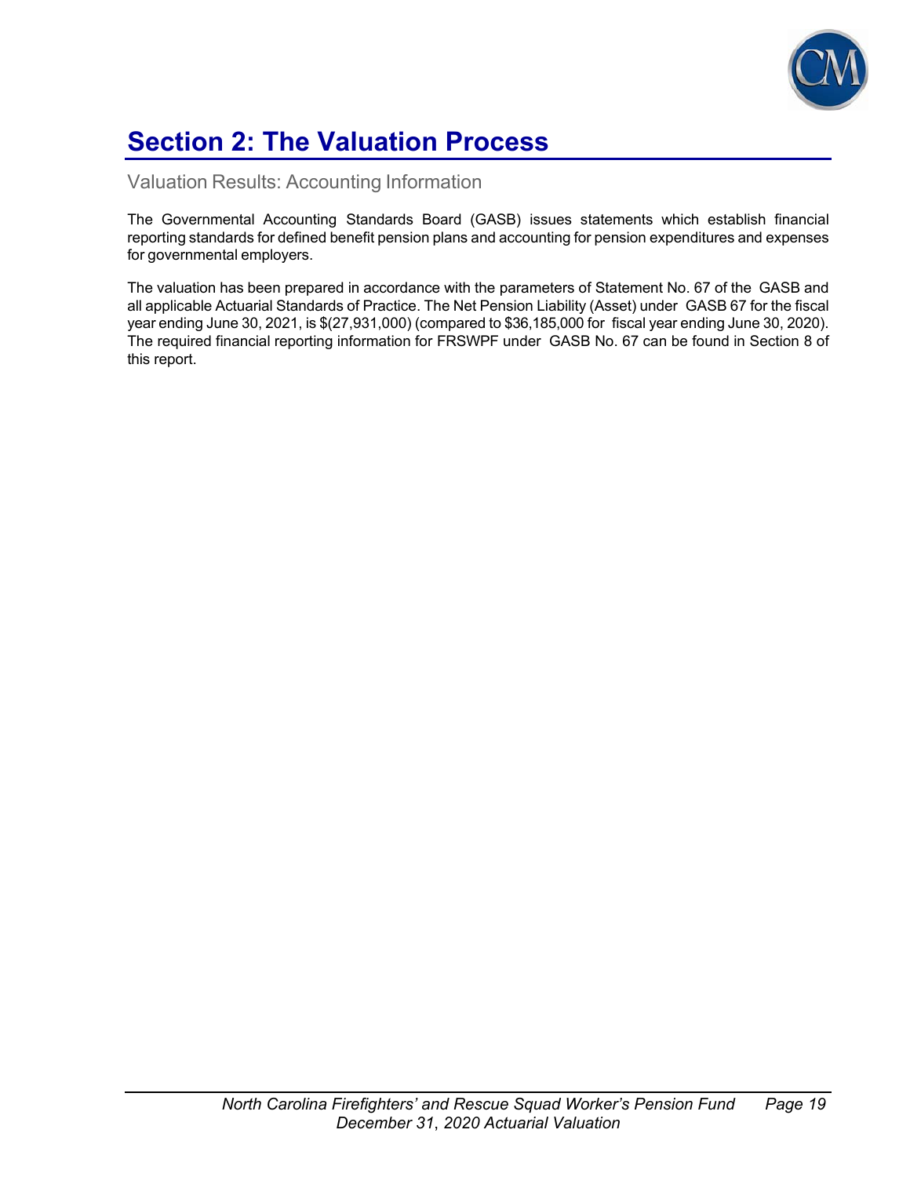# Section 2: The Valuation Process

## Valuation Results: Accounting Information

The Governmental Accounting Standards Board (GASB) issues statements which establish financial reporting standards for defined benefit pension plans and accounting for pension expenditures and expenses for governmental employers.

The valuation has been prepared in accordance with the parameters of Statement No. 67 of the GASB and all applicable Actuarial Standards of Practice. The Net Pension Liability (Asset) under GASB 67 for the fiscal year ending June 30, 2021, is $(27,931,000) (compared to $36,185,000 for fiscal year ending June 30, 2020). The required financial reporting information for FRSWPF under GASB No. 67 can be found in Section 8 of this report.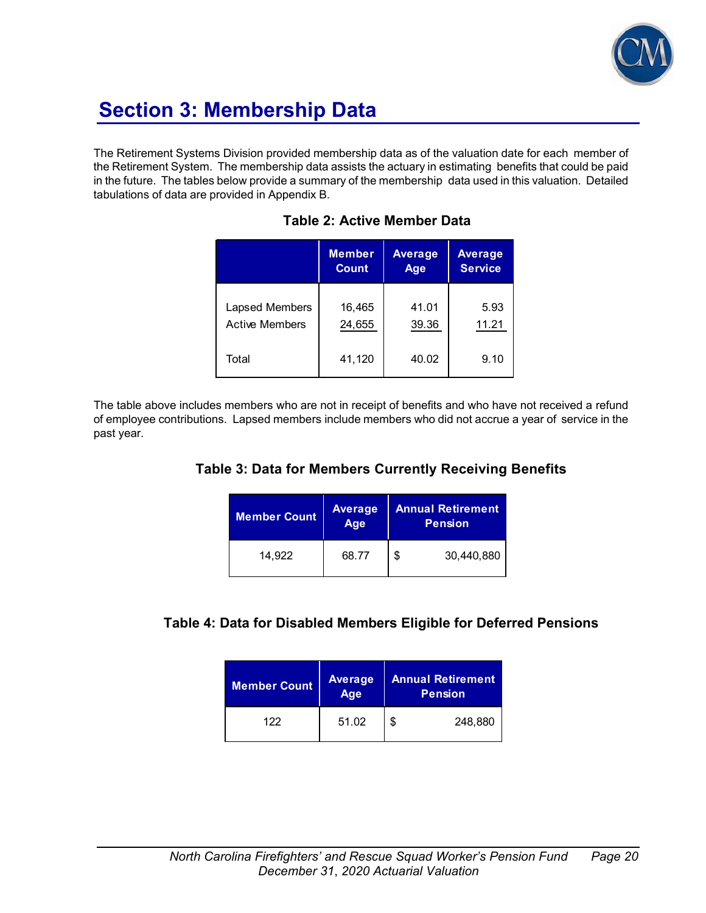# Section 3: Membership Data

The Retirement Systems Division provided membership data as of the valuation date for each member of the Retirement System. The membership data assists the actuary in estimating benefits that could be paid in the future. The tables below provide a summary of the membership data used in this valuation. Detailed tabulations of data are provided in Appendix B.

**Table 2: Active Member Data**

| | Member Count | Average Age | Average Service |
|---|---|---|---|
| Lapsed Members | 16,465 | 41.01 | 5.93 |
| Active Members | 24,655 | 39.36 | 11.21 |
| Total | 41,120 | 40.02 | 9.10 |

The table above includes members who are not in receipt of benefits and who have not received a refund of employee contributions. Lapsed members include members who did not accrue a year of service in the past year.

**Table 3: Data for Members Currently Receiving Benefits**

| Member Count | Average Age | Annual Retirement Pension |
|---|---|---|
| 14,922 | 68.77 | $ 30,440,880 |

**Table 4: Data for Disabled Members Eligible for Deferred Pensions**

| Member Count | Average Age | Annual Retirement Pension |
|---|---|---|
| 122 | 51.02 | $ 248,880 |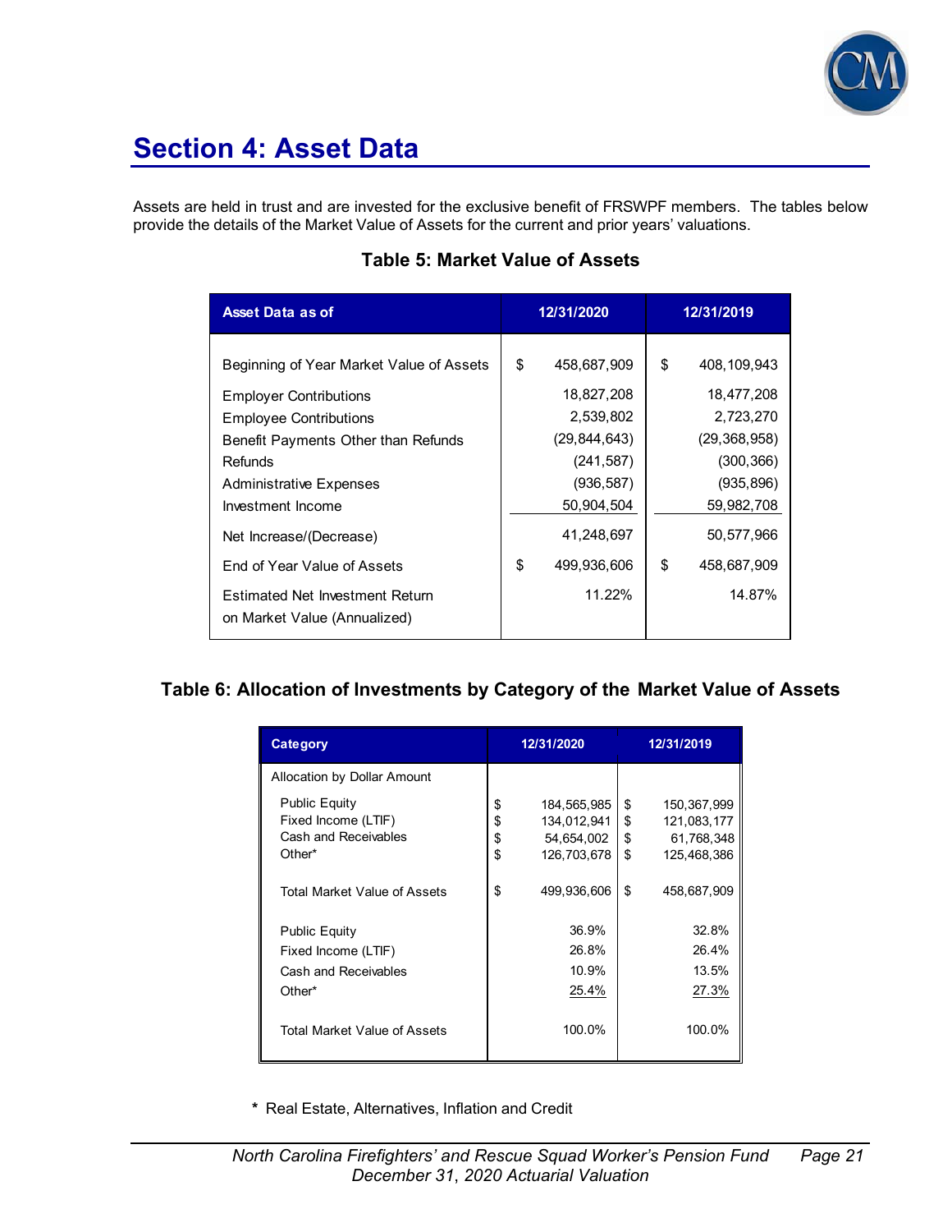# Section 4: Asset Data

Assets are held in trust and are invested for the exclusive benefit of FRSWPF members. The tables below provide the details of the Market Value of Assets for the current and prior years' valuations.

### Table 5: Market Value of Assets

| Asset Data as of | 12/31/2020 | 12/31/2019 |
|---|---|---|
| Beginning of Year Market Value of Assets | $ 458,687,909 | $ 408,109,943 |
| Employer Contributions | 18,827,208 | 18,477,208 |
| Employee Contributions | 2,539,802 | 2,723,270 |
| Benefit Payments Other than Refunds | (29,844,643) | (29,368,958) |
| Refunds | (241,587) | (300,366) |
| Administrative Expenses | (936,587) | (935,896) |
| Investment Income | 50,904,504 | 59,982,708 |
| Net Increase/(Decrease) | 41,248,697 | 50,577,966 |
| End of Year Value of Assets | $ 499,936,606 | $ 458,687,909 |
| Estimated Net Investment Return on Market Value (Annualized) | 11.22% | 14.87% |

### Table 6: Allocation of Investments by Category of the Market Value of Assets

| Category | 12/31/2020 | 12/31/2019 |
|---|---|---|
| Allocation by Dollar Amount | | |
| Public Equity | $ 184,565,985 | $ 150,367,999 |
| Fixed Income (LTIF) | $ 134,012,941 | $ 121,083,177 |
| Cash and Receivables | $ 54,654,002 | $ 61,768,348 |
| Other* | $ 126,703,678 | $ 125,468,386 |
| Total Market Value of Assets | $ 499,936,606 | $ 458,687,909 |
| Public Equity | 36.9% | 32.8% |
| Fixed Income (LTIF) | 26.8% | 26.4% |
| Cash and Receivables | 10.9% | 13.5% |
| Other* | 25.4% | 27.3% |
| Total Market Value of Assets | 100.0% | 100.0% |

\* Real Estate, Alternatives, Inflation and Credit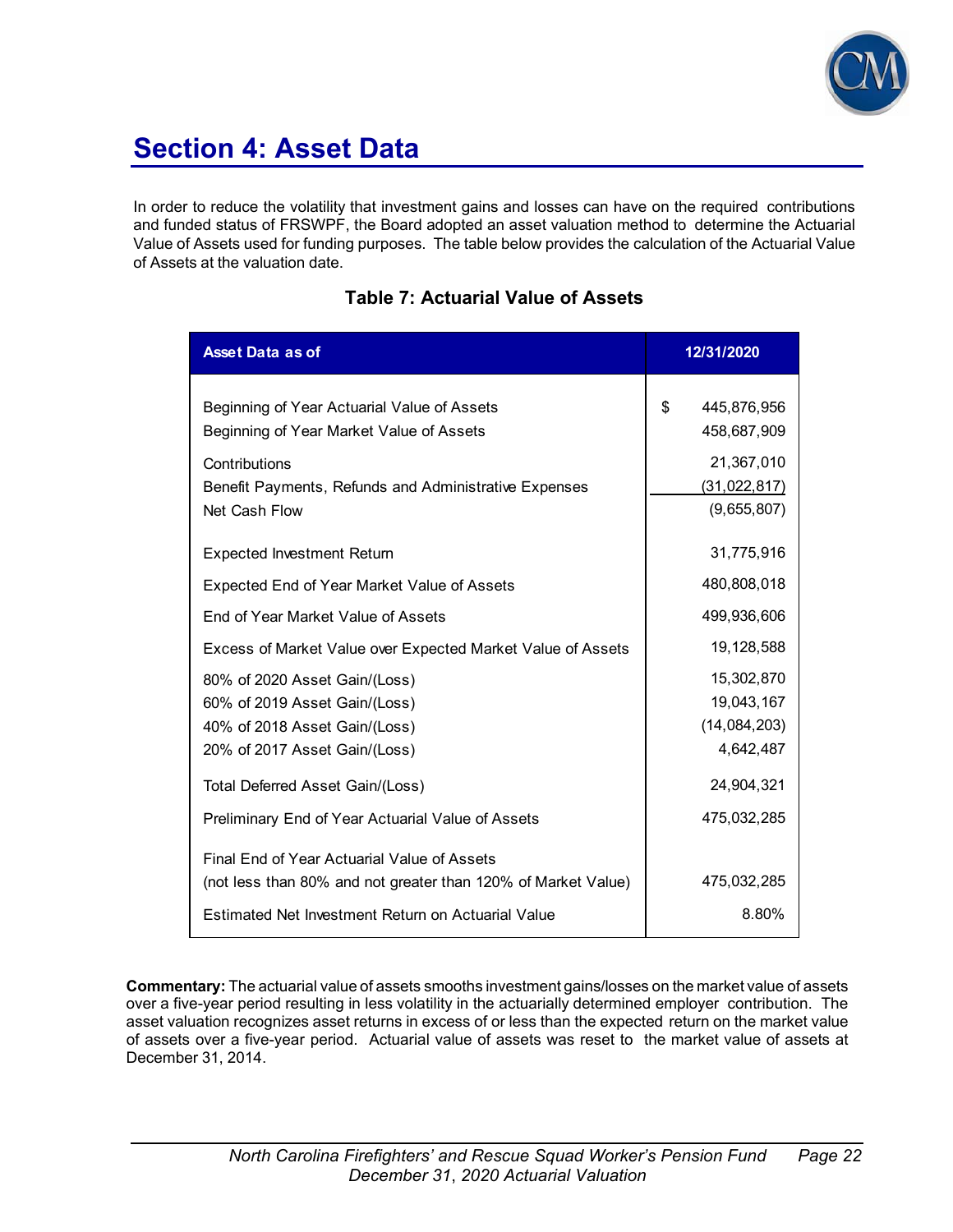# Section 4: Asset Data

In order to reduce the volatility that investment gains and losses can have on the required contributions and funded status of FRSWPF, the Board adopted an asset valuation method to determine the Actuarial Value of Assets used for funding purposes. The table below provides the calculation of the Actuarial Value of Assets at the valuation date.

### Table 7: Actuarial Value of Assets

| Asset Data as of | 12/31/2020 |
|---|---|
| Beginning of Year Actuarial Value of Assets | $ 445,876,956 |
| Beginning of Year Market Value of Assets | 458,687,909 |
| Contributions | 21,367,010 |
| Benefit Payments, Refunds and Administrative Expenses | (31,022,817) |
| Net Cash Flow | (9,655,807) |
| Expected Investment Return | 31,775,916 |
| Expected End of Year Market Value of Assets | 480,808,018 |
| End of Year Market Value of Assets | 499,936,606 |
| Excess of Market Value over Expected Market Value of Assets | 19,128,588 |
| 80% of 2020 Asset Gain/(Loss) | 15,302,870 |
| 60% of 2019 Asset Gain/(Loss) | 19,043,167 |
| 40% of 2018 Asset Gain/(Loss) | (14,084,203) |
| 20% of 2017 Asset Gain/(Loss) | 4,642,487 |
| Total Deferred Asset Gain/(Loss) | 24,904,321 |
| Preliminary End of Year Actuarial Value of Assets | 475,032,285 |
| Final End of Year Actuarial Value of Assets (not less than 80% and not greater than 120% of Market Value) | 475,032,285 |
| Estimated Net Investment Return on Actuarial Value | 8.80% |

**Commentary:** The actuarial value of assets smooths investment gains/losses on the market value of assets over a five-year period resulting in less volatility in the actuarially determined employer contribution. The asset valuation recognizes asset returns in excess of or less than the expected return on the market value of assets over a five-year period. Actuarial value of assets was reset to the market value of assets at December 31, 2014.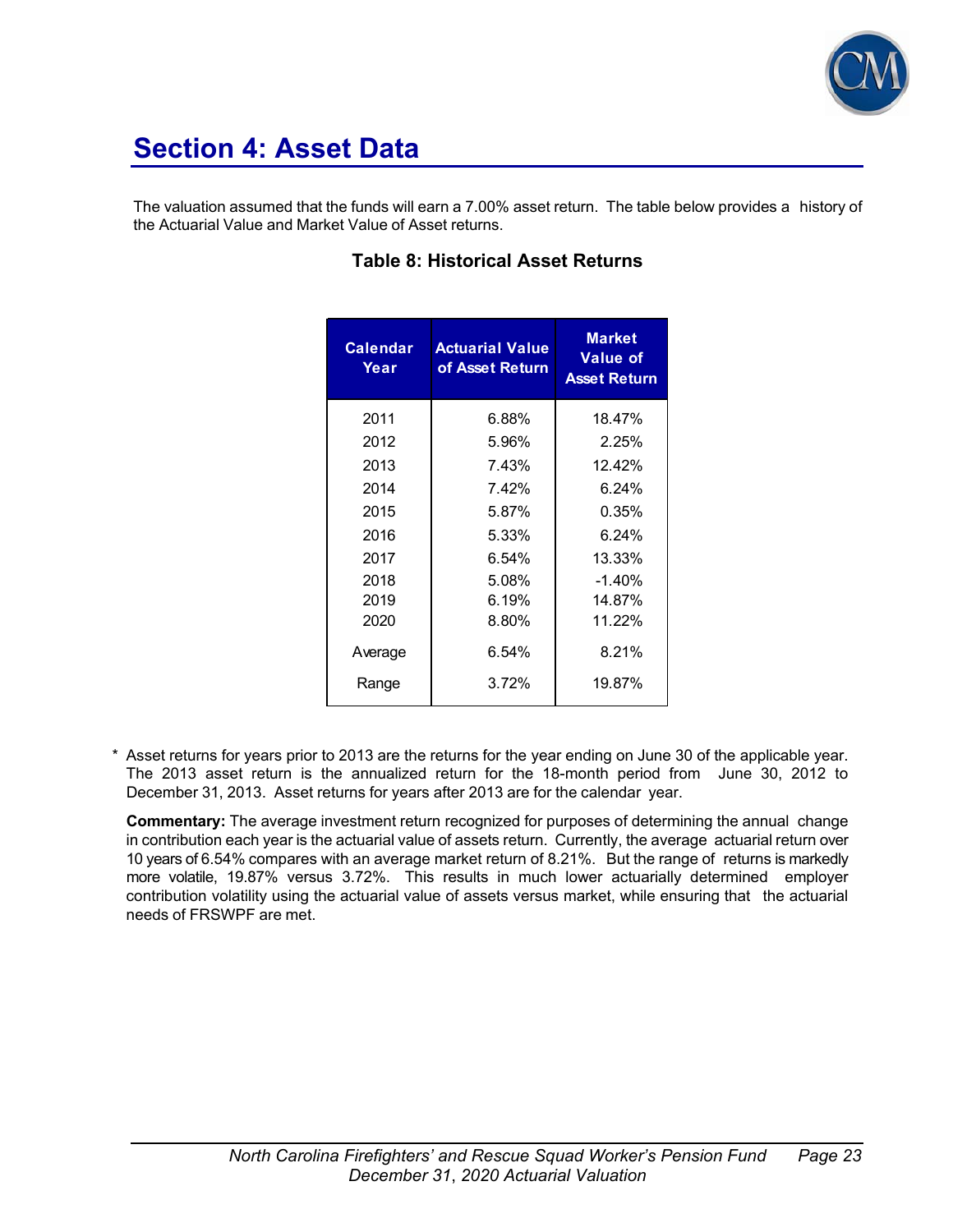# Section 4: Asset Data

The valuation assumed that the funds will earn a 7.00% asset return. The table below provides a history of the Actuarial Value and Market Value of Asset returns.

**Table 8: Historical Asset Returns**

| Calendar Year | Actuarial Value of Asset Return | Market Value of Asset Return |
|---|---|---|
| 2011 | 6.88% | 18.47% |
| 2012 | 5.96% | 2.25% |
| 2013 | 7.43% | 12.42% |
| 2014 | 7.42% | 6.24% |
| 2015 | 5.87% | 0.35% |
| 2016 | 5.33% | 6.24% |
| 2017 | 6.54% | 13.33% |
| 2018 | 5.08% | -1.40% |
| 2019 | 6.19% | 14.87% |
| 2020 | 8.80% | 11.22% |
| Average | 6.54% | 8.21% |
| Range | 3.72% | 19.87% |

\* Asset returns for years prior to 2013 are the returns for the year ending on June 30 of the applicable year. The 2013 asset return is the annualized return for the 18-month period from June 30, 2012 to December 31, 2013. Asset returns for years after 2013 are for the calendar year.

**Commentary:** The average investment return recognized for purposes of determining the annual change in contribution each year is the actuarial value of assets return. Currently, the average actuarial return over 10 years of 6.54% compares with an average market return of 8.21%. But the range of returns is markedly more volatile, 19.87% versus 3.72%. This results in much lower actuarially determined employer contribution volatility using the actuarial value of assets versus market, while ensuring that the actuarial needs of FRSWPF are met.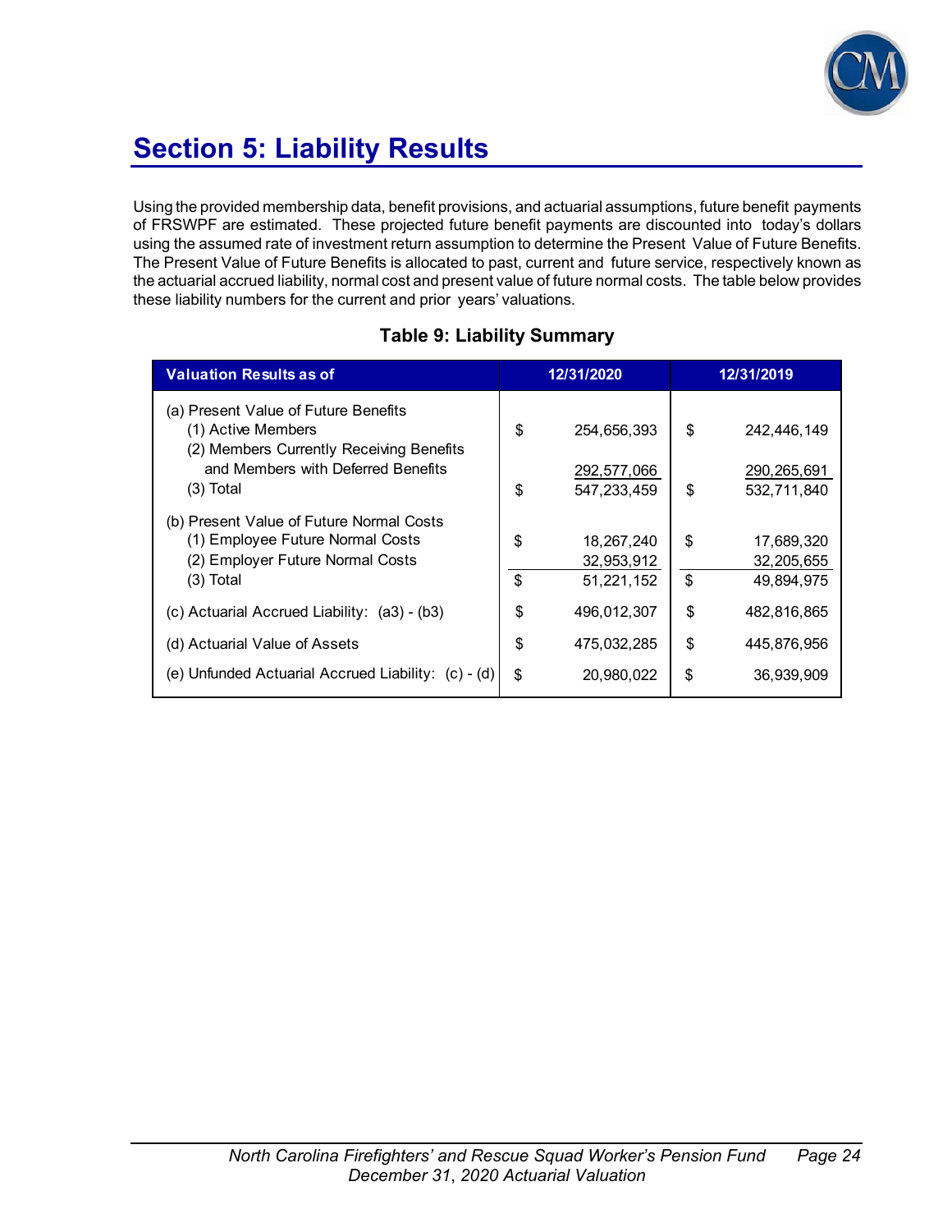# Section 5: Liability Results

Using the provided membership data, benefit provisions, and actuarial assumptions, future benefit payments of FRSWPF are estimated. These projected future benefit payments are discounted into today's dollars using the assumed rate of investment return assumption to determine the Present Value of Future Benefits. The Present Value of Future Benefits is allocated to past, current and future service, respectively known as the actuarial accrued liability, normal cost and present value of future normal costs. The table below provides these liability numbers for the current and prior years' valuations.

**Table 9: Liability Summary**

| Valuation Results as of | 12/31/2020 | 12/31/2019 |
|---|---|---|
| (a) Present Value of Future Benefits | | |
| (1) Active Members | $ 254,656,393 | $ 242,446,149 |
| (2) Members Currently Receiving Benefits and Members with Deferred Benefits | 292,577,066 | 290,265,691 |
| (3) Total | $ 547,233,459 | $ 532,711,840 |
| (b) Present Value of Future Normal Costs | | |
| (1) Employee Future Normal Costs | $ 18,267,240 | $ 17,689,320 |
| (2) Employer Future Normal Costs | 32,953,912 | 32,205,655 |
| (3) Total | $ 51,221,152 | $ 49,894,975 |
| (c) Actuarial Accrued Liability: (a3) - (b3) | $ 496,012,307 | $ 482,816,865 |
| (d) Actuarial Value of Assets | $ 475,032,285 | $ 445,876,956 |
| (e) Unfunded Actuarial Accrued Liability: (c) - (d) | $ 20,980,022 | $ 36,939,909 |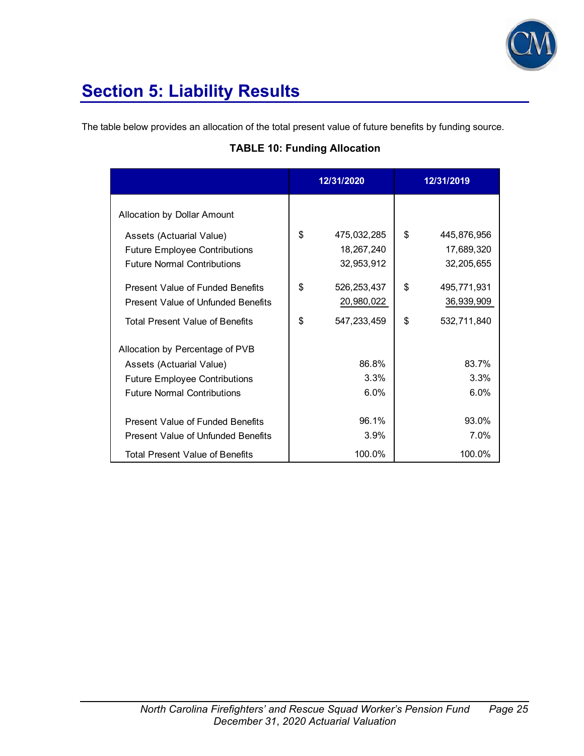# Section 5: Liability Results

The table below provides an allocation of the total present value of future benefits by funding source.

**TABLE 10: Funding Allocation**

| | 12/31/2020 | 12/31/2019 |
|---|---|---|
| Allocation by Dollar Amount | | |
| Assets (Actuarial Value) | $ 475,032,285 | $ 445,876,956 |
| Future Employee Contributions | 18,267,240 | 17,689,320 |
| Future Normal Contributions | 32,953,912 | 32,205,655 |
| Present Value of Funded Benefits | $ 526,253,437 | $ 495,771,931 |
| Present Value of Unfunded Benefits | 20,980,022 | 36,939,909 |
| Total Present Value of Benefits | $ 547,233,459 | $ 532,711,840 |
| Allocation by Percentage of PVB | | |
| Assets (Actuarial Value) | 86.8% | 83.7% |
| Future Employee Contributions | 3.3% | 3.3% |
| Future Normal Contributions | 6.0% | 6.0% |
| Present Value of Funded Benefits | 96.1% | 93.0% |
| Present Value of Unfunded Benefits | 3.9% | 7.0% |
| Total Present Value of Benefits | 100.0% | 100.0% |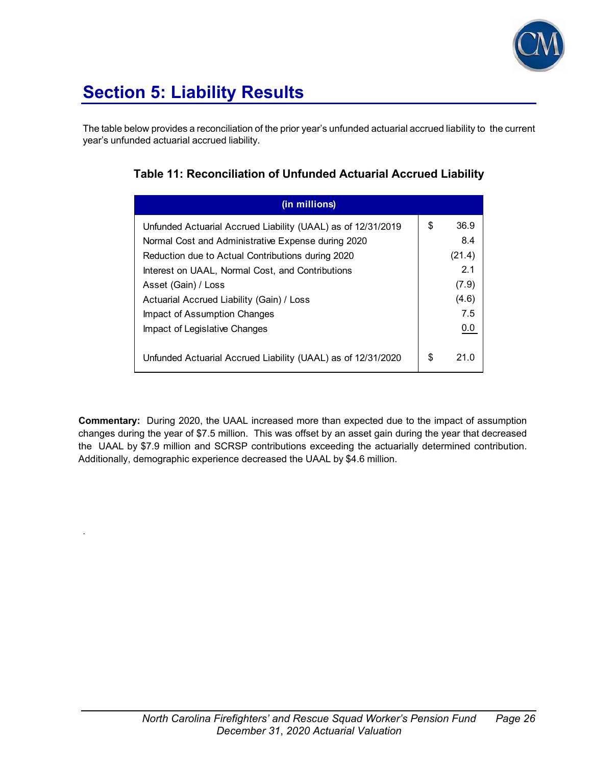# Section 5: Liability Results

The table below provides a reconciliation of the prior year's unfunded actuarial accrued liability to the current year's unfunded actuarial accrued liability.

### Table 11: Reconciliation of Unfunded Actuarial Accrued Liability

| (in millions) | |
|---|---|
| Unfunded Actuarial Accrued Liability (UAAL) as of 12/31/2019 | $ 36.9 |
| Normal Cost and Administrative Expense during 2020 | 8.4 |
| Reduction due to Actual Contributions during 2020 | (21.4) |
| Interest on UAAL, Normal Cost, and Contributions | 2.1 |
| Asset (Gain) / Loss | (7.9) |
| Actuarial Accrued Liability (Gain) / Loss | (4.6) |
| Impact of Assumption Changes | 7.5 |
| Impact of Legislative Changes | 0.0 |
| Unfunded Actuarial Accrued Liability (UAAL) as of 12/31/2020 | $ 21.0 |

**Commentary:** During 2020, the UAAL increased more than expected due to the impact of assumption changes during the year of $7.5 million. This was offset by an asset gain during the year that decreased the UAAL by $7.9 million and SCRSP contributions exceeding the actuarially determined contribution. Additionally, demographic experience decreased the UAAL by $4.6 million.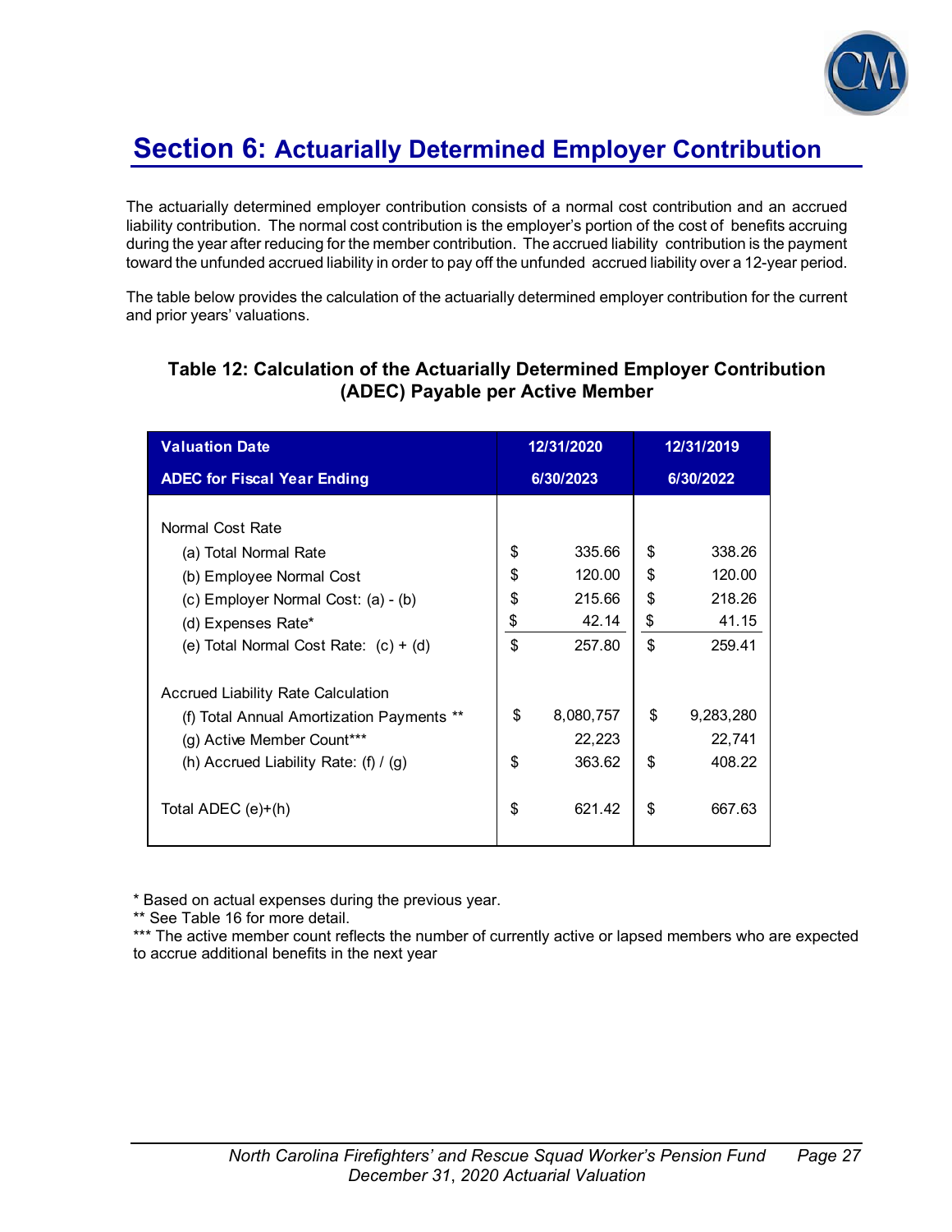# Section 6: Actuarially Determined Employer Contribution

The actuarially determined employer contribution consists of a normal cost contribution and an accrued liability contribution. The normal cost contribution is the employer's portion of the cost of benefits accruing during the year after reducing for the member contribution. The accrued liability contribution is the payment toward the unfunded accrued liability in order to pay off the unfunded accrued liability over a 12-year period.

The table below provides the calculation of the actuarially determined employer contribution for the current and prior years' valuations.

**Table 12: Calculation of the Actuarially Determined Employer Contribution (ADEC) Payable per Active Member**

| Valuation Date | 12/31/2020 | 12/31/2019 |
|---|---|---|
| ADEC for Fiscal Year Ending | 6/30/2023 | 6/30/2022 |
| Normal Cost Rate | | |
| (a) Total Normal Rate | $ 335.66 | $ 338.26 |
| (b) Employee Normal Cost | $ 120.00 | $ 120.00 |
| (c) Employer Normal Cost: (a) - (b) | $ 215.66 | $ 218.26 |
| (d) Expenses Rate* | $ 42.14 | $ 41.15 |
| (e) Total Normal Cost Rate: (c) + (d) | $ 257.80 | $ 259.41 |
| Accrued Liability Rate Calculation | | |
| (f) Total Annual Amortization Payments ** | $ 8,080,757 | $ 9,283,280 |
| (g) Active Member Count*** | 22,223 | 22,741 |
| (h) Accrued Liability Rate: (f) / (g) | $ 363.62 | $ 408.22 |
| Total ADEC (e)+(h) | $ 621.42 | $ 667.63 |

\* Based on actual expenses during the previous year.

\** See Table 16 for more detail.

\*** The active member count reflects the number of currently active or lapsed members who are expected to accrue additional benefits in the next year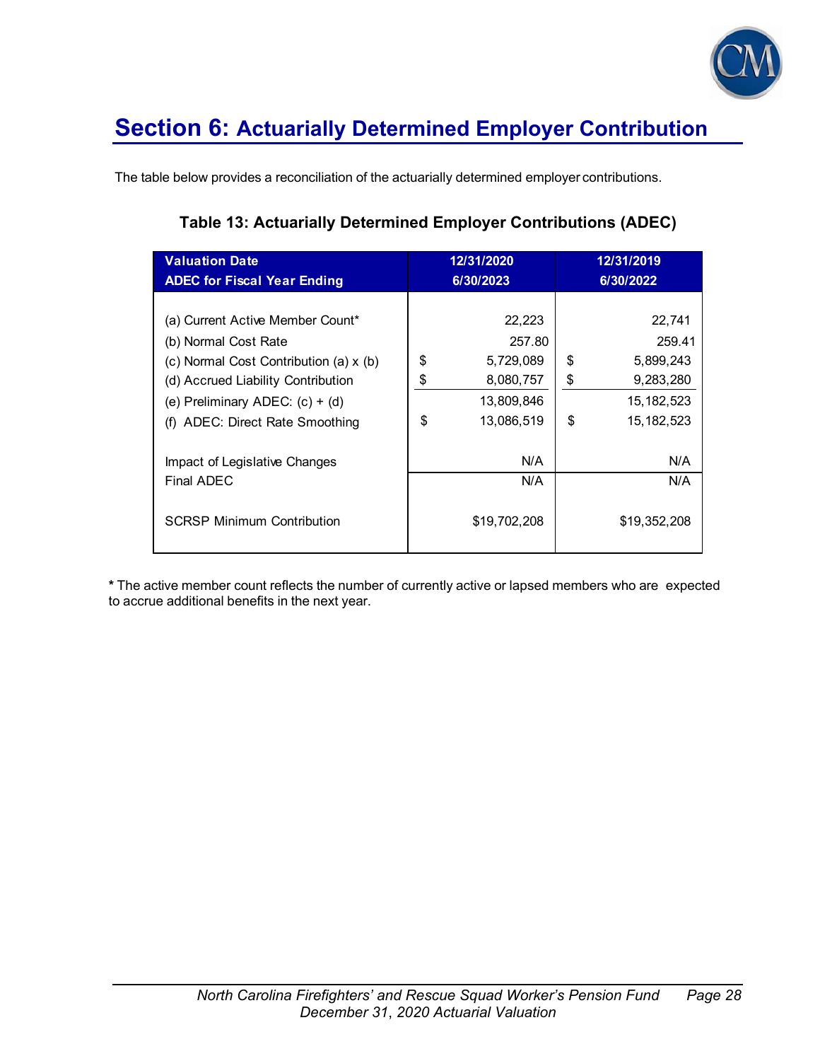# Section 6: Actuarially Determined Employer Contribution

The table below provides a reconciliation of the actuarially determined employer contributions.

**Table 13: Actuarially Determined Employer Contributions (ADEC)**

| Valuation Date<br>ADEC for Fiscal Year Ending | 12/31/2020<br>6/30/2023 | 12/31/2019<br>6/30/2022 |
|---|---|---|
| (a) Current Active Member Count* | 22,223 | 22,741 |
| (b) Normal Cost Rate | 257.80 | 259.41 |
| (c) Normal Cost Contribution (a) x (b) | $ 5,729,089 | $ 5,899,243 |
| (d) Accrued Liability Contribution | $ 8,080,757 | $ 9,283,280 |
| (e) Preliminary ADEC: (c) + (d) | 13,809,846 | 15,182,523 |
| (f) ADEC: Direct Rate Smoothing | $ 13,086,519 | $ 15,182,523 |
| Impact of Legislative Changes | N/A | N/A |
| Final ADEC | N/A | N/A |
| SCRSP Minimum Contribution | $19,702,208 | $19,352,208 |

**\*** The active member count reflects the number of currently active or lapsed members who are expected to accrue additional benefits in the next year.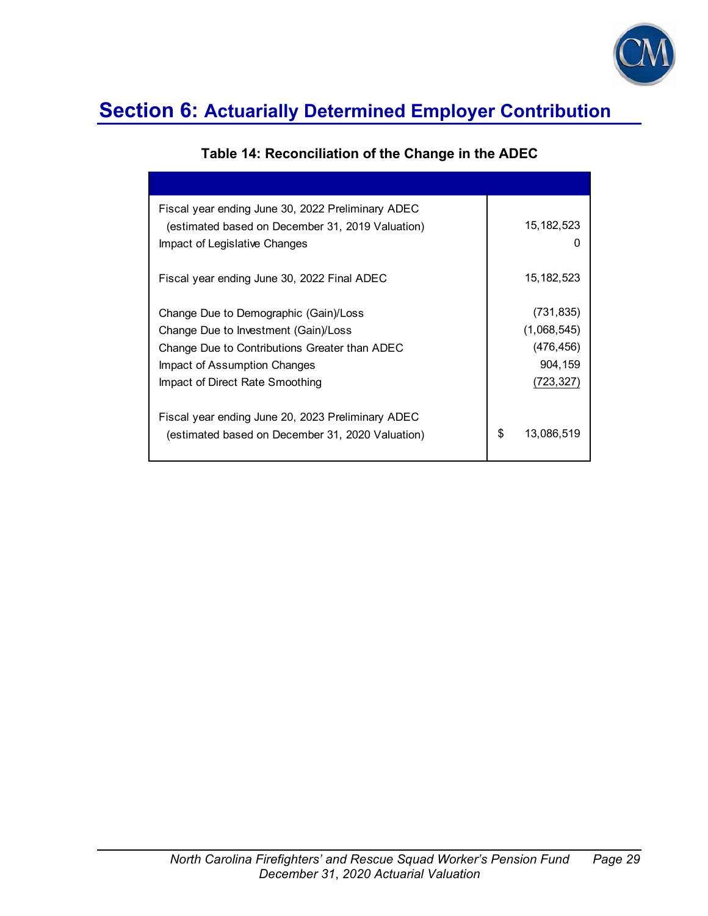# Section 6: Actuarially Determined Employer Contribution

**Table 14: Reconciliation of the Change in the ADEC**

| | |
|---|---|
| Fiscal year ending June 30, 2022 Preliminary ADEC (estimated based on December 31, 2019 Valuation) | 15,182,523 |
| Impact of Legislative Changes | 0 |
| Fiscal year ending June 30, 2022 Final ADEC | 15,182,523 |
| Change Due to Demographic (Gain)/Loss | (731,835) |
| Change Due to Investment (Gain)/Loss | (1,068,545) |
| Change Due to Contributions Greater than ADEC | (476,456) |
| Impact of Assumption Changes | 904,159 |
| Impact of Direct Rate Smoothing | (723,327) |
| Fiscal year ending June 20, 2023 Preliminary ADEC (estimated based on December 31, 2020 Valuation) | $ 13,086,519 |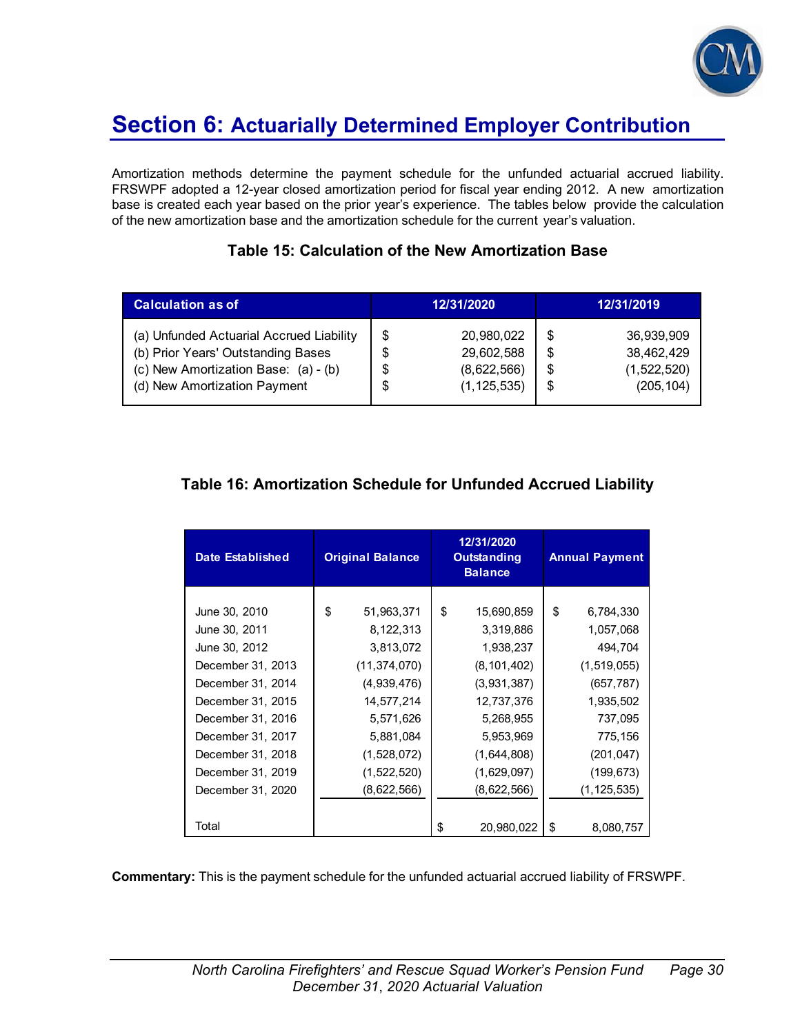# Section 6: Actuarially Determined Employer Contribution

Amortization methods determine the payment schedule for the unfunded actuarial accrued liability. FRSWPF adopted a 12-year closed amortization period for fiscal year ending 2012. A new amortization base is created each year based on the prior year's experience. The tables below provide the calculation of the new amortization base and the amortization schedule for the current year's valuation.

### Table 15: Calculation of the New Amortization Base

| Calculation as of | 12/31/2020 | 12/31/2019 |
|---|---|---|
| (a) Unfunded Actuarial Accrued Liability | $ 20,980,022 | $ 36,939,909 |
| (b) Prior Years' Outstanding Bases | $ 29,602,588 | $ 38,462,429 |
| (c) New Amortization Base: (a) - (b) | $ (8,622,566) | $ (1,522,520) |
| (d) New Amortization Payment | $ (1,125,535) | $ (205,104) |

### Table 16: Amortization Schedule for Unfunded Accrued Liability

| Date Established | Original Balance | 12/31/2020 Outstanding Balance | Annual Payment |
|---|---|---|---|
| June 30, 2010 | $ 51,963,371 | $ 15,690,859 | $ 6,784,330 |
| June 30, 2011 | 8,122,313 | 3,319,886 | 1,057,068 |
| June 30, 2012 | 3,813,072 | 1,938,237 | 494,704 |
| December 31, 2013 | (11,374,070) | (8,101,402) | (1,519,055) |
| December 31, 2014 | (4,939,476) | (3,931,387) | (657,787) |
| December 31, 2015 | 14,577,214 | 12,737,376 | 1,935,502 |
| December 31, 2016 | 5,571,626 | 5,268,955 | 737,095 |
| December 31, 2017 | 5,881,084 | 5,953,969 | 775,156 |
| December 31, 2018 | (1,528,072) | (1,644,808) | (201,047) |
| December 31, 2019 | (1,522,520) | (1,629,097) | (199,673) |
| December 31, 2020 | (8,622,566) | (8,622,566) | (1,125,535) |
| Total | | $ 20,980,022 | $ 8,080,757 |

**Commentary:** This is the payment schedule for the unfunded actuarial accrued liability of FRSWPF.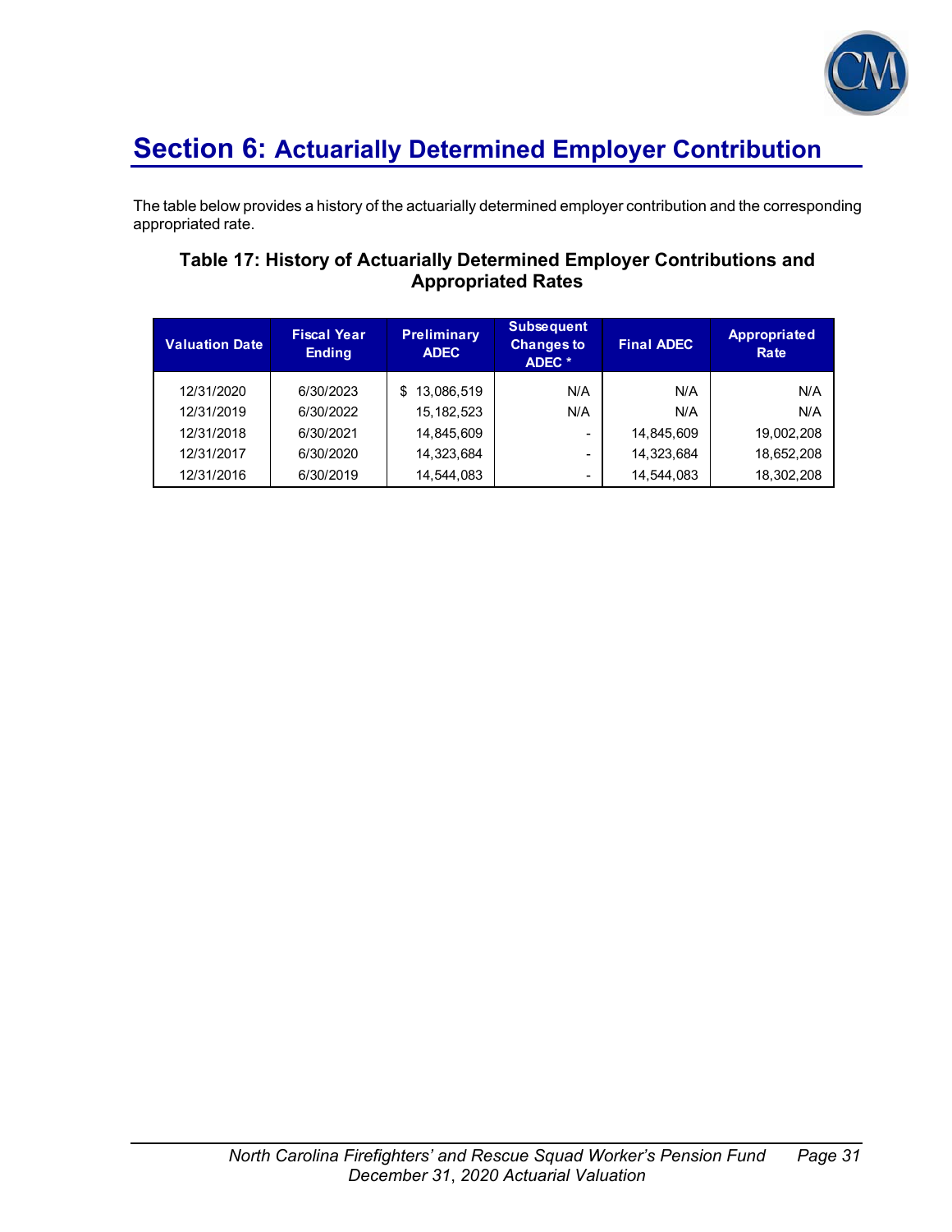# Section 6: Actuarially Determined Employer Contribution

The table below provides a history of the actuarially determined employer contribution and the corresponding appropriated rate.

### Table 17: History of Actuarially Determined Employer Contributions and Appropriated Rates

| Valuation Date | Fiscal Year Ending | Preliminary ADEC | Subsequent Changes to ADEC * | Final ADEC | Appropriated Rate |
|---|---|---|---|---|---|
| 12/31/2020 | 6/30/2023 | $ 13,086,519 | N/A | N/A | N/A |
| 12/31/2019 | 6/30/2022 | 15,182,523 | N/A | N/A | N/A |
| 12/31/2018 | 6/30/2021 | 14,845,609 | - | 14,845,609 | 19,002,208 |
| 12/31/2017 | 6/30/2020 | 14,323,684 | - | 14,323,684 | 18,652,208 |
| 12/31/2016 | 6/30/2019 | 14,544,083 | - | 14,544,083 | 18,302,208 |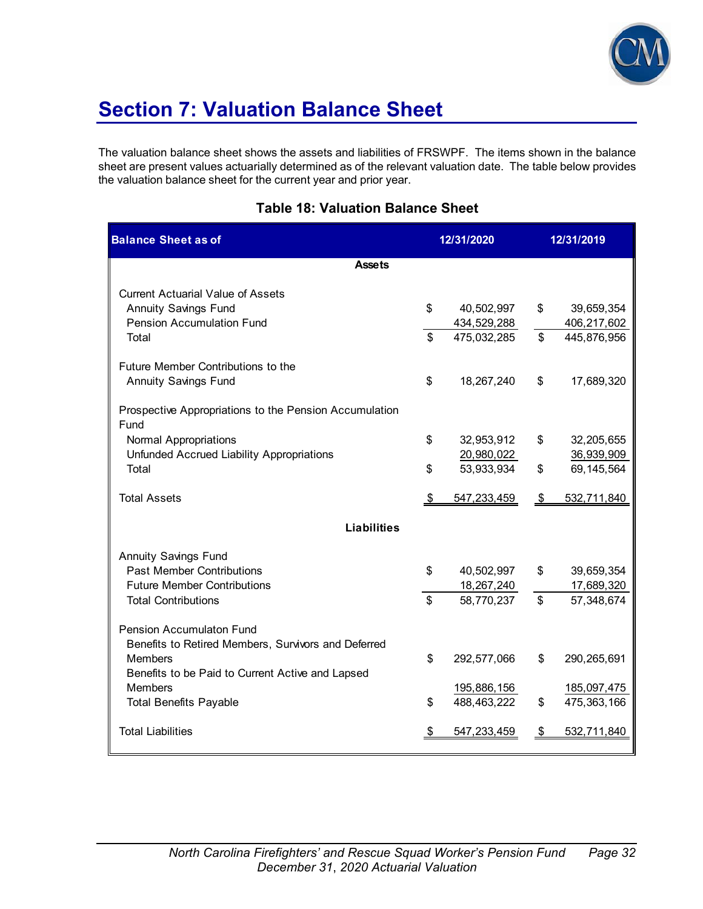# Section 7: Valuation Balance Sheet

The valuation balance sheet shows the assets and liabilities of FRSWPF. The items shown in the balance sheet are present values actuarially determined as of the relevant valuation date. The table below provides the valuation balance sheet for the current year and prior year.

**Table 18: Valuation Balance Sheet**

| Balance Sheet as of | 12/31/2020 | 12/31/2019 |
|---|---|---|
| **Assets** | | |
| Current Actuarial Value of Assets | | |
| Annuity Savings Fund | $ 40,502,997 | $ 39,659,354 |
| Pension Accumulation Fund | 434,529,288 | 406,217,602 |
| Total | $ 475,032,285 | $ 445,876,956 |
| Future Member Contributions to the Annuity Savings Fund | $ 18,267,240 | $ 17,689,320 |
| Prospective Appropriations to the Pension Accumulation Fund | | |
| Normal Appropriations | $ 32,953,912 | $ 32,205,655 |
| Unfunded Accrued Liability Appropriations | 20,980,022 | 36,939,909 |
| Total | $ 53,933,934 | $ 69,145,564 |
| Total Assets | $ 547,233,459 | $ 532,711,840 |
| **Liabilities** | | |
| Annuity Savings Fund | | |
| Past Member Contributions | $ 40,502,997 | $ 39,659,354 |
| Future Member Contributions | 18,267,240 | 17,689,320 |
| Total Contributions | $ 58,770,237 | $ 57,348,674 |
| Pension Accumulaton Fund | | |
| Benefits to Retired Members, Survivors and Deferred Members | $ 292,577,066 | $ 290,265,691 |
| Benefits to be Paid to Current Active and Lapsed Members | 195,886,156 | 185,097,475 |
| Total Benefits Payable | $ 488,463,222 | $ 475,363,166 |
| Total Liabilities | $ 547,233,459 | $ 532,711,840 |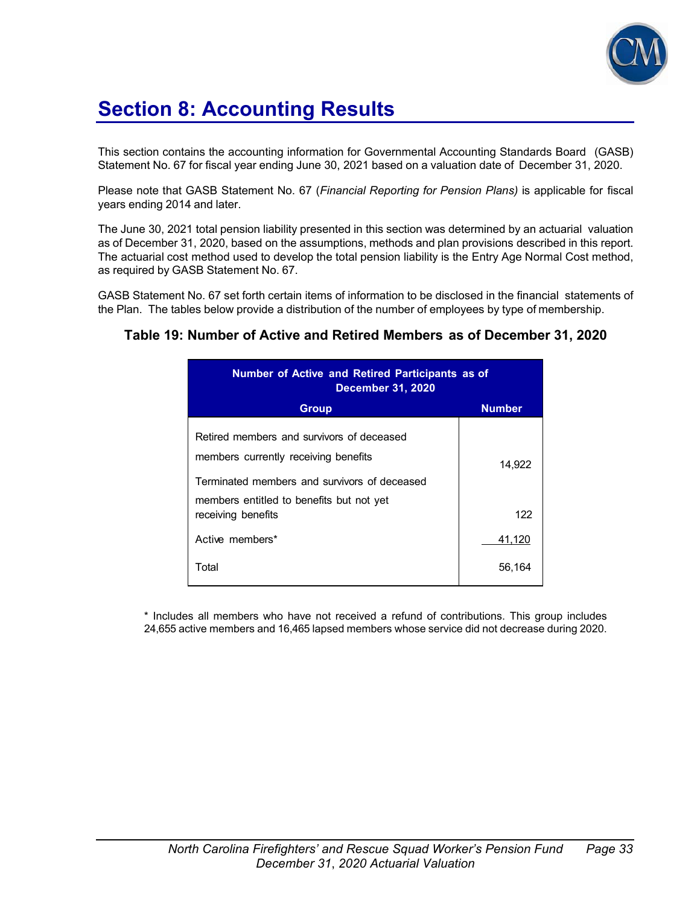# Section 8: Accounting Results

This section contains the accounting information for Governmental Accounting Standards Board (GASB) Statement No. 67 for fiscal year ending June 30, 2021 based on a valuation date of December 31, 2020.

Please note that GASB Statement No. 67 (*Financial Reporting for Pension Plans)* is applicable for fiscal years ending 2014 and later.

The June 30, 2021 total pension liability presented in this section was determined by an actuarial valuation as of December 31, 2020, based on the assumptions, methods and plan provisions described in this report. The actuarial cost method used to develop the total pension liability is the Entry Age Normal Cost method, as required by GASB Statement No. 67.

GASB Statement No. 67 set forth certain items of information to be disclosed in the financial statements of the Plan. The tables below provide a distribution of the number of employees by type of membership.

### Table 19: Number of Active and Retired Members as of December 31, 2020

| Number of Active and Retired Participants as of December 31, 2020 | |
|---|---|
| **Group** | **Number** |
| Retired members and survivors of deceased members currently receiving benefits | 14,922 |
| Terminated members and survivors of deceased members entitled to benefits but not yet receiving benefits | 122 |
| Active members* | 41,120 |
| Total | 56,164 |

\* Includes all members who have not received a refund of contributions. This group includes 24,655 active members and 16,465 lapsed members whose service did not decrease during 2020.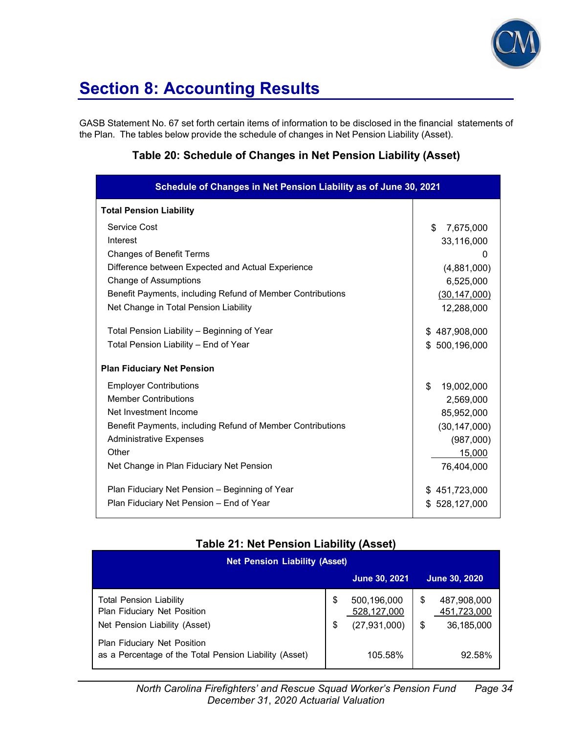# Section 8: Accounting Results

GASB Statement No. 67 set forth certain items of information to be disclosed in the financial statements of the Plan. The tables below provide the schedule of changes in Net Pension Liability (Asset).

### Table 20: Schedule of Changes in Net Pension Liability (Asset)

| Schedule of Changes in Net Pension Liability as of June 30, 2021 | |
|---|---|
| **Total Pension Liability** | |
| Service Cost | $ 7,675,000 |
| Interest | 33,116,000 |
| Changes of Benefit Terms | 0 |
| Difference between Expected and Actual Experience | (4,881,000) |
| Change of Assumptions | 6,525,000 |
| Benefit Payments, including Refund of Member Contributions | (30,147,000) |
| Net Change in Total Pension Liability | 12,288,000 |
| Total Pension Liability – Beginning of Year | $ 487,908,000 |
| Total Pension Liability – End of Year | $ 500,196,000 |
| **Plan Fiduciary Net Pension** | |
| Employer Contributions | $ 19,002,000 |
| Member Contributions | 2,569,000 |
| Net Investment Income | 85,952,000 |
| Benefit Payments, including Refund of Member Contributions | (30,147,000) |
| Administrative Expenses | (987,000) |
| Other | 15,000 |
| Net Change in Plan Fiduciary Net Pension | 76,404,000 |
| Plan Fiduciary Net Pension – Beginning of Year | $ 451,723,000 |
| Plan Fiduciary Net Pension – End of Year | $ 528,127,000 |

### Table 21: Net Pension Liability (Asset)

| Net Pension Liability (Asset) | June 30, 2021 | June 30, 2020 |
|---|---|---|
| Total Pension Liability | $ 500,196,000 | $ 487,908,000 |
| Plan Fiduciary Net Position | 528,127,000 | 451,723,000 |
| Net Pension Liability (Asset) | $ (27,931,000) | $ 36,185,000 |
| Plan Fiduciary Net Position as a Percentage of the Total Pension Liability (Asset) | 105.58% | 92.58% |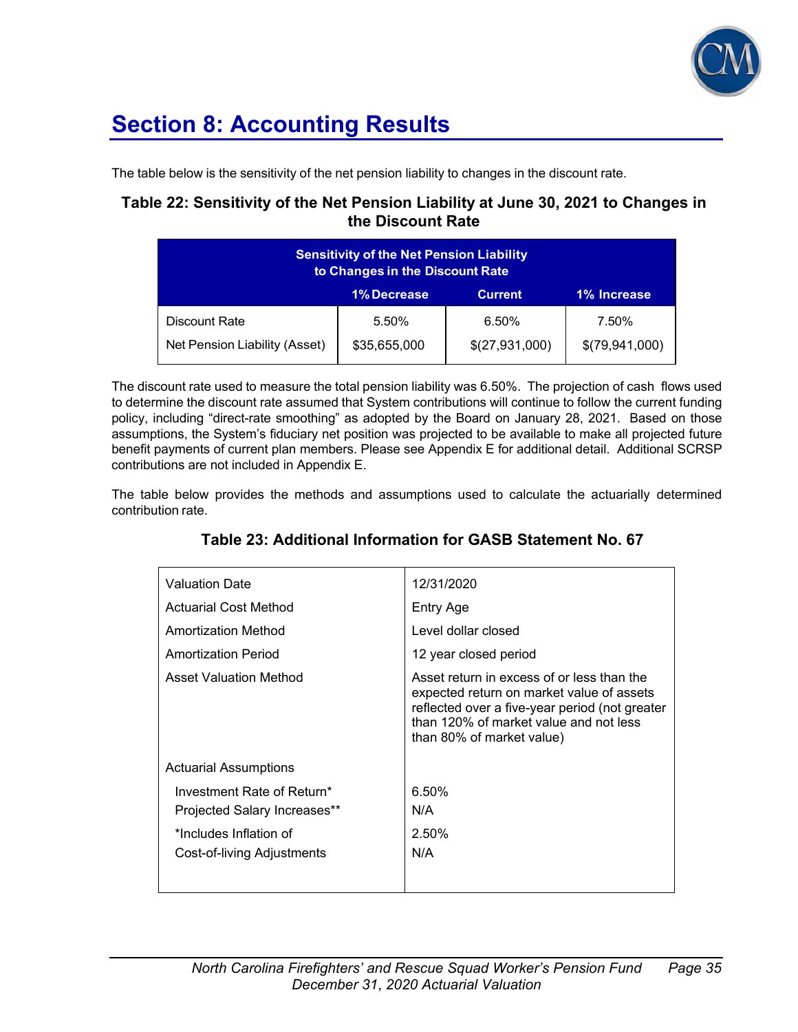# Section 8: Accounting Results

The table below is the sensitivity of the net pension liability to changes in the discount rate.

### Table 22: Sensitivity of the Net Pension Liability at June 30, 2021 to Changes in the Discount Rate

| Sensitivity of the Net Pension Liability to Changes in the Discount Rate | 1% Decrease | Current | 1% Increase |
|---|---|---|---|
| Discount Rate | 5.50% | 6.50% | 7.50% |
| Net Pension Liability (Asset) | $35,655,000 | $(27,931,000) | $(79,941,000) |

The discount rate used to measure the total pension liability was 6.50%. The projection of cash flows used to determine the discount rate assumed that System contributions will continue to follow the current funding policy, including “direct-rate smoothing” as adopted by the Board on January 28, 2021. Based on those assumptions, the System’s fiduciary net position was projected to be available to make all projected future benefit payments of current plan members. Please see Appendix E for additional detail. Additional SCRSP contributions are not included in Appendix E.

The table below provides the methods and assumptions used to calculate the actuarially determined contribution rate.

### Table 23: Additional Information for GASB Statement No. 67

| | |
|---|---|
| Valuation Date | 12/31/2020 |
| Actuarial Cost Method | Entry Age |
| Amortization Method | Level dollar closed |
| Amortization Period | 12 year closed period |
| Asset Valuation Method | Asset return in excess of or less than the expected return on market value of assets reflected over a five-year period (not greater than 120% of market value and not less than 80% of market value) |
| Actuarial Assumptions | |
| Investment Rate of Return* | 6.50% |
| Projected Salary Increases** | N/A |
| *Includes Inflation of | 2.50% |
| Cost-of-living Adjustments | N/A |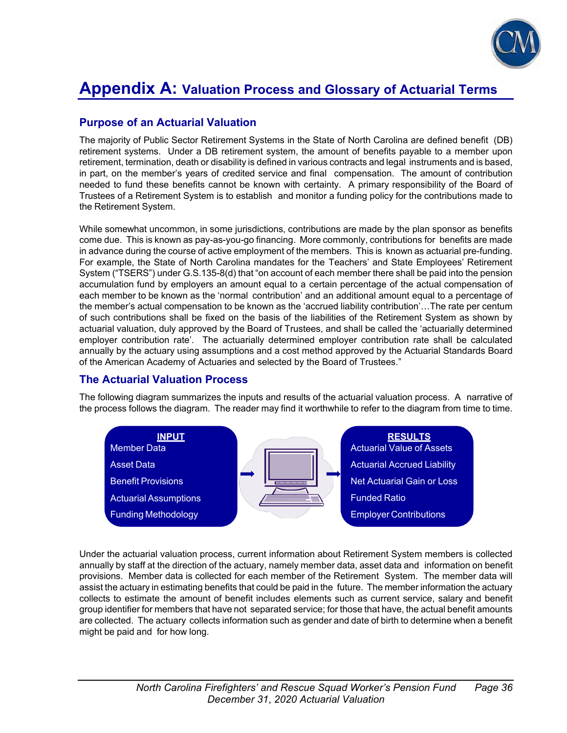# Appendix A: Valuation Process and Glossary of Actuarial Terms

## Purpose of an Actuarial Valuation

The majority of Public Sector Retirement Systems in the State of North Carolina are defined benefit (DB) retirement systems. Under a DB retirement system, the amount of benefits payable to a member upon retirement, termination, death or disability is defined in various contracts and legal instruments and is based, in part, on the member's years of credited service and final compensation. The amount of contribution needed to fund these benefits cannot be known with certainty. A primary responsibility of the Board of Trustees of a Retirement System is to establish and monitor a funding policy for the contributions made to the Retirement System.

While somewhat uncommon, in some jurisdictions, contributions are made by the plan sponsor as benefits come due. This is known as pay-as-you-go financing. More commonly, contributions for benefits are made in advance during the course of active employment of the members. This is known as actuarial pre-funding. For example, the State of North Carolina mandates for the Teachers' and State Employees' Retirement System ("TSERS") under G.S.135-8(d) that "on account of each member there shall be paid into the pension accumulation fund by employers an amount equal to a certain percentage of the actual compensation of each member to be known as the 'normal contribution' and an additional amount equal to a percentage of the member's actual compensation to be known as the 'accrued liability contribution'…The rate per centum of such contributions shall be fixed on the basis of the liabilities of the Retirement System as shown by actuarial valuation, duly approved by the Board of Trustees, and shall be called the 'actuarially determined employer contribution rate'. The actuarially determined employer contribution rate shall be calculated annually by the actuary using assumptions and a cost method approved by the Actuarial Standards Board of the American Academy of Actuaries and selected by the Board of Trustees."

## The Actuarial Valuation Process

The following diagram summarizes the inputs and results of the actuarial valuation process. A narrative of the process follows the diagram. The reader may find it worthwhile to refer to the diagram from time to time.

| INPUT | | RESULTS |
|---|---|---|
| Member Data | → | Actuarial Value of Assets |
| Asset Data | | Actuarial Accrued Liability |
| Benefit Provisions | | Net Actuarial Gain or Loss |
| Actuarial Assumptions | | Funded Ratio |
| Funding Methodology | | Employer Contributions |

Under the actuarial valuation process, current information about Retirement System members is collected annually by staff at the direction of the actuary, namely member data, asset data and information on benefit provisions. Member data is collected for each member of the Retirement System. The member data will assist the actuary in estimating benefits that could be paid in the future. The member information the actuary collects to estimate the amount of benefit includes elements such as current service, salary and benefit group identifier for members that have not separated service; for those that have, the actual benefit amounts are collected. The actuary collects information such as gender and date of birth to determine when a benefit might be paid and for how long.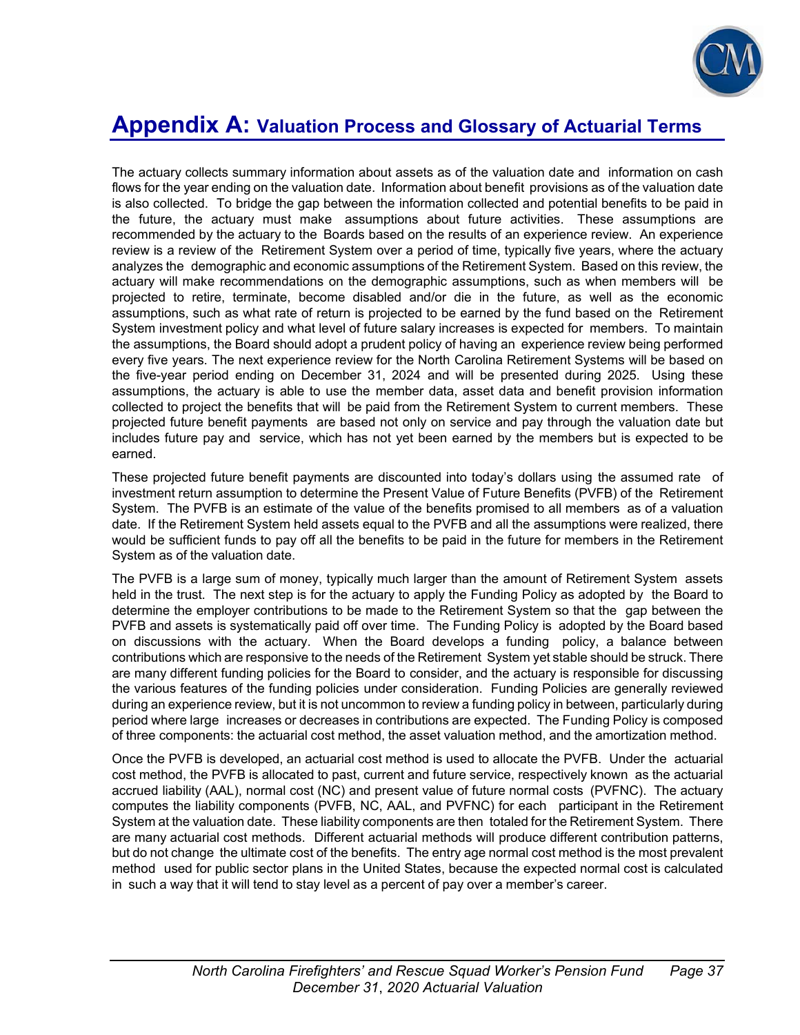# Appendix A: Valuation Process and Glossary of Actuarial Terms

The actuary collects summary information about assets as of the valuation date and information on cash flows for the year ending on the valuation date. Information about benefit provisions as of the valuation date is also collected. To bridge the gap between the information collected and potential benefits to be paid in the future, the actuary must make assumptions about future activities. These assumptions are recommended by the actuary to the Boards based on the results of an experience review. An experience review is a review of the Retirement System over a period of time, typically five years, where the actuary analyzes the demographic and economic assumptions of the Retirement System. Based on this review, the actuary will make recommendations on the demographic assumptions, such as when members will be projected to retire, terminate, become disabled and/or die in the future, as well as the economic assumptions, such as what rate of return is projected to be earned by the fund based on the Retirement System investment policy and what level of future salary increases is expected for members. To maintain the assumptions, the Board should adopt a prudent policy of having an experience review being performed every five years. The next experience review for the North Carolina Retirement Systems will be based on the five-year period ending on December 31, 2024 and will be presented during 2025. Using these assumptions, the actuary is able to use the member data, asset data and benefit provision information collected to project the benefits that will be paid from the Retirement System to current members. These projected future benefit payments are based not only on service and pay through the valuation date but includes future pay and service, which has not yet been earned by the members but is expected to be earned.

These projected future benefit payments are discounted into today's dollars using the assumed rate of investment return assumption to determine the Present Value of Future Benefits (PVFB) of the Retirement System. The PVFB is an estimate of the value of the benefits promised to all members as of a valuation date. If the Retirement System held assets equal to the PVFB and all the assumptions were realized, there would be sufficient funds to pay off all the benefits to be paid in the future for members in the Retirement System as of the valuation date.

The PVFB is a large sum of money, typically much larger than the amount of Retirement System assets held in the trust. The next step is for the actuary to apply the Funding Policy as adopted by the Board to determine the employer contributions to be made to the Retirement System so that the gap between the PVFB and assets is systematically paid off over time. The Funding Policy is adopted by the Board based on discussions with the actuary. When the Board develops a funding policy, a balance between contributions which are responsive to the needs of the Retirement System yet stable should be struck. There are many different funding policies for the Board to consider, and the actuary is responsible for discussing the various features of the funding policies under consideration. Funding Policies are generally reviewed during an experience review, but it is not uncommon to review a funding policy in between, particularly during period where large increases or decreases in contributions are expected. The Funding Policy is composed of three components: the actuarial cost method, the asset valuation method, and the amortization method.

Once the PVFB is developed, an actuarial cost method is used to allocate the PVFB. Under the actuarial cost method, the PVFB is allocated to past, current and future service, respectively known as the actuarial accrued liability (AAL), normal cost (NC) and present value of future normal costs (PVFNC). The actuary computes the liability components (PVFB, NC, AAL, and PVFNC) for each participant in the Retirement System at the valuation date. These liability components are then totaled for the Retirement System. There are many actuarial cost methods. Different actuarial methods will produce different contribution patterns, but do not change the ultimate cost of the benefits. The entry age normal cost method is the most prevalent method used for public sector plans in the United States, because the expected normal cost is calculated in such a way that it will tend to stay level as a percent of pay over a member's career.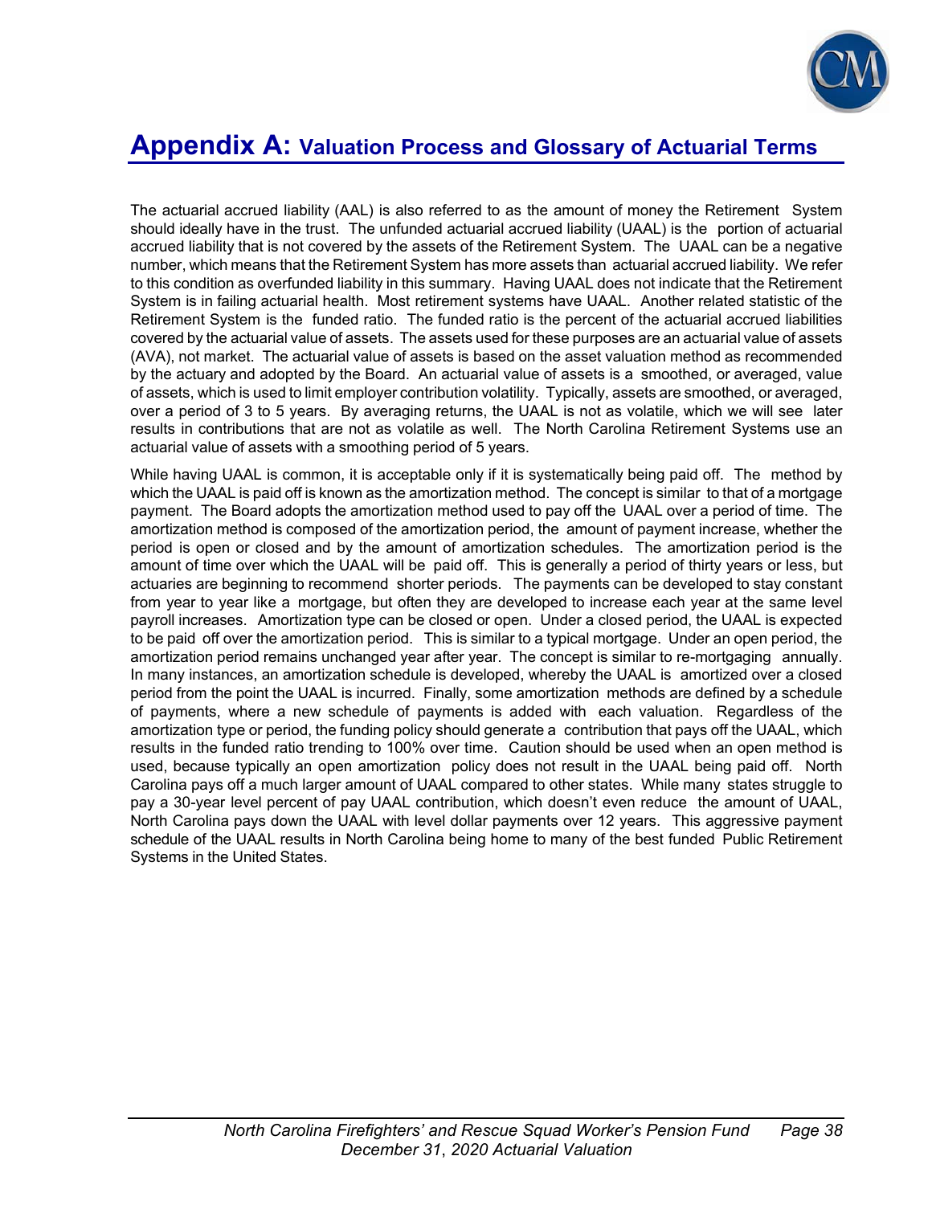# Appendix A: Valuation Process and Glossary of Actuarial Terms

The actuarial accrued liability (AAL) is also referred to as the amount of money the Retirement System should ideally have in the trust. The unfunded actuarial accrued liability (UAAL) is the portion of actuarial accrued liability that is not covered by the assets of the Retirement System. The UAAL can be a negative number, which means that the Retirement System has more assets than actuarial accrued liability. We refer to this condition as overfunded liability in this summary. Having UAAL does not indicate that the Retirement System is in failing actuarial health. Most retirement systems have UAAL. Another related statistic of the Retirement System is the funded ratio. The funded ratio is the percent of the actuarial accrued liabilities covered by the actuarial value of assets. The assets used for these purposes are an actuarial value of assets (AVA), not market. The actuarial value of assets is based on the asset valuation method as recommended by the actuary and adopted by the Board. An actuarial value of assets is a smoothed, or averaged, value of assets, which is used to limit employer contribution volatility. Typically, assets are smoothed, or averaged, over a period of 3 to 5 years. By averaging returns, the UAAL is not as volatile, which we will see later results in contributions that are not as volatile as well. The North Carolina Retirement Systems use an actuarial value of assets with a smoothing period of 5 years.

While having UAAL is common, it is acceptable only if it is systematically being paid off. The method by which the UAAL is paid off is known as the amortization method. The concept is similar to that of a mortgage payment. The Board adopts the amortization method used to pay off the UAAL over a period of time. The amortization method is composed of the amortization period, the amount of payment increase, whether the period is open or closed and by the amount of amortization schedules. The amortization period is the amount of time over which the UAAL will be paid off. This is generally a period of thirty years or less, but actuaries are beginning to recommend shorter periods. The payments can be developed to stay constant from year to year like a mortgage, but often they are developed to increase each year at the same level payroll increases. Amortization type can be closed or open. Under a closed period, the UAAL is expected to be paid off over the amortization period. This is similar to a typical mortgage. Under an open period, the amortization period remains unchanged year after year. The concept is similar to re-mortgaging annually. In many instances, an amortization schedule is developed, whereby the UAAL is amortized over a closed period from the point the UAAL is incurred. Finally, some amortization methods are defined by a schedule of payments, where a new schedule of payments is added with each valuation. Regardless of the amortization type or period, the funding policy should generate a contribution that pays off the UAAL, which results in the funded ratio trending to 100% over time. Caution should be used when an open method is used, because typically an open amortization policy does not result in the UAAL being paid off. North Carolina pays off a much larger amount of UAAL compared to other states. While many states struggle to pay a 30-year level percent of pay UAAL contribution, which doesn't even reduce the amount of UAAL, North Carolina pays down the UAAL with level dollar payments over 12 years. This aggressive payment schedule of the UAAL results in North Carolina being home to many of the best funded Public Retirement Systems in the United States.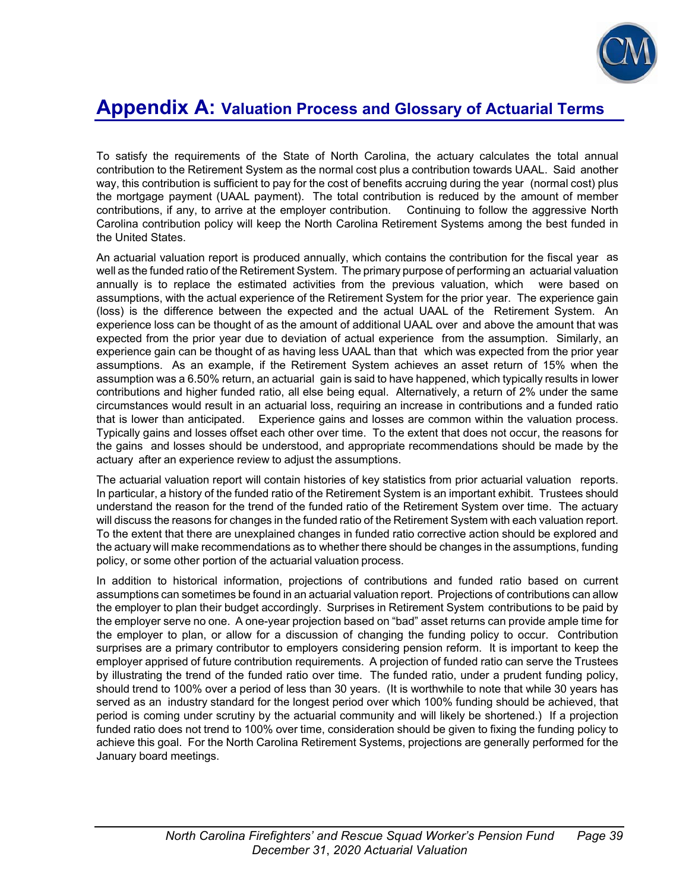# Appendix A: Valuation Process and Glossary of Actuarial Terms

To satisfy the requirements of the State of North Carolina, the actuary calculates the total annual contribution to the Retirement System as the normal cost plus a contribution towards UAAL. Said another way, this contribution is sufficient to pay for the cost of benefits accruing during the year (normal cost) plus the mortgage payment (UAAL payment). The total contribution is reduced by the amount of member contributions, if any, to arrive at the employer contribution. Continuing to follow the aggressive North Carolina contribution policy will keep the North Carolina Retirement Systems among the best funded in the United States.

An actuarial valuation report is produced annually, which contains the contribution for the fiscal year as well as the funded ratio of the Retirement System. The primary purpose of performing an actuarial valuation annually is to replace the estimated activities from the previous valuation, which were based on assumptions, with the actual experience of the Retirement System for the prior year. The experience gain (loss) is the difference between the expected and the actual UAAL of the Retirement System. An experience loss can be thought of as the amount of additional UAAL over and above the amount that was expected from the prior year due to deviation of actual experience from the assumption. Similarly, an experience gain can be thought of as having less UAAL than that which was expected from the prior year assumptions. As an example, if the Retirement System achieves an asset return of 15% when the assumption was a 6.50% return, an actuarial gain is said to have happened, which typically results in lower contributions and higher funded ratio, all else being equal. Alternatively, a return of 2% under the same circumstances would result in an actuarial loss, requiring an increase in contributions and a funded ratio that is lower than anticipated. Experience gains and losses are common within the valuation process. Typically gains and losses offset each other over time. To the extent that does not occur, the reasons for the gains and losses should be understood, and appropriate recommendations should be made by the actuary after an experience review to adjust the assumptions.

The actuarial valuation report will contain histories of key statistics from prior actuarial valuation reports. In particular, a history of the funded ratio of the Retirement System is an important exhibit. Trustees should understand the reason for the trend of the funded ratio of the Retirement System over time. The actuary will discuss the reasons for changes in the funded ratio of the Retirement System with each valuation report. To the extent that there are unexplained changes in funded ratio corrective action should be explored and the actuary will make recommendations as to whether there should be changes in the assumptions, funding policy, or some other portion of the actuarial valuation process.

In addition to historical information, projections of contributions and funded ratio based on current assumptions can sometimes be found in an actuarial valuation report. Projections of contributions can allow the employer to plan their budget accordingly. Surprises in Retirement System contributions to be paid by the employer serve no one. A one-year projection based on "bad" asset returns can provide ample time for the employer to plan, or allow for a discussion of changing the funding policy to occur. Contribution surprises are a primary contributor to employers considering pension reform. It is important to keep the employer apprised of future contribution requirements. A projection of funded ratio can serve the Trustees by illustrating the trend of the funded ratio over time. The funded ratio, under a prudent funding policy, should trend to 100% over a period of less than 30 years. (It is worthwhile to note that while 30 years has served as an industry standard for the longest period over which 100% funding should be achieved, that period is coming under scrutiny by the actuarial community and will likely be shortened.) If a projection funded ratio does not trend to 100% over time, consideration should be given to fixing the funding policy to achieve this goal. For the North Carolina Retirement Systems, projections are generally performed for the January board meetings.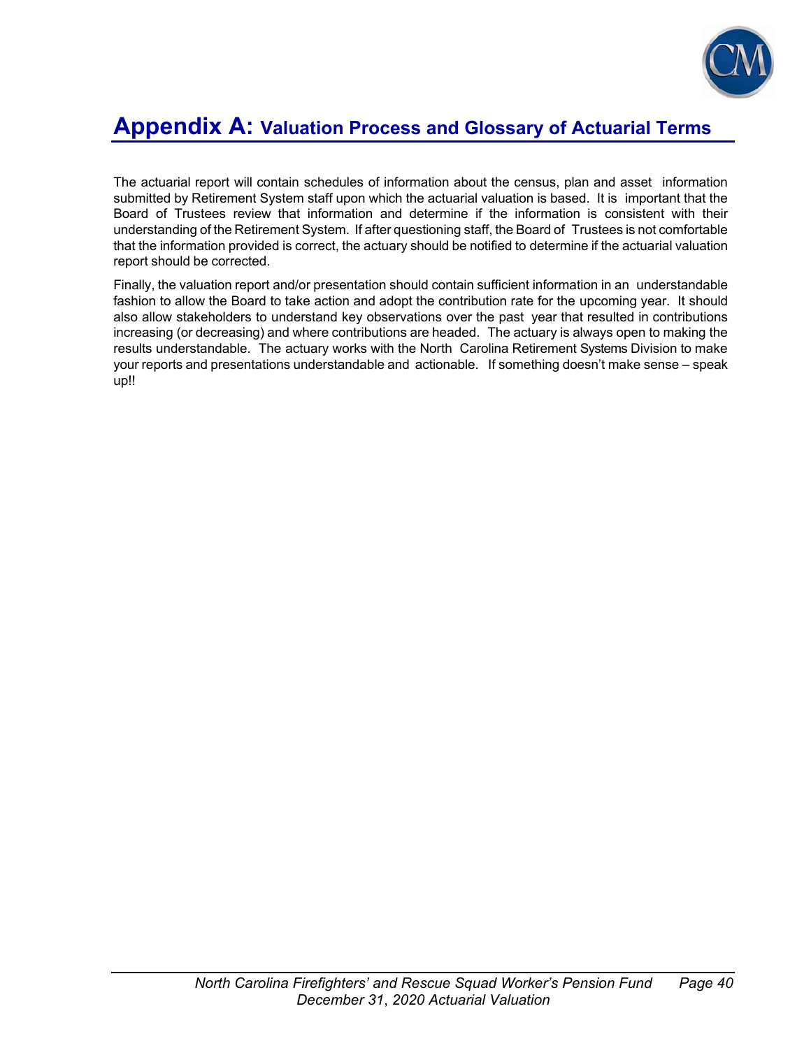# Appendix A: Valuation Process and Glossary of Actuarial Terms

The actuarial report will contain schedules of information about the census, plan and asset information submitted by Retirement System staff upon which the actuarial valuation is based. It is important that the Board of Trustees review that information and determine if the information is consistent with their understanding of the Retirement System. If after questioning staff, the Board of Trustees is not comfortable that the information provided is correct, the actuary should be notified to determine if the actuarial valuation report should be corrected.

Finally, the valuation report and/or presentation should contain sufficient information in an understandable fashion to allow the Board to take action and adopt the contribution rate for the upcoming year. It should also allow stakeholders to understand key observations over the past year that resulted in contributions increasing (or decreasing) and where contributions are headed. The actuary is always open to making the results understandable. The actuary works with the North Carolina Retirement Systems Division to make your reports and presentations understandable and actionable. If something doesn't make sense – speak up!!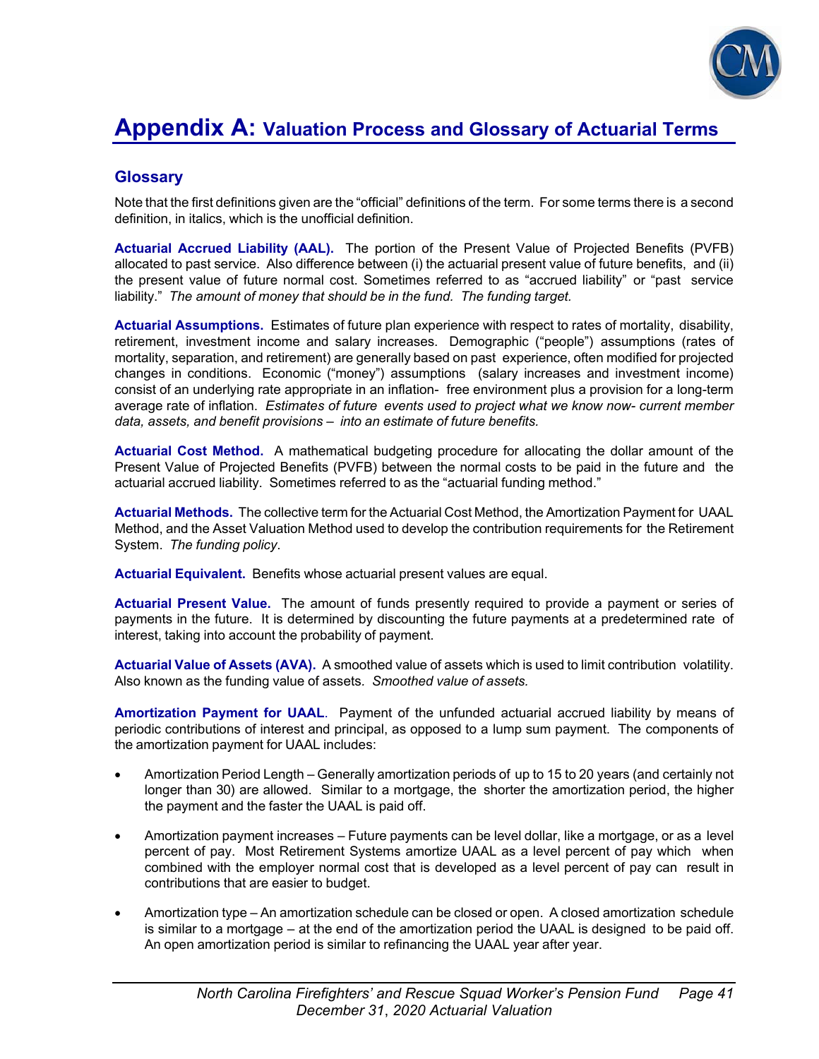# Appendix A: Valuation Process and Glossary of Actuarial Terms

## Glossary

Note that the first definitions given are the "official" definitions of the term. For some terms there is a second definition, in italics, which is the unofficial definition.

**Actuarial Accrued Liability (AAL).** The portion of the Present Value of Projected Benefits (PVFB) allocated to past service. Also difference between (i) the actuarial present value of future benefits, and (ii) the present value of future normal cost. Sometimes referred to as "accrued liability" or "past service liability." *The amount of money that should be in the fund. The funding target.*

**Actuarial Assumptions.** Estimates of future plan experience with respect to rates of mortality, disability, retirement, investment income and salary increases. Demographic ("people") assumptions (rates of mortality, separation, and retirement) are generally based on past experience, often modified for projected changes in conditions. Economic ("money") assumptions (salary increases and investment income) consist of an underlying rate appropriate in an inflation- free environment plus a provision for a long-term average rate of inflation. *Estimates of future events used to project what we know now- current member data, assets, and benefit provisions – into an estimate of future benefits.*

**Actuarial Cost Method.** A mathematical budgeting procedure for allocating the dollar amount of the Present Value of Projected Benefits (PVFB) between the normal costs to be paid in the future and the actuarial accrued liability. Sometimes referred to as the "actuarial funding method."

**Actuarial Methods.** The collective term for the Actuarial Cost Method, the Amortization Payment for UAAL Method, and the Asset Valuation Method used to develop the contribution requirements for the Retirement System. *The funding policy*.

**Actuarial Equivalent.** Benefits whose actuarial present values are equal.

**Actuarial Present Value.** The amount of funds presently required to provide a payment or series of payments in the future. It is determined by discounting the future payments at a predetermined rate of interest, taking into account the probability of payment.

**Actuarial Value of Assets (AVA).** A smoothed value of assets which is used to limit contribution volatility. Also known as the funding value of assets. *Smoothed value of assets.*

**Amortization Payment for UAAL**. Payment of the unfunded actuarial accrued liability by means of periodic contributions of interest and principal, as opposed to a lump sum payment. The components of the amortization payment for UAAL includes:

- Amortization Period Length – Generally amortization periods of up to 15 to 20 years (and certainly not longer than 30) are allowed. Similar to a mortgage, the shorter the amortization period, the higher the payment and the faster the UAAL is paid off.
- Amortization payment increases – Future payments can be level dollar, like a mortgage, or as a level percent of pay. Most Retirement Systems amortize UAAL as a level percent of pay which when combined with the employer normal cost that is developed as a level percent of pay can result in contributions that are easier to budget.
- Amortization type – An amortization schedule can be closed or open. A closed amortization schedule is similar to a mortgage – at the end of the amortization period the UAAL is designed to be paid off. An open amortization period is similar to refinancing the UAAL year after year.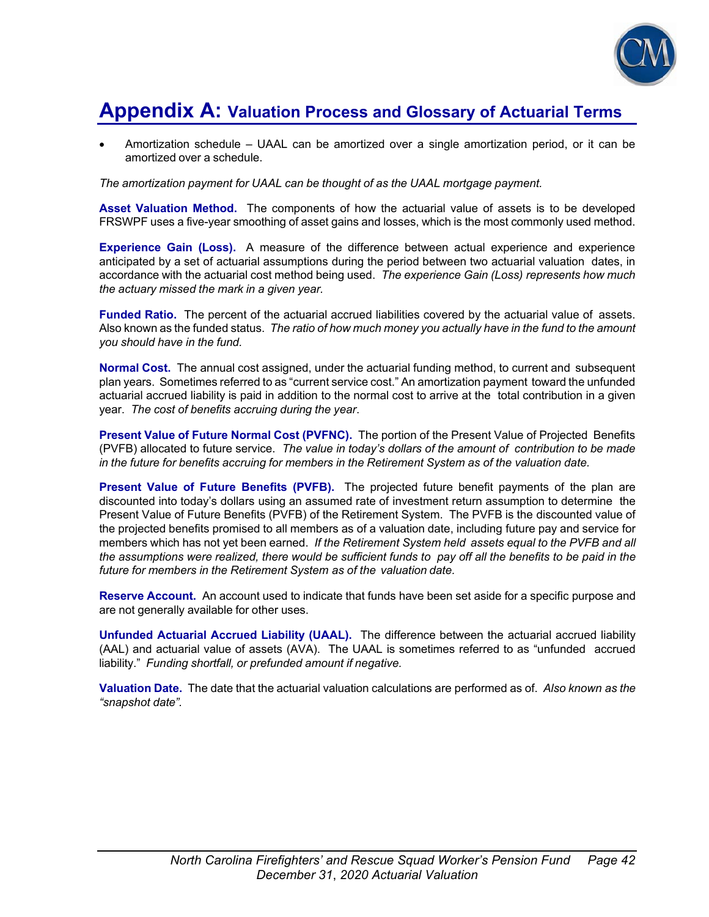# Appendix A: Valuation Process and Glossary of Actuarial Terms

- Amortization schedule – UAAL can be amortized over a single amortization period, or it can be amortized over a schedule.

*The amortization payment for UAAL can be thought of as the UAAL mortgage payment.*

**Asset Valuation Method.** The components of how the actuarial value of assets is to be developed FRSWPF uses a five-year smoothing of asset gains and losses, which is the most commonly used method.

**Experience Gain (Loss).** A measure of the difference between actual experience and experience anticipated by a set of actuarial assumptions during the period between two actuarial valuation dates, in accordance with the actuarial cost method being used. *The experience Gain (Loss) represents how much the actuary missed the mark in a given year.*

**Funded Ratio.** The percent of the actuarial accrued liabilities covered by the actuarial value of assets. Also known as the funded status. *The ratio of how much money you actually have in the fund to the amount you should have in the fund.*

**Normal Cost.** The annual cost assigned, under the actuarial funding method, to current and subsequent plan years. Sometimes referred to as "current service cost." An amortization payment toward the unfunded actuarial accrued liability is paid in addition to the normal cost to arrive at the total contribution in a given year. *The cost of benefits accruing during the year*.

**Present Value of Future Normal Cost (PVFNC).** The portion of the Present Value of Projected Benefits (PVFB) allocated to future service. *The value in today's dollars of the amount of contribution to be made in the future for benefits accruing for members in the Retirement System as of the valuation date.*

**Present Value of Future Benefits (PVFB).** The projected future benefit payments of the plan are discounted into today's dollars using an assumed rate of investment return assumption to determine the Present Value of Future Benefits (PVFB) of the Retirement System. The PVFB is the discounted value of the projected benefits promised to all members as of a valuation date, including future pay and service for members which has not yet been earned. *If the Retirement System held assets equal to the PVFB and all the assumptions were realized, there would be sufficient funds to pay off all the benefits to be paid in the future for members in the Retirement System as of the valuation date.*

**Reserve Account.** An account used to indicate that funds have been set aside for a specific purpose and are not generally available for other uses.

**Unfunded Actuarial Accrued Liability (UAAL).** The difference between the actuarial accrued liability (AAL) and actuarial value of assets (AVA). The UAAL is sometimes referred to as "unfunded accrued liability." *Funding shortfall, or prefunded amount if negative.*

**Valuation Date.** The date that the actuarial valuation calculations are performed as of. *Also known as the "snapshot date".*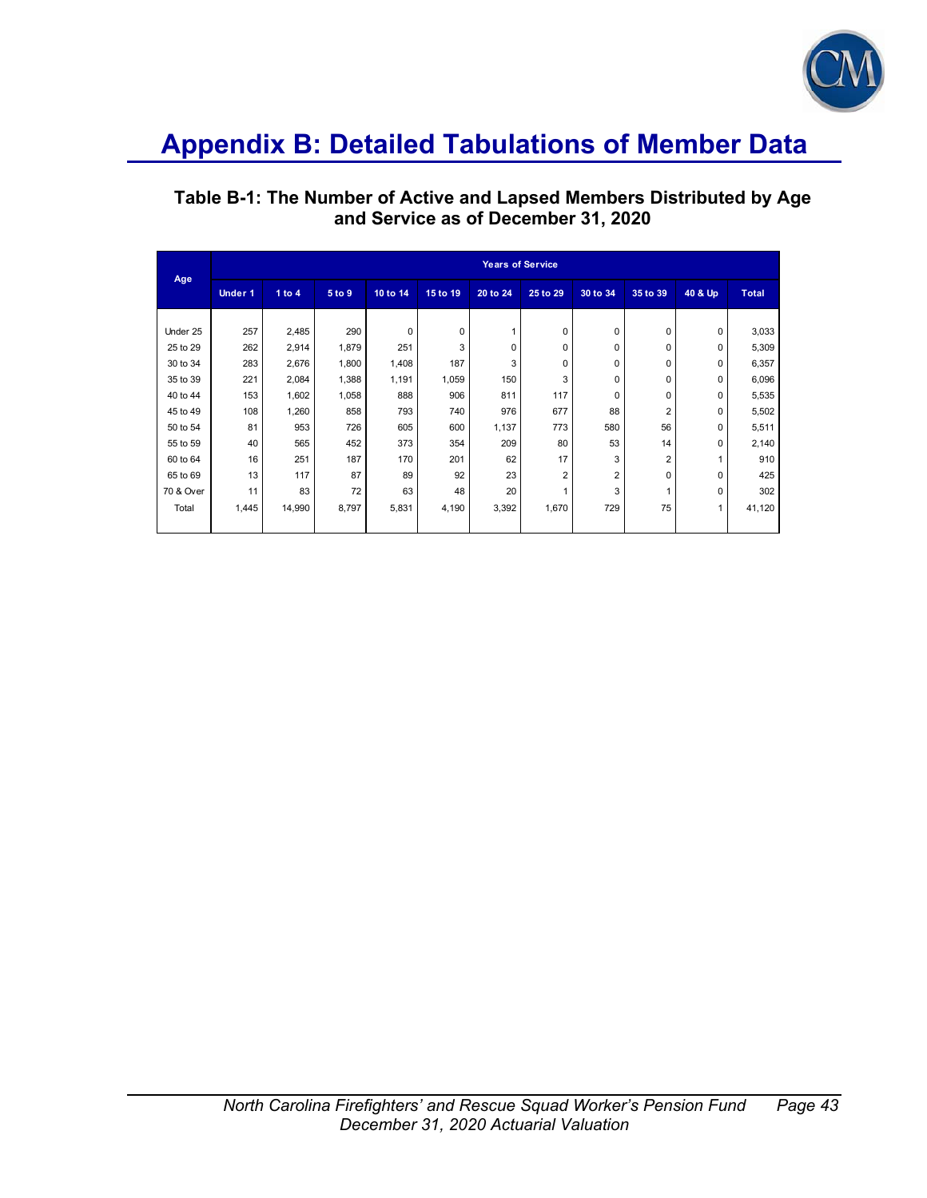# Appendix B: Detailed Tabulations of Member Data

## Table B-1: The Number of Active and Lapsed Members Distributed by Age and Service as of December 31, 2020

| Age | Years of Service | | | | | | | | | | |
|---|---|---|---|---|---|---|---|---|---|---|---|
| | Under 1 | 1 to 4 | 5 to 9 | 10 to 14 | 15 to 19 | 20 to 24 | 25 to 29 | 30 to 34 | 35 to 39 | 40 & Up | Total |
| Under 25 | 257 | 2,485 | 290 | 0 | 0 | 1 | 0 | 0 | 0 | 0 | 3,033 |
| 25 to 29 | 262 | 2,914 | 1,879 | 251 | 3 | 0 | 0 | 0 | 0 | 0 | 5,309 |
| 30 to 34 | 283 | 2,676 | 1,800 | 1,408 | 187 | 3 | 0 | 0 | 0 | 0 | 6,357 |
| 35 to 39 | 221 | 2,084 | 1,388 | 1,191 | 1,059 | 150 | 3 | 0 | 0 | 0 | 6,096 |
| 40 to 44 | 153 | 1,602 | 1,058 | 888 | 906 | 811 | 117 | 0 | 0 | 0 | 5,535 |
| 45 to 49 | 108 | 1,260 | 858 | 793 | 740 | 976 | 677 | 88 | 2 | 0 | 5,502 |
| 50 to 54 | 81 | 953 | 726 | 605 | 600 | 1,137 | 773 | 580 | 56 | 0 | 5,511 |
| 55 to 59 | 40 | 565 | 452 | 373 | 354 | 209 | 80 | 53 | 14 | 0 | 2,140 |
| 60 to 64 | 16 | 251 | 187 | 170 | 201 | 62 | 17 | 3 | 2 | 1 | 910 |
| 65 to 69 | 13 | 117 | 87 | 89 | 92 | 23 | 2 | 2 | 0 | 0 | 425 |
| 70 & Over | 11 | 83 | 72 | 63 | 48 | 20 | 1 | 3 | 1 | 0 | 302 |
| Total | 1,445 | 14,990 | 8,797 | 5,831 | 4,190 | 3,392 | 1,670 | 729 | 75 | 1 | 41,120 |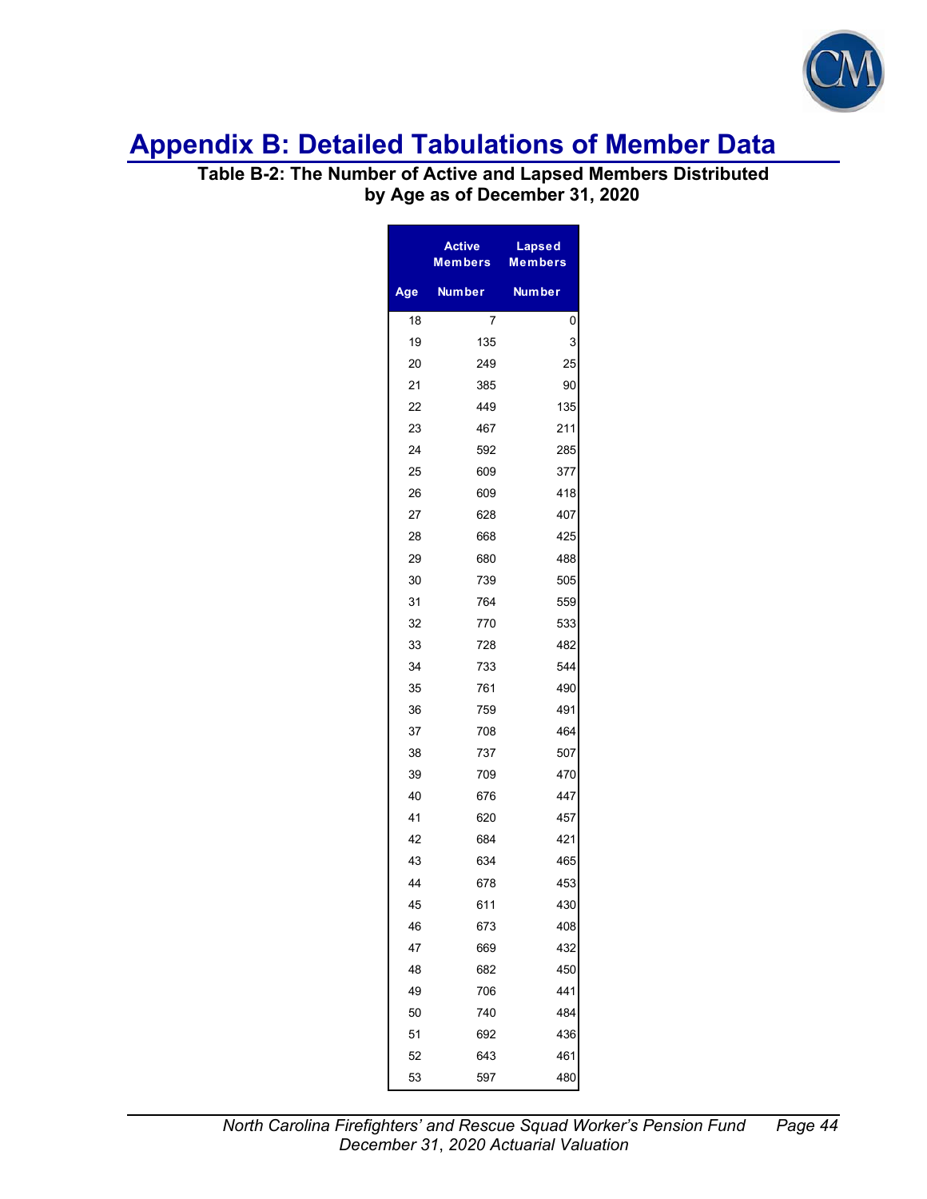# Appendix B: Detailed Tabulations of Member Data

**Table B-2: The Number of Active and Lapsed Members Distributed by Age as of December 31, 2020**

| | Active Members | Lapsed Members |
|---|---|---|
| Age | Number | Number |
| 18 | 7 | 0 |
| 19 | 135 | 3 |
| 20 | 249 | 25 |
| 21 | 385 | 90 |
| 22 | 449 | 135 |
| 23 | 467 | 211 |
| 24 | 592 | 285 |
| 25 | 609 | 377 |
| 26 | 609 | 418 |
| 27 | 628 | 407 |
| 28 | 668 | 425 |
| 29 | 680 | 488 |
| 30 | 739 | 505 |
| 31 | 764 | 559 |
| 32 | 770 | 533 |
| 33 | 728 | 482 |
| 34 | 733 | 544 |
| 35 | 761 | 490 |
| 36 | 759 | 491 |
| 37 | 708 | 464 |
| 38 | 737 | 507 |
| 39 | 709 | 470 |
| 40 | 676 | 447 |
| 41 | 620 | 457 |
| 42 | 684 | 421 |
| 43 | 634 | 465 |
| 44 | 678 | 453 |
| 45 | 611 | 430 |
| 46 | 673 | 408 |
| 47 | 669 | 432 |
| 48 | 682 | 450 |
| 49 | 706 | 441 |
| 50 | 740 | 484 |
| 51 | 692 | 436 |
| 52 | 643 | 461 |
| 53 | 597 | 480 |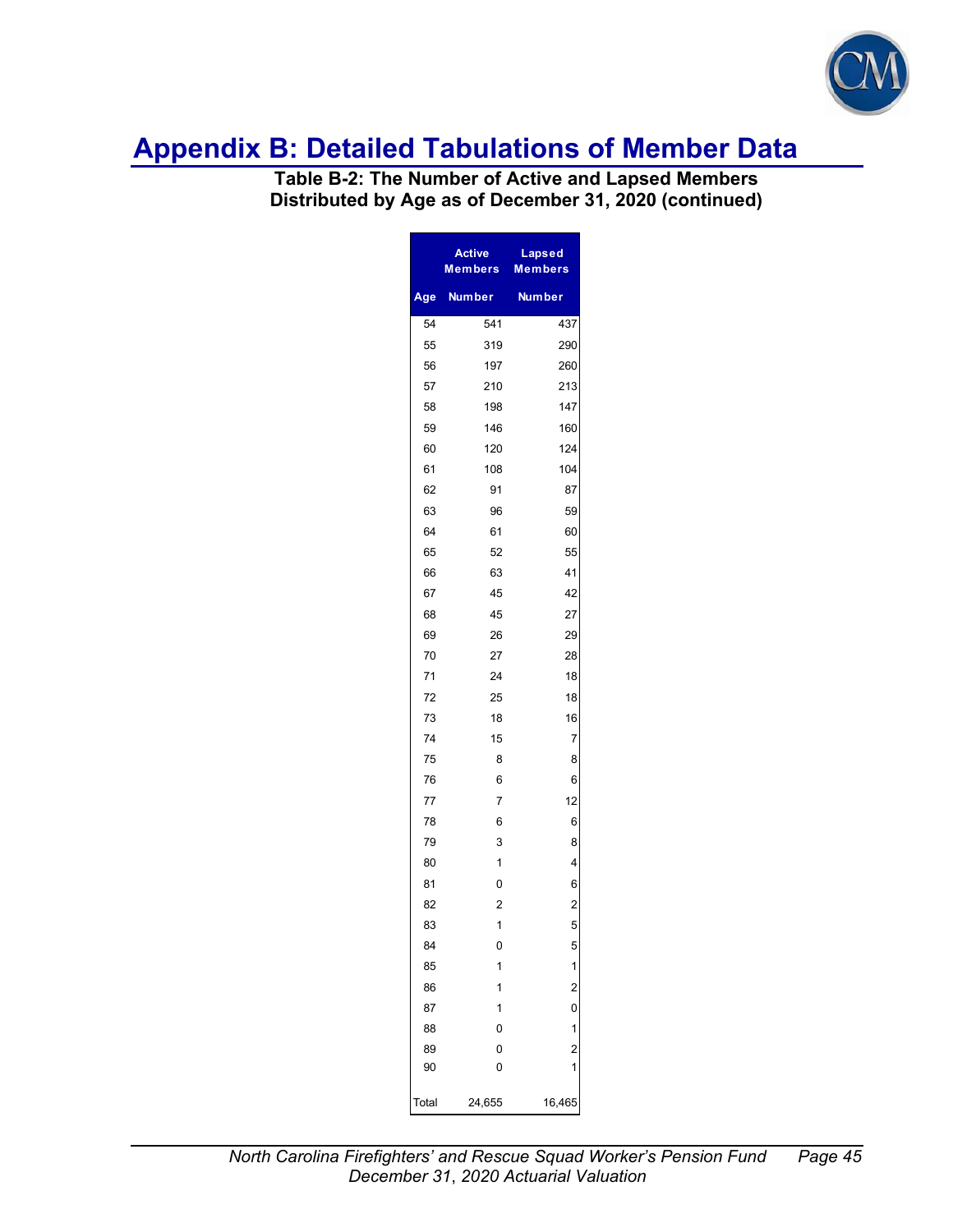# Appendix B: Detailed Tabulations of Member Data

**Table B-2: The Number of Active and Lapsed Members Distributed by Age as of December 31, 2020 (continued)**

| | Active Members | Lapsed Members |
|---|---|---|
| Age | Number | Number |
| 54 | 541 | 437 |
| 55 | 319 | 290 |
| 56 | 197 | 260 |
| 57 | 210 | 213 |
| 58 | 198 | 147 |
| 59 | 146 | 160 |
| 60 | 120 | 124 |
| 61 | 108 | 104 |
| 62 | 91 | 87 |
| 63 | 96 | 59 |
| 64 | 61 | 60 |
| 65 | 52 | 55 |
| 66 | 63 | 41 |
| 67 | 45 | 42 |
| 68 | 45 | 27 |
| 69 | 26 | 29 |
| 70 | 27 | 28 |
| 71 | 24 | 18 |
| 72 | 25 | 18 |
| 73 | 18 | 16 |
| 74 | 15 | 7 |
| 75 | 8 | 8 |
| 76 | 6 | 6 |
| 77 | 7 | 12 |
| 78 | 6 | 6 |
| 79 | 3 | 8 |
| 80 | 1 | 4 |
| 81 | 0 | 6 |
| 82 | 2 | 2 |
| 83 | 1 | 5 |
| 84 | 0 | 5 |
| 85 | 1 | 1 |
| 86 | 1 | 2 |
| 87 | 1 | 0 |
| 88 | 0 | 1 |
| 89 | 0 | 2 |
| 90 | 0 | 1 |
| Total | 24,655 | 16,465 |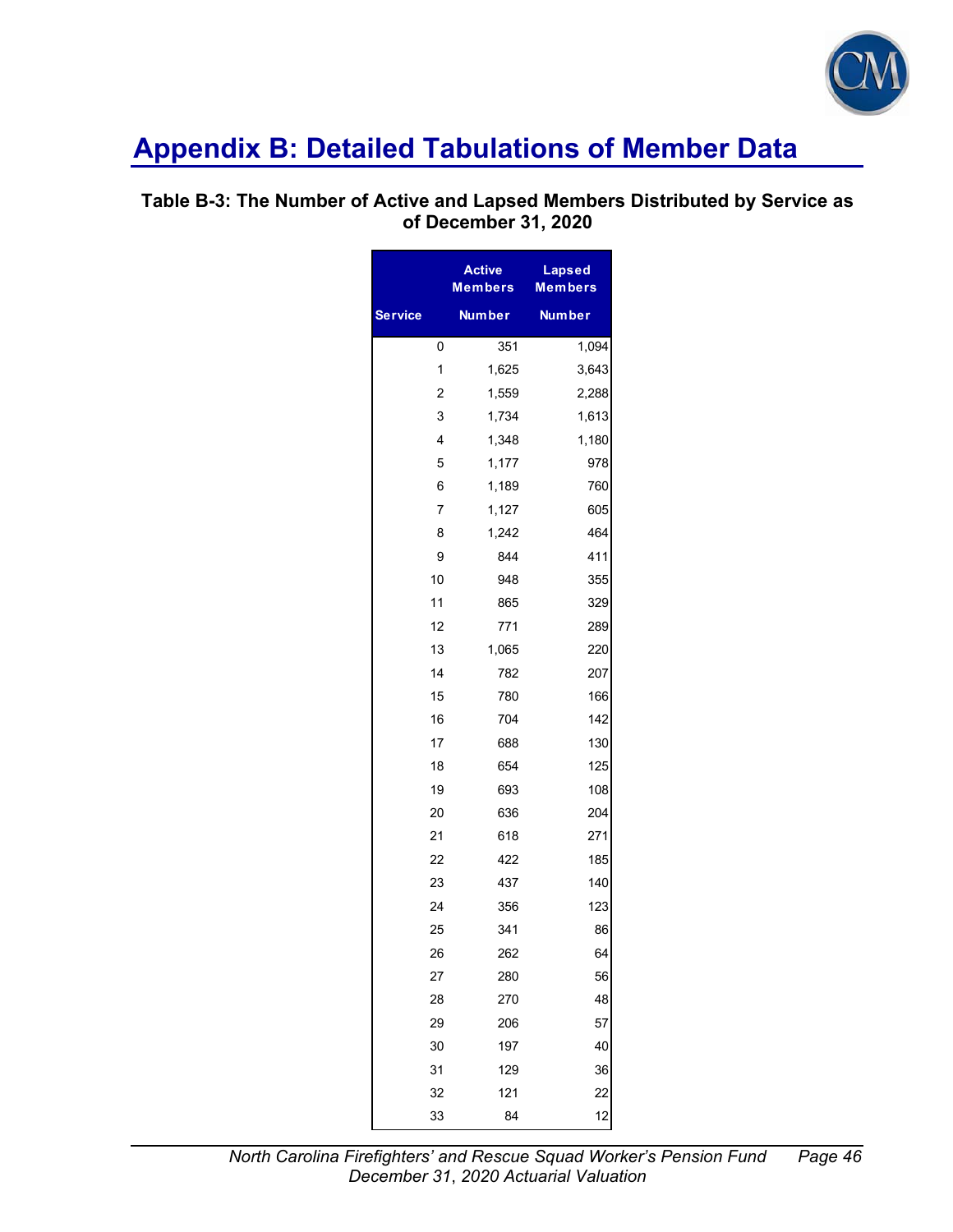# Appendix B: Detailed Tabulations of Member Data

### Table B-3: The Number of Active and Lapsed Members Distributed by Service as of December 31, 2020

| | Active Members | Lapsed Members |
|---|---|---|
| Service | Number | Number |
| 0 | 351 | 1,094 |
| 1 | 1,625 | 3,643 |
| 2 | 1,559 | 2,288 |
| 3 | 1,734 | 1,613 |
| 4 | 1,348 | 1,180 |
| 5 | 1,177 | 978 |
| 6 | 1,189 | 760 |
| 7 | 1,127 | 605 |
| 8 | 1,242 | 464 |
| 9 | 844 | 411 |
| 10 | 948 | 355 |
| 11 | 865 | 329 |
| 12 | 771 | 289 |
| 13 | 1,065 | 220 |
| 14 | 782 | 207 |
| 15 | 780 | 166 |
| 16 | 704 | 142 |
| 17 | 688 | 130 |
| 18 | 654 | 125 |
| 19 | 693 | 108 |
| 20 | 636 | 204 |
| 21 | 618 | 271 |
| 22 | 422 | 185 |
| 23 | 437 | 140 |
| 24 | 356 | 123 |
| 25 | 341 | 86 |
| 26 | 262 | 64 |
| 27 | 280 | 56 |
| 28 | 270 | 48 |
| 29 | 206 | 57 |
| 30 | 197 | 40 |
| 31 | 129 | 36 |
| 32 | 121 | 22 |
| 33 | 84 | 12 |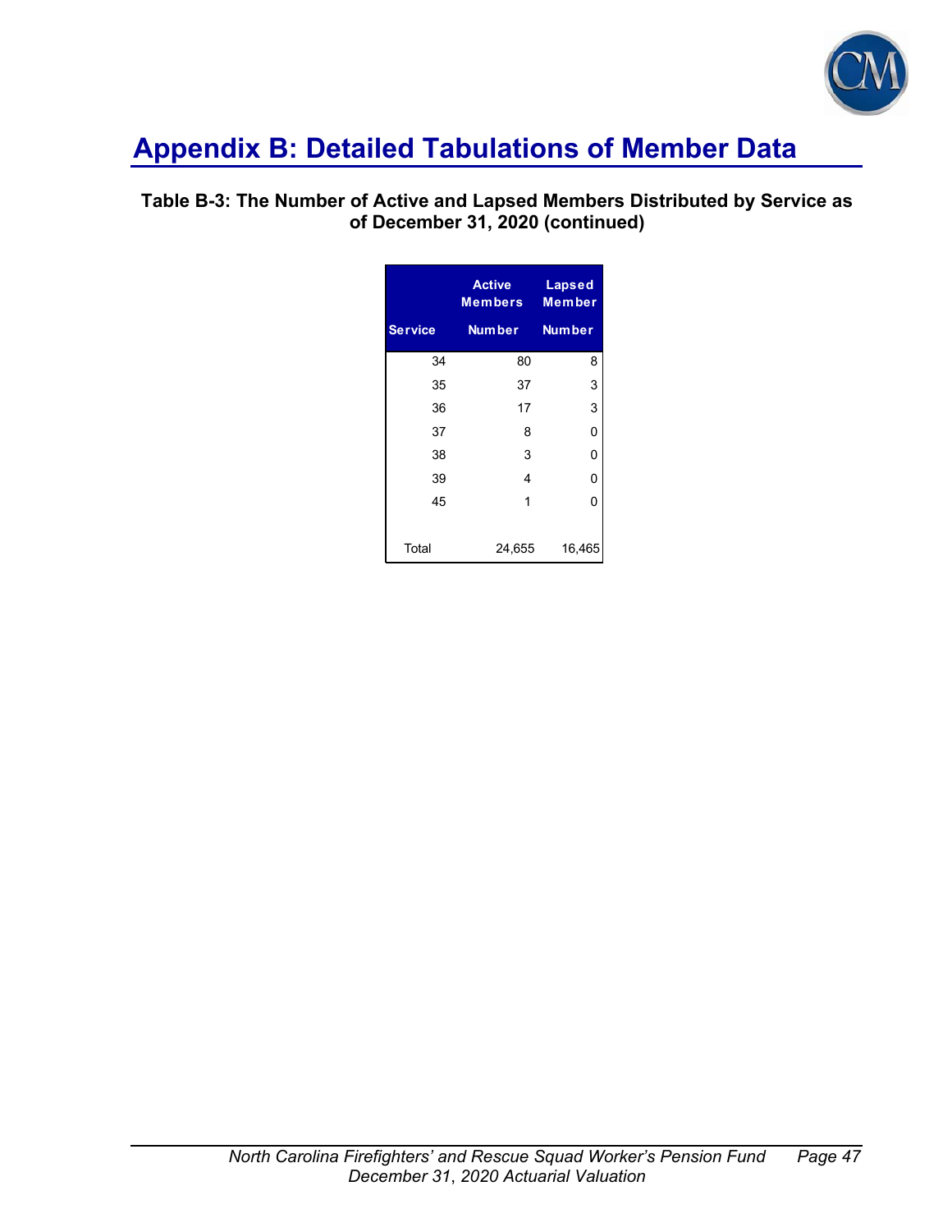# Appendix B: Detailed Tabulations of Member Data

**Table B-3: The Number of Active and Lapsed Members Distributed by Service as of December 31, 2020 (continued)**

| Service | Active Members Number | Lapsed Member Number |
|---|---|---|
| 34 | 80 | 8 |
| 35 | 37 | 3 |
| 36 | 17 | 3 |
| 37 | 8 | 0 |
| 38 | 3 | 0 |
| 39 | 4 | 0 |
| 45 | 1 | 0 |
| Total | 24,655 | 16,465 |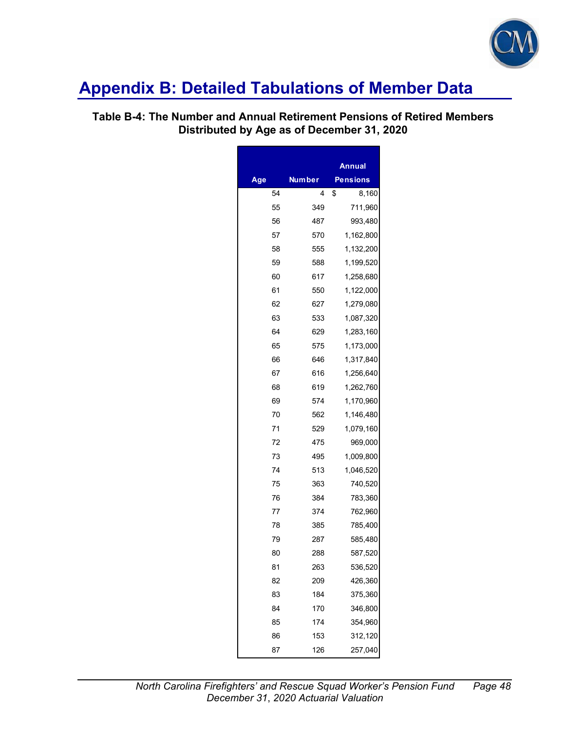# Appendix B: Detailed Tabulations of Member Data

**Table B-4: The Number and Annual Retirement Pensions of Retired Members Distributed by Age as of December 31, 2020**

| Age | Number | Annual Pensions |
|---|---|---|
| 54 | 4 | $ 8,160 |
| 55 | 349 | 711,960 |
| 56 | 487 | 993,480 |
| 57 | 570 | 1,162,800 |
| 58 | 555 | 1,132,200 |
| 59 | 588 | 1,199,520 |
| 60 | 617 | 1,258,680 |
| 61 | 550 | 1,122,000 |
| 62 | 627 | 1,279,080 |
| 63 | 533 | 1,087,320 |
| 64 | 629 | 1,283,160 |
| 65 | 575 | 1,173,000 |
| 66 | 646 | 1,317,840 |
| 67 | 616 | 1,256,640 |
| 68 | 619 | 1,262,760 |
| 69 | 574 | 1,170,960 |
| 70 | 562 | 1,146,480 |
| 71 | 529 | 1,079,160 |
| 72 | 475 | 969,000 |
| 73 | 495 | 1,009,800 |
| 74 | 513 | 1,046,520 |
| 75 | 363 | 740,520 |
| 76 | 384 | 783,360 |
| 77 | 374 | 762,960 |
| 78 | 385 | 785,400 |
| 79 | 287 | 585,480 |
| 80 | 288 | 587,520 |
| 81 | 263 | 536,520 |
| 82 | 209 | 426,360 |
| 83 | 184 | 375,360 |
| 84 | 170 | 346,800 |
| 85 | 174 | 354,960 |
| 86 | 153 | 312,120 |
| 87 | 126 | 257,040 |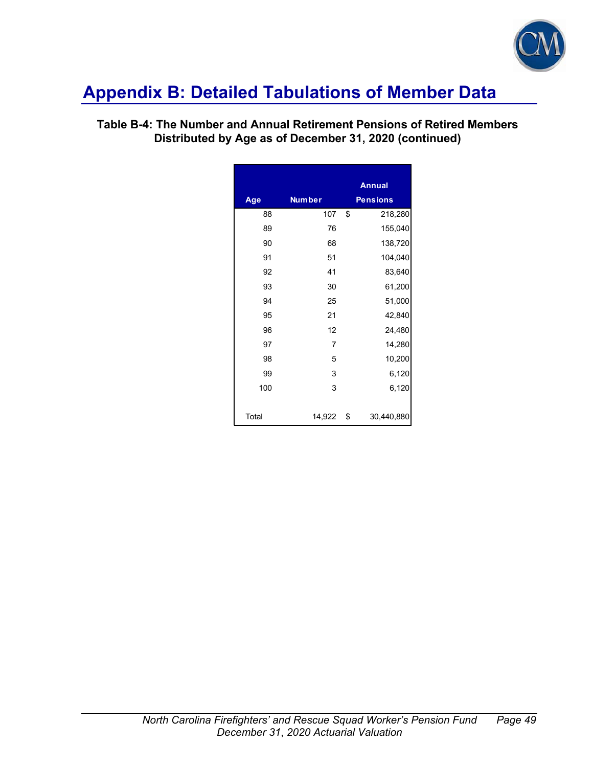# Appendix B: Detailed Tabulations of Member Data

**Table B-4: The Number and Annual Retirement Pensions of Retired Members Distributed by Age as of December 31, 2020 (continued)**

| Age | Number | Annual Pensions |
|---|---|---|
| 88 | 107 | $ 218,280 |
| 89 | 76 | 155,040 |
| 90 | 68 | 138,720 |
| 91 | 51 | 104,040 |
| 92 | 41 | 83,640 |
| 93 | 30 | 61,200 |
| 94 | 25 | 51,000 |
| 95 | 21 | 42,840 |
| 96 | 12 | 24,480 |
| 97 | 7 | 14,280 |
| 98 | 5 | 10,200 |
| 99 | 3 | 6,120 |
| 100 | 3 | 6,120 |
| Total | 14,922 | $ 30,440,880 |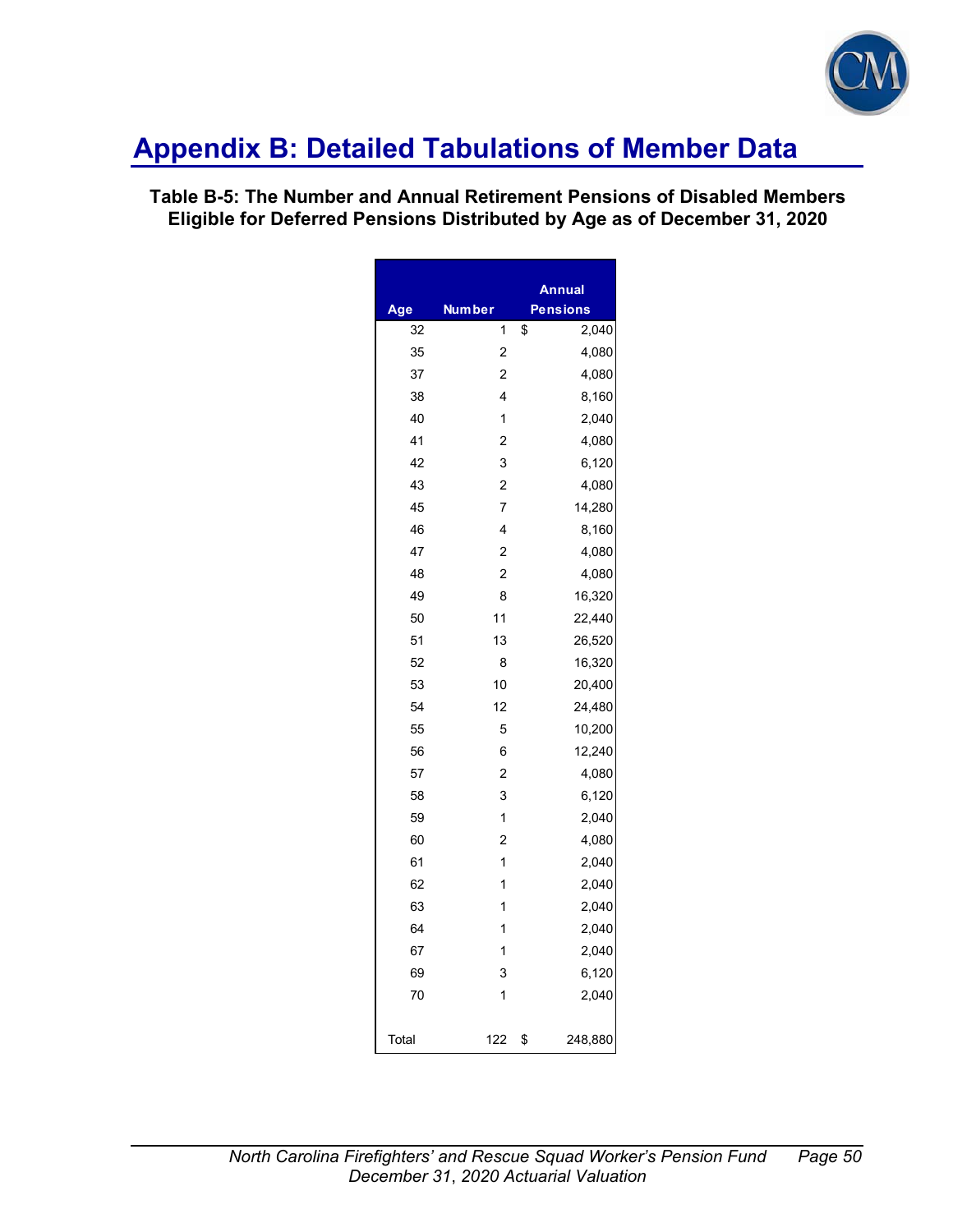# Appendix B: Detailed Tabulations of Member Data

**Table B-5: The Number and Annual Retirement Pensions of Disabled Members Eligible for Deferred Pensions Distributed by Age as of December 31, 2020**

| Age | Number | Annual Pensions |
|---|---|---|
| 32 | 1 | $ 2,040 |
| 35 | 2 | 4,080 |
| 37 | 2 | 4,080 |
| 38 | 4 | 8,160 |
| 40 | 1 | 2,040 |
| 41 | 2 | 4,080 |
| 42 | 3 | 6,120 |
| 43 | 2 | 4,080 |
| 45 | 7 | 14,280 |
| 46 | 4 | 8,160 |
| 47 | 2 | 4,080 |
| 48 | 2 | 4,080 |
| 49 | 8 | 16,320 |
| 50 | 11 | 22,440 |
| 51 | 13 | 26,520 |
| 52 | 8 | 16,320 |
| 53 | 10 | 20,400 |
| 54 | 12 | 24,480 |
| 55 | 5 | 10,200 |
| 56 | 6 | 12,240 |
| 57 | 2 | 4,080 |
| 58 | 3 | 6,120 |
| 59 | 1 | 2,040 |
| 60 | 2 | 4,080 |
| 61 | 1 | 2,040 |
| 62 | 1 | 2,040 |
| 63 | 1 | 2,040 |
| 64 | 1 | 2,040 |
| 67 | 1 | 2,040 |
| 69 | 3 | 6,120 |
| 70 | 1 | 2,040 |
| Total | 122 | $ 248,880 |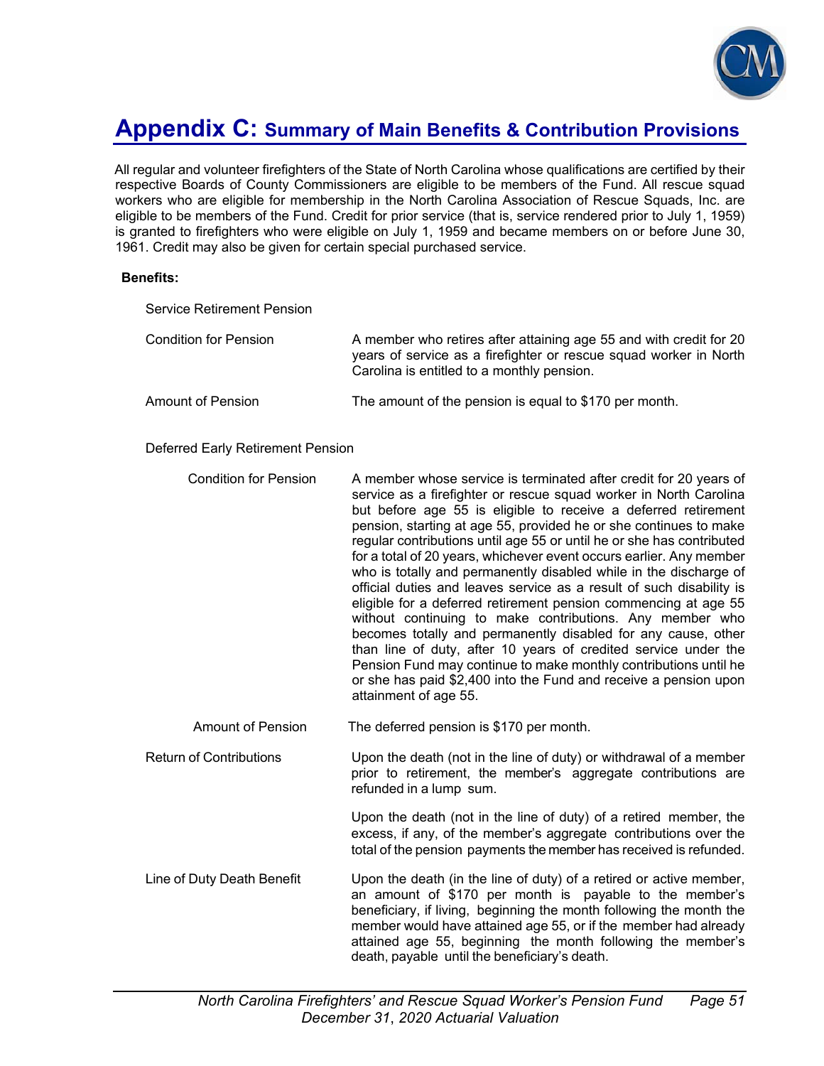# Appendix C: Summary of Main Benefits & Contribution Provisions

All regular and volunteer firefighters of the State of North Carolina whose qualifications are certified by their respective Boards of County Commissioners are eligible to be members of the Fund. All rescue squad workers who are eligible for membership in the North Carolina Association of Rescue Squads, Inc. are eligible to be members of the Fund. Credit for prior service (that is, service rendered prior to July 1, 1959) is granted to firefighters who were eligible on July 1, 1959 and became members on or before June 30, 1961. Credit may also be given for certain special purchased service.

**Benefits:**

Service Retirement Pension

| | |
|---|---|
| Condition for Pension | A member who retires after attaining age 55 and with credit for 20 years of service as a firefighter or rescue squad worker in North Carolina is entitled to a monthly pension. |
| Amount of Pension | The amount of the pension is equal to $170 per month. |

Deferred Early Retirement Pension

| | |
|---|---|
| Condition for Pension | A member whose service is terminated after credit for 20 years of service as a firefighter or rescue squad worker in North Carolina but before age 55 is eligible to receive a deferred retirement pension, starting at age 55, provided he or she continues to make regular contributions until age 55 or until he or she has contributed for a total of 20 years, whichever event occurs earlier. Any member who is totally and permanently disabled while in the discharge of official duties and leaves service as a result of such disability is eligible for a deferred retirement pension commencing at age 55 without continuing to make contributions. Any member who becomes totally and permanently disabled for any cause, other than line of duty, after 10 years of credited service under the Pension Fund may continue to make monthly contributions until he or she has paid $2,400 into the Fund and receive a pension upon attainment of age 55. |
| Amount of Pension | The deferred pension is $170 per month. |

| | |
|---|---|
| Return of Contributions | Upon the death (not in the line of duty) or withdrawal of a member prior to retirement, the member's aggregate contributions are refunded in a lump sum. |
| | Upon the death (not in the line of duty) of a retired member, the excess, if any, of the member's aggregate contributions over the total of the pension payments the member has received is refunded. |
| Line of Duty Death Benefit | Upon the death (in the line of duty) of a retired or active member, an amount of $170 per month is payable to the member's beneficiary, if living, beginning the month following the month the member would have attained age 55, or if the member had already attained age 55, beginning the month following the member's death, payable until the beneficiary's death. |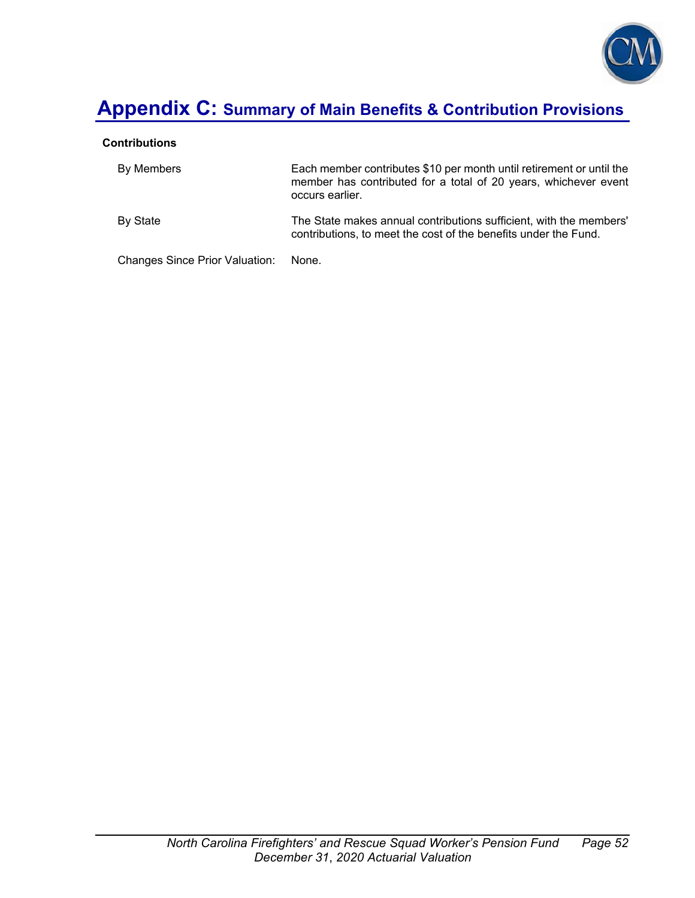# Appendix C: Summary of Main Benefits & Contribution Provisions

**Contributions**

| | |
|---|---|
| By Members | Each member contributes $10 per month until retirement or until the member has contributed for a total of 20 years, whichever event occurs earlier. |
| By State | The State makes annual contributions sufficient, with the members' contributions, to meet the cost of the benefits under the Fund. |
| Changes Since Prior Valuation: | None. |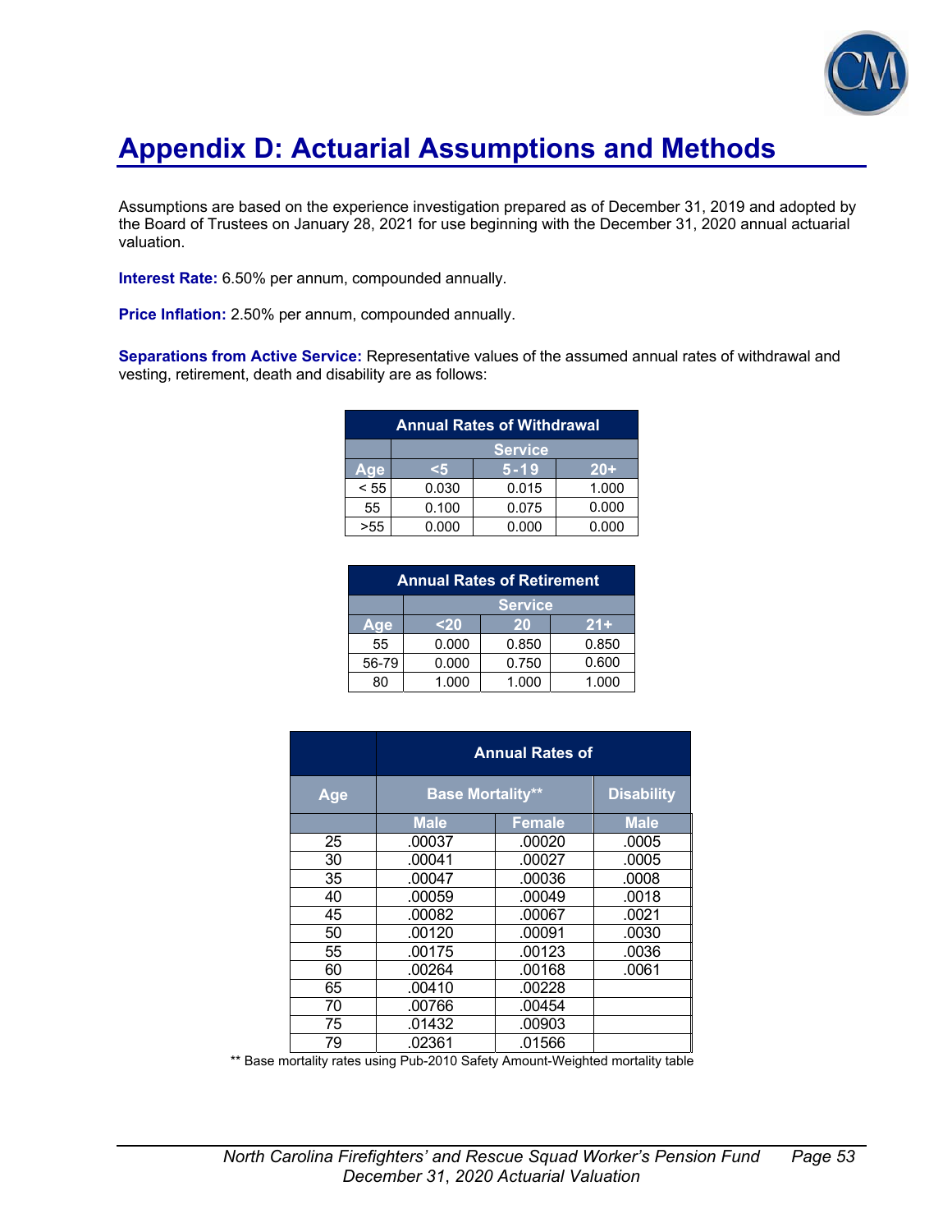# Appendix D: Actuarial Assumptions and Methods

Assumptions are based on the experience investigation prepared as of December 31, 2019 and adopted by the Board of Trustees on January 28, 2021 for use beginning with the December 31, 2020 annual actuarial valuation.

**Interest Rate:** 6.50% per annum, compounded annually.

**Price Inflation:** 2.50% per annum, compounded annually.

**Separations from Active Service:** Representative values of the assumed annual rates of withdrawal and vesting, retirement, death and disability are as follows:

| Annual Rates of Withdrawal | | | |
|---|---|---|---|
| | Service | | |
| Age | <5 | 5-19 | 20+ |
| < 55 | 0.030 | 0.015 | 1.000 |
| 55 | 0.100 | 0.075 | 0.000 |
| >55 | 0.000 | 0.000 | 0.000 |

| Annual Rates of Retirement | | | |
|---|---|---|---|
| | Service | | |
| Age | <20 | 20 | 21+ |
| 55 | 0.000 | 0.850 | 0.850 |
| 56-79 | 0.000 | 0.750 | 0.600 |
| 80 | 1.000 | 1.000 | 1.000 |

| | Annual Rates of | | |
|---|---|---|---|
| Age | Base Mortality** | | Disability |
| | Male | Female | Male |
| 25 | .00037 | .00020 | .0005 |
| 30 | .00041 | .00027 | .0005 |
| 35 | .00047 | .00036 | .0008 |
| 40 | .00059 | .00049 | .0018 |
| 45 | .00082 | .00067 | .0021 |
| 50 | .00120 | .00091 | .0030 |
| 55 | .00175 | .00123 | .0036 |
| 60 | .00264 | .00168 | .0061 |
| 65 | .00410 | .00228 | |
| 70 | .00766 | .00454 | |
| 75 | .01432 | .00903 | |
| 79 | .02361 | .01566 | |

** Base mortality rates using Pub-2010 Safety Amount-Weighted mortality table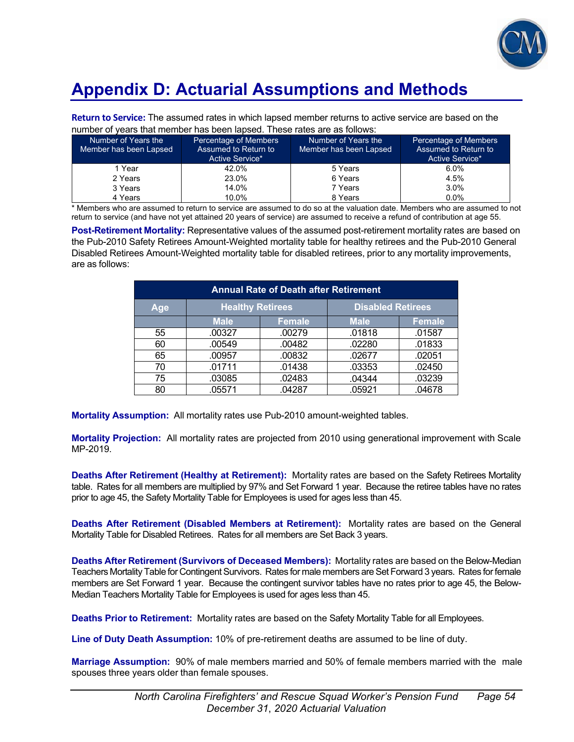# Appendix D: Actuarial Assumptions and Methods

**Return to Service:** The assumed rates in which lapsed member returns to active service are based on the number of years that member has been lapsed. These rates are as follows:

| Number of Years the Member has been Lapsed | Percentage of Members Assumed to Return to Active Service* | Number of Years the Member has been Lapsed | Percentage of Members Assumed to Return to Active Service* |
|---|---|---|---|
| 1 Year | 42.0% | 5 Years | 6.0% |
| 2 Years | 23.0% | 6 Years | 4.5% |
| 3 Years | 14.0% | 7 Years | 3.0% |
| 4 Years | 10.0% | 8 Years | 0.0% |

* Members who are assumed to return to service are assumed to do so at the valuation date. Members who are assumed to not return to service (and have not yet attained 20 years of service) are assumed to receive a refund of contribution at age 55.

**Post-Retirement Mortality:** Representative values of the assumed post-retirement mortality rates are based on the Pub-2010 Safety Retirees Amount-Weighted mortality table for healthy retirees and the Pub-2010 General Disabled Retirees Amount-Weighted mortality table for disabled retirees, prior to any mortality improvements, are as follows:

| Annual Rate of Death after Retirement | | | | |
|---|---|---|---|---|
| Age | Healthy Retirees | | Disabled Retirees | |
| | Male | Female | Male | Female |
| 55 | .00327 | .00279 | .01818 | .01587 |
| 60 | .00549 | .00482 | .02280 | .01833 |
| 65 | .00957 | .00832 | .02677 | .02051 |
| 70 | .01711 | .01438 | .03353 | .02450 |
| 75 | .03085 | .02483 | .04344 | .03239 |
| 80 | .05571 | .04287 | .05921 | .04678 |

**Mortality Assumption:** All mortality rates use Pub-2010 amount-weighted tables.

**Mortality Projection:** All mortality rates are projected from 2010 using generational improvement with Scale MP-2019.

**Deaths After Retirement (Healthy at Retirement):** Mortality rates are based on the Safety Retirees Mortality table. Rates for all members are multiplied by 97% and Set Forward 1 year. Because the retiree tables have no rates prior to age 45, the Safety Mortality Table for Employees is used for ages less than 45.

**Deaths After Retirement (Disabled Members at Retirement):** Mortality rates are based on the General Mortality Table for Disabled Retirees. Rates for all members are Set Back 3 years.

**Deaths After Retirement (Survivors of Deceased Members):** Mortality rates are based on the Below-Median Teachers Mortality Table for Contingent Survivors. Rates for male members are Set Forward 3 years. Rates for female members are Set Forward 1 year. Because the contingent survivor tables have no rates prior to age 45, the Below-Median Teachers Mortality Table for Employees is used for ages less than 45.

**Deaths Prior to Retirement:** Mortality rates are based on the Safety Mortality Table for all Employees.

**Line of Duty Death Assumption:** 10% of pre-retirement deaths are assumed to be line of duty.

**Marriage Assumption:** 90% of male members married and 50% of female members married with the male spouses three years older than female spouses.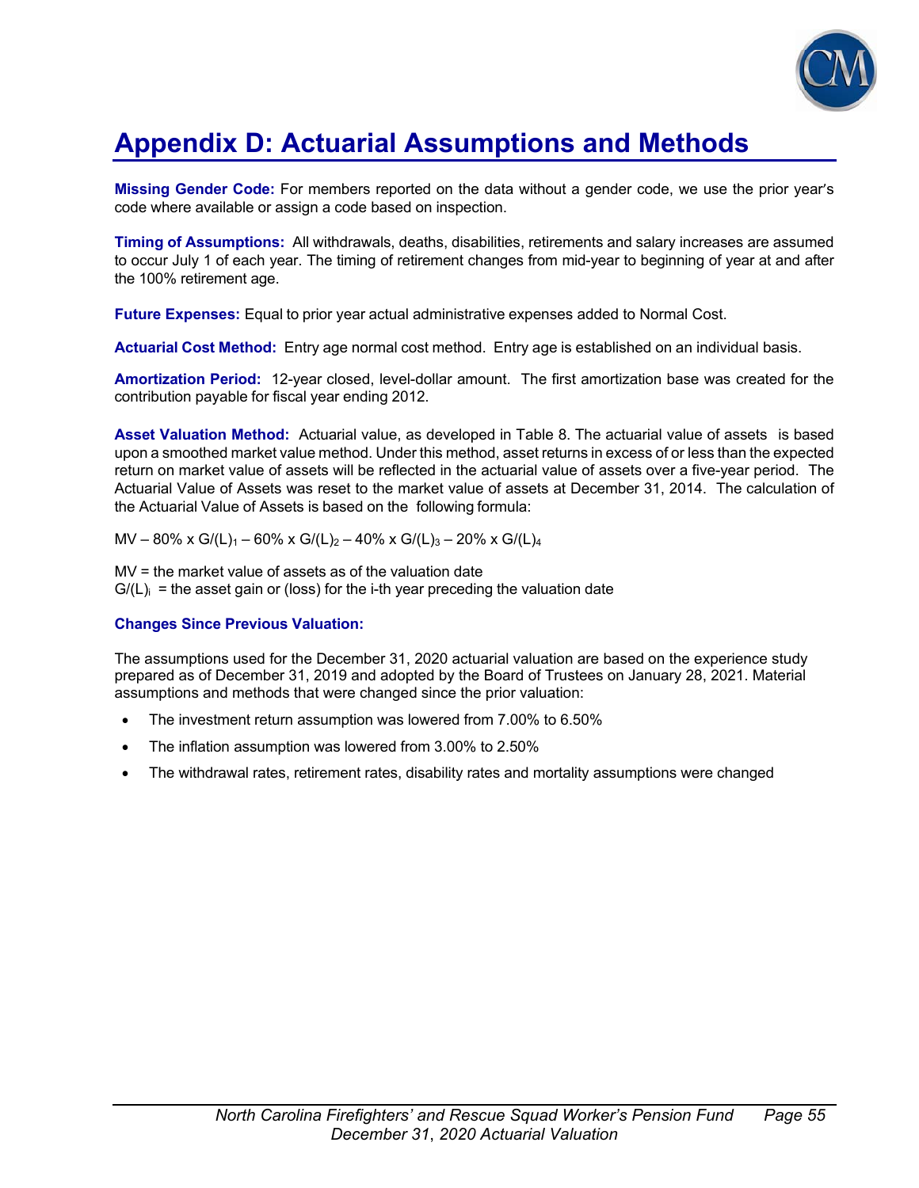# Appendix D: Actuarial Assumptions and Methods

**Missing Gender Code:** For members reported on the data without a gender code, we use the prior year's code where available or assign a code based on inspection.

**Timing of Assumptions:** All withdrawals, deaths, disabilities, retirements and salary increases are assumed to occur July 1 of each year. The timing of retirement changes from mid-year to beginning of year at and after the 100% retirement age.

**Future Expenses:** Equal to prior year actual administrative expenses added to Normal Cost.

**Actuarial Cost Method:** Entry age normal cost method. Entry age is established on an individual basis.

**Amortization Period:** 12-year closed, level-dollar amount. The first amortization base was created for the contribution payable for fiscal year ending 2012.

**Asset Valuation Method:** Actuarial value, as developed in Table 8. The actuarial value of assets is based upon a smoothed market value method. Under this method, asset returns in excess of or less than the expected return on market value of assets will be reflected in the actuarial value of assets over a five-year period. The Actuarial Value of Assets was reset to the market value of assets at December 31, 2014. The calculation of the Actuarial Value of Assets is based on the following formula:

$$MV - 80\% \times G/(L)_1 - 60\% \times G/(L)_2 - 40\% \times G/(L)_3 - 20\% \times G/(L)_4$$

MV = the market value of assets as of the valuation date
$G/(L)_i$ = the asset gain or (loss) for the i-th year preceding the valuation date

**Changes Since Previous Valuation:**

The assumptions used for the December 31, 2020 actuarial valuation are based on the experience study prepared as of December 31, 2019 and adopted by the Board of Trustees on January 28, 2021. Material assumptions and methods that were changed since the prior valuation:

- The investment return assumption was lowered from 7.00% to 6.50%
- The inflation assumption was lowered from 3.00% to 2.50%
- The withdrawal rates, retirement rates, disability rates and mortality assumptions were changed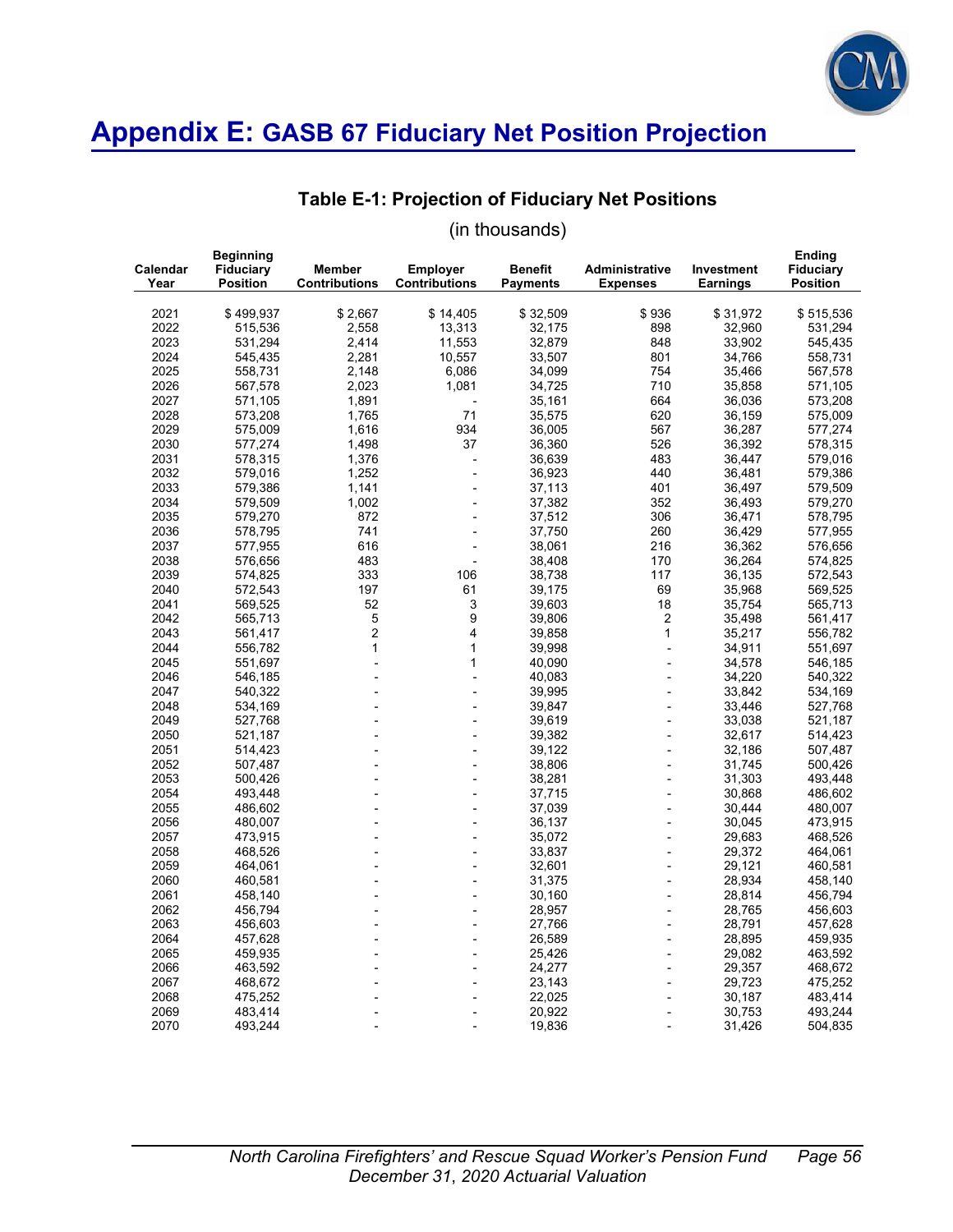# Appendix E: GASB 67 Fiduciary Net Position Projection

## Table E-1: Projection of Fiduciary Net Positions

(in thousands)

| Calendar Year | Beginning Fiduciary Position | Member Contributions | Employer Contributions | Benefit Payments | Administrative Expenses | Investment Earnings | Ending Fiduciary Position |
|---|---|---|---|---|---|---|---|
| 2021 | $ 499,937 | $ 2,667 | $ 14,405 | $ 32,509 | $ 936 | $ 31,972 | $ 515,536 |
| 2022 | 515,536 | 2,558 | 13,313 | 32,175 | 898 | 32,960 | 531,294 |
| 2023 | 531,294 | 2,414 | 11,553 | 32,879 | 848 | 33,902 | 545,435 |
| 2024 | 545,435 | 2,281 | 10,557 | 33,507 | 801 | 34,766 | 558,731 |
| 2025 | 558,731 | 2,148 | 6,086 | 34,099 | 754 | 35,466 | 567,578 |
| 2026 | 567,578 | 2,023 | 1,081 | 34,725 | 710 | 35,858 | 571,105 |
| 2027 | 571,105 | 1,891 | - | 35,161 | 664 | 36,036 | 573,208 |
| 2028 | 573,208 | 1,765 | 71 | 35,575 | 620 | 36,159 | 575,009 |
| 2029 | 575,009 | 1,616 | 934 | 36,005 | 567 | 36,287 | 577,274 |
| 2030 | 577,274 | 1,498 | 37 | 36,360 | 526 | 36,392 | 578,315 |
| 2031 | 578,315 | 1,376 | - | 36,639 | 483 | 36,447 | 579,016 |
| 2032 | 579,016 | 1,252 | - | 36,923 | 440 | 36,481 | 579,386 |
| 2033 | 579,386 | 1,141 | - | 37,113 | 401 | 36,497 | 579,509 |
| 2034 | 579,509 | 1,002 | - | 37,382 | 352 | 36,493 | 579,270 |
| 2035 | 579,270 | 872 | - | 37,512 | 306 | 36,471 | 578,795 |
| 2036 | 578,795 | 741 | - | 37,750 | 260 | 36,429 | 577,955 |
| 2037 | 577,955 | 616 | - | 38,061 | 216 | 36,362 | 576,656 |
| 2038 | 576,656 | 483 | - | 38,408 | 170 | 36,264 | 574,825 |
| 2039 | 574,825 | 333 | 106 | 38,738 | 117 | 36,135 | 572,543 |
| 2040 | 572,543 | 197 | 61 | 39,175 | 69 | 35,968 | 569,525 |
| 2041 | 569,525 | 52 | 3 | 39,603 | 18 | 35,754 | 565,713 |
| 2042 | 565,713 | 5 | 9 | 39,806 | 2 | 35,498 | 561,417 |
| 2043 | 561,417 | 2 | 4 | 39,858 | 1 | 35,217 | 556,782 |
| 2044 | 556,782 | 1 | 1 | 39,998 | - | 34,911 | 551,697 |
| 2045 | 551,697 | - | 1 | 40,090 | - | 34,578 | 546,185 |
| 2046 | 546,185 | - | - | 40,083 | - | 34,220 | 540,322 |
| 2047 | 540,322 | - | - | 39,995 | - | 33,842 | 534,169 |
| 2048 | 534,169 | - | - | 39,847 | - | 33,446 | 527,768 |
| 2049 | 527,768 | - | - | 39,619 | - | 33,038 | 521,187 |
| 2050 | 521,187 | - | - | 39,382 | - | 32,617 | 514,423 |
| 2051 | 514,423 | - | - | 39,122 | - | 32,186 | 507,487 |
| 2052 | 507,487 | - | - | 38,806 | - | 31,745 | 500,426 |
| 2053 | 500,426 | - | - | 38,281 | - | 31,303 | 493,448 |
| 2054 | 493,448 | - | - | 37,715 | - | 30,868 | 486,602 |
| 2055 | 486,602 | - | - | 37,039 | - | 30,444 | 480,007 |
| 2056 | 480,007 | - | - | 36,137 | - | 30,045 | 473,915 |
| 2057 | 473,915 | - | - | 35,072 | - | 29,683 | 468,526 |
| 2058 | 468,526 | - | - | 33,837 | - | 29,372 | 464,061 |
| 2059 | 464,061 | - | - | 32,601 | - | 29,121 | 460,581 |
| 2060 | 460,581 | - | - | 31,375 | - | 28,934 | 458,140 |
| 2061 | 458,140 | - | - | 30,160 | - | 28,814 | 456,794 |
| 2062 | 456,794 | - | - | 28,957 | - | 28,765 | 456,603 |
| 2063 | 456,603 | - | - | 27,766 | - | 28,791 | 457,628 |
| 2064 | 457,628 | - | - | 26,589 | - | 28,895 | 459,935 |
| 2065 | 459,935 | - | - | 25,426 | - | 29,082 | 463,592 |
| 2066 | 463,592 | - | - | 24,277 | - | 29,357 | 468,672 |
| 2067 | 468,672 | - | - | 23,143 | - | 29,723 | 475,252 |
| 2068 | 475,252 | - | - | 22,025 | - | 30,187 | 483,414 |
| 2069 | 483,414 | - | - | 20,922 | - | 30,753 | 493,244 |
| 2070 | 493,244 | - | - | 19,836 | - | 31,426 | 504,835 |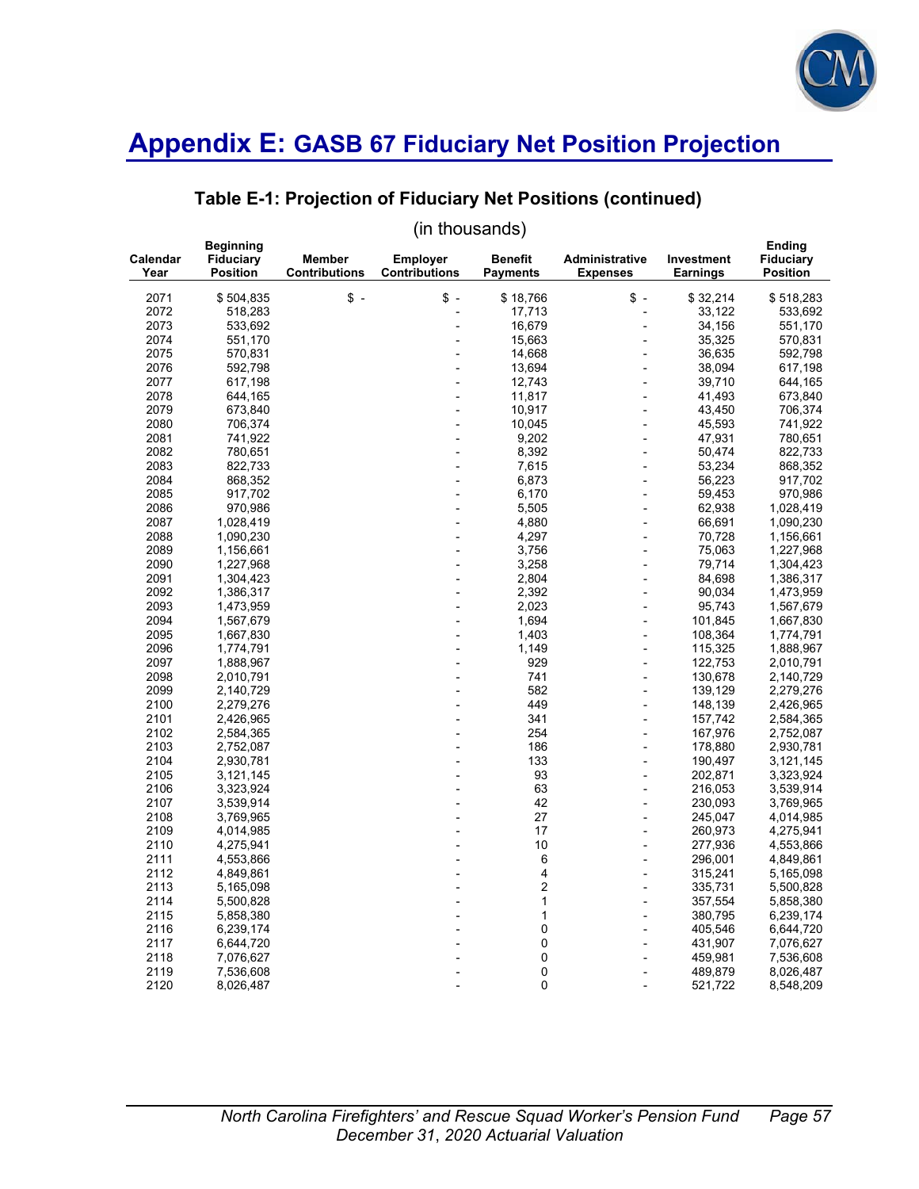# Appendix E: GASB 67 Fiduciary Net Position Projection

## Table E-1: Projection of Fiduciary Net Positions (continued)

(in thousands)

| Calendar Year | Beginning Fiduciary Position | Member Contributions | Employer Contributions | Benefit Payments | Administrative Expenses | Investment Earnings | Ending Fiduciary Position |
|---|---|---|---|---|---|---|---|
| 2071 | $ 504,835 | $ - | $ - | $ 18,766 | $ - | $ 32,214 | $ 518,283 |
| 2072 | 518,283 | | - | 17,713 | - | 33,122 | 533,692 |
| 2073 | 533,692 | | - | 16,679 | - | 34,156 | 551,170 |
| 2074 | 551,170 | | - | 15,663 | - | 35,325 | 570,831 |
| 2075 | 570,831 | | - | 14,668 | - | 36,635 | 592,798 |
| 2076 | 592,798 | | - | 13,694 | - | 38,094 | 617,198 |
| 2077 | 617,198 | | - | 12,743 | - | 39,710 | 644,165 |
| 2078 | 644,165 | | - | 11,817 | - | 41,493 | 673,840 |
| 2079 | 673,840 | | - | 10,917 | - | 43,450 | 706,374 |
| 2080 | 706,374 | | - | 10,045 | - | 45,593 | 741,922 |
| 2081 | 741,922 | | - | 9,202 | - | 47,931 | 780,651 |
| 2082 | 780,651 | | - | 8,392 | - | 50,474 | 822,733 |
| 2083 | 822,733 | | - | 7,615 | - | 53,234 | 868,352 |
| 2084 | 868,352 | | - | 6,873 | - | 56,223 | 917,702 |
| 2085 | 917,702 | | - | 6,170 | - | 59,453 | 970,986 |
| 2086 | 970,986 | | - | 5,505 | - | 62,938 | 1,028,419 |
| 2087 | 1,028,419 | | - | 4,880 | - | 66,691 | 1,090,230 |
| 2088 | 1,090,230 | | - | 4,297 | - | 70,728 | 1,156,661 |
| 2089 | 1,156,661 | | - | 3,756 | - | 75,063 | 1,227,968 |
| 2090 | 1,227,968 | | - | 3,258 | - | 79,714 | 1,304,423 |
| 2091 | 1,304,423 | | - | 2,804 | - | 84,698 | 1,386,317 |
| 2092 | 1,386,317 | | - | 2,392 | - | 90,034 | 1,473,959 |
| 2093 | 1,473,959 | | - | 2,023 | - | 95,743 | 1,567,679 |
| 2094 | 1,567,679 | | - | 1,694 | - | 101,845 | 1,667,830 |
| 2095 | 1,667,830 | | - | 1,403 | - | 108,364 | 1,774,791 |
| 2096 | 1,774,791 | | - | 1,149 | - | 115,325 | 1,888,967 |
| 2097 | 1,888,967 | | - | 929 | - | 122,753 | 2,010,791 |
| 2098 | 2,010,791 | | - | 741 | - | 130,678 | 2,140,729 |
| 2099 | 2,140,729 | | - | 582 | - | 139,129 | 2,279,276 |
| 2100 | 2,279,276 | | - | 449 | - | 148,139 | 2,426,965 |
| 2101 | 2,426,965 | | - | 341 | - | 157,742 | 2,584,365 |
| 2102 | 2,584,365 | | - | 254 | - | 167,976 | 2,752,087 |
| 2103 | 2,752,087 | | - | 186 | - | 178,880 | 2,930,781 |
| 2104 | 2,930,781 | | - | 133 | - | 190,497 | 3,121,145 |
| 2105 | 3,121,145 | | - | 93 | - | 202,871 | 3,323,924 |
| 2106 | 3,323,924 | | - | 63 | - | 216,053 | 3,539,914 |
| 2107 | 3,539,914 | | - | 42 | - | 230,093 | 3,769,965 |
| 2108 | 3,769,965 | | - | 27 | - | 245,047 | 4,014,985 |
| 2109 | 4,014,985 | | - | 17 | - | 260,973 | 4,275,941 |
| 2110 | 4,275,941 | | - | 10 | - | 277,936 | 4,553,866 |
| 2111 | 4,553,866 | | - | 6 | - | 296,001 | 4,849,861 |
| 2112 | 4,849,861 | | - | 4 | - | 315,241 | 5,165,098 |
| 2113 | 5,165,098 | | - | 2 | - | 335,731 | 5,500,828 |
| 2114 | 5,500,828 | | - | 1 | - | 357,554 | 5,858,380 |
| 2115 | 5,858,380 | | - | 1 | - | 380,795 | 6,239,174 |
| 2116 | 6,239,174 | | - | 0 | - | 405,546 | 6,644,720 |
| 2117 | 6,644,720 | | - | 0 | - | 431,907 | 7,076,627 |
| 2118 | 7,076,627 | | - | 0 | - | 459,981 | 7,536,608 |
| 2119 | 7,536,608 | | - | 0 | - | 489,879 | 8,026,487 |
| 2120 | 8,026,487 | | - | 0 | - | 521,722 | 8,548,209 |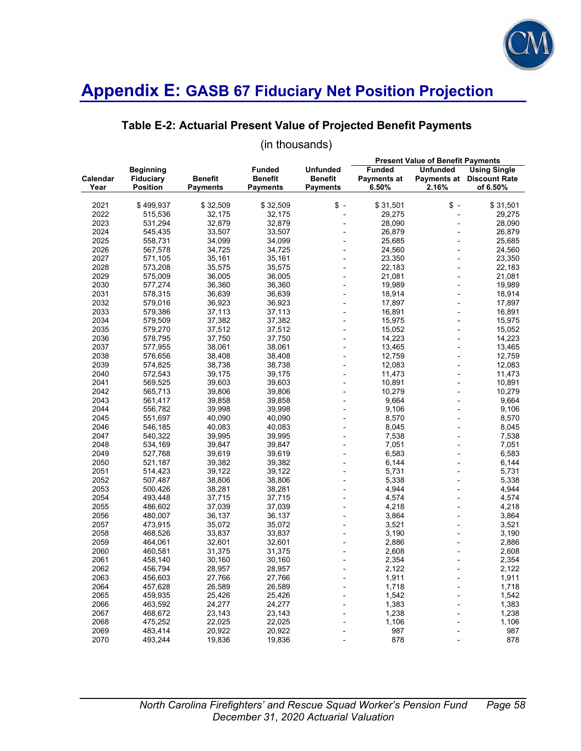# Appendix E: GASB 67 Fiduciary Net Position Projection

## Table E-2: Actuarial Present Value of Projected Benefit Payments

(in thousands)

| Calendar Year | Beginning Fiduciary Position | Benefit Payments | Funded Benefit Payments | Unfunded Benefit Payments | Present Value of Benefit Payments: Funded Payments at 6.50% | Unfunded Payments at 2.16% | Using Single Discount Rate of 6.50% |
|---|---|---|---|---|---|---|---|
| 2021 | $ 499,937 | $ 32,509 | $ 32,509 | $ - | $ 31,501 | $ - | $ 31,501 |
| 2022 | 515,536 | 32,175 | 32,175 | - | 29,275 | - | 29,275 |
| 2023 | 531,294 | 32,879 | 32,879 | - | 28,090 | - | 28,090 |
| 2024 | 545,435 | 33,507 | 33,507 | - | 26,879 | - | 26,879 |
| 2025 | 558,731 | 34,099 | 34,099 | - | 25,685 | - | 25,685 |
| 2026 | 567,578 | 34,725 | 34,725 | - | 24,560 | - | 24,560 |
| 2027 | 571,105 | 35,161 | 35,161 | - | 23,350 | - | 23,350 |
| 2028 | 573,208 | 35,575 | 35,575 | - | 22,183 | - | 22,183 |
| 2029 | 575,009 | 36,005 | 36,005 | - | 21,081 | - | 21,081 |
| 2030 | 577,274 | 36,360 | 36,360 | - | 19,989 | - | 19,989 |
| 2031 | 578,315 | 36,639 | 36,639 | - | 18,914 | - | 18,914 |
| 2032 | 579,016 | 36,923 | 36,923 | - | 17,897 | - | 17,897 |
| 2033 | 579,386 | 37,113 | 37,113 | - | 16,891 | - | 16,891 |
| 2034 | 579,509 | 37,382 | 37,382 | - | 15,975 | - | 15,975 |
| 2035 | 579,270 | 37,512 | 37,512 | - | 15,052 | - | 15,052 |
| 2036 | 578,795 | 37,750 | 37,750 | - | 14,223 | - | 14,223 |
| 2037 | 577,955 | 38,061 | 38,061 | - | 13,465 | - | 13,465 |
| 2038 | 576,656 | 38,408 | 38,408 | - | 12,759 | - | 12,759 |
| 2039 | 574,825 | 38,738 | 38,738 | - | 12,083 | - | 12,083 |
| 2040 | 572,543 | 39,175 | 39,175 | - | 11,473 | - | 11,473 |
| 2041 | 569,525 | 39,603 | 39,603 | - | 10,891 | - | 10,891 |
| 2042 | 565,713 | 39,806 | 39,806 | - | 10,279 | - | 10,279 |
| 2043 | 561,417 | 39,858 | 39,858 | - | 9,664 | - | 9,664 |
| 2044 | 556,782 | 39,998 | 39,998 | - | 9,106 | - | 9,106 |
| 2045 | 551,697 | 40,090 | 40,090 | - | 8,570 | - | 8,570 |
| 2046 | 546,185 | 40,083 | 40,083 | - | 8,045 | - | 8,045 |
| 2047 | 540,322 | 39,995 | 39,995 | - | 7,538 | - | 7,538 |
| 2048 | 534,169 | 39,847 | 39,847 | - | 7,051 | - | 7,051 |
| 2049 | 527,768 | 39,619 | 39,619 | - | 6,583 | - | 6,583 |
| 2050 | 521,187 | 39,382 | 39,382 | - | 6,144 | - | 6,144 |
| 2051 | 514,423 | 39,122 | 39,122 | - | 5,731 | - | 5,731 |
| 2052 | 507,487 | 38,806 | 38,806 | - | 5,338 | - | 5,338 |
| 2053 | 500,426 | 38,281 | 38,281 | - | 4,944 | - | 4,944 |
| 2054 | 493,448 | 37,715 | 37,715 | - | 4,574 | - | 4,574 |
| 2055 | 486,602 | 37,039 | 37,039 | - | 4,218 | - | 4,218 |
| 2056 | 480,007 | 36,137 | 36,137 | - | 3,864 | - | 3,864 |
| 2057 | 473,915 | 35,072 | 35,072 | - | 3,521 | - | 3,521 |
| 2058 | 468,526 | 33,837 | 33,837 | - | 3,190 | - | 3,190 |
| 2059 | 464,061 | 32,601 | 32,601 | - | 2,886 | - | 2,886 |
| 2060 | 460,581 | 31,375 | 31,375 | - | 2,608 | - | 2,608 |
| 2061 | 458,140 | 30,160 | 30,160 | - | 2,354 | - | 2,354 |
| 2062 | 456,794 | 28,957 | 28,957 | - | 2,122 | - | 2,122 |
| 2063 | 456,603 | 27,766 | 27,766 | - | 1,911 | - | 1,911 |
| 2064 | 457,628 | 26,589 | 26,589 | - | 1,718 | - | 1,718 |
| 2065 | 459,935 | 25,426 | 25,426 | - | 1,542 | - | 1,542 |
| 2066 | 463,592 | 24,277 | 24,277 | - | 1,383 | - | 1,383 |
| 2067 | 468,672 | 23,143 | 23,143 | - | 1,238 | - | 1,238 |
| 2068 | 475,252 | 22,025 | 22,025 | - | 1,106 | - | 1,106 |
| 2069 | 483,414 | 20,922 | 20,922 | - | 987 | - | 987 |
| 2070 | 493,244 | 19,836 | 19,836 | - | 878 | - | 878 |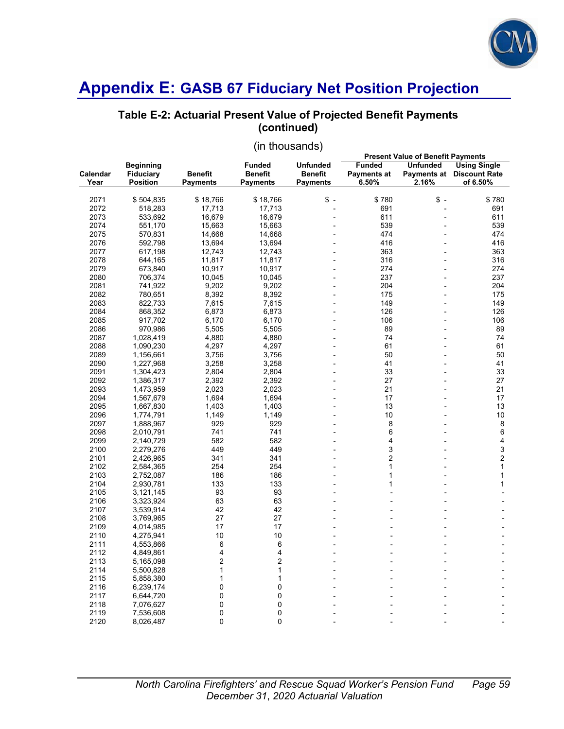# Appendix E: GASB 67 Fiduciary Net Position Projection

## Table E-2: Actuarial Present Value of Projected Benefit Payments (continued)

(in thousands)

| | | | | | Present Value of Benefit Payments | | |
|---|---|---|---|---|---|---|---|
| **Calendar Year** | **Beginning Fiduciary Position** | **Benefit Payments** | **Funded Benefit Payments** | **Unfunded Benefit Payments** | **Funded Payments at 6.50%** | **Unfunded Payments at 2.16%** | **Using Single Discount Rate of 6.50%** |
| 2071 | $ 504,835 | $ 18,766 | $ 18,766 | $ - | $ 780 | $ - | $ 780 |
| 2072 | 518,283 | 17,713 | 17,713 | - | 691 | - | 691 |
| 2073 | 533,692 | 16,679 | 16,679 | - | 611 | - | 611 |
| 2074 | 551,170 | 15,663 | 15,663 | - | 539 | - | 539 |
| 2075 | 570,831 | 14,668 | 14,668 | - | 474 | - | 474 |
| 2076 | 592,798 | 13,694 | 13,694 | - | 416 | - | 416 |
| 2077 | 617,198 | 12,743 | 12,743 | - | 363 | - | 363 |
| 2078 | 644,165 | 11,817 | 11,817 | - | 316 | - | 316 |
| 2079 | 673,840 | 10,917 | 10,917 | - | 274 | - | 274 |
| 2080 | 706,374 | 10,045 | 10,045 | - | 237 | - | 237 |
| 2081 | 741,922 | 9,202 | 9,202 | - | 204 | - | 204 |
| 2082 | 780,651 | 8,392 | 8,392 | - | 175 | - | 175 |
| 2083 | 822,733 | 7,615 | 7,615 | - | 149 | - | 149 |
| 2084 | 868,352 | 6,873 | 6,873 | - | 126 | - | 126 |
| 2085 | 917,702 | 6,170 | 6,170 | - | 106 | - | 106 |
| 2086 | 970,986 | 5,505 | 5,505 | - | 89 | - | 89 |
| 2087 | 1,028,419 | 4,880 | 4,880 | - | 74 | - | 74 |
| 2088 | 1,090,230 | 4,297 | 4,297 | - | 61 | - | 61 |
| 2089 | 1,156,661 | 3,756 | 3,756 | - | 50 | - | 50 |
| 2090 | 1,227,968 | 3,258 | 3,258 | - | 41 | - | 41 |
| 2091 | 1,304,423 | 2,804 | 2,804 | - | 33 | - | 33 |
| 2092 | 1,386,317 | 2,392 | 2,392 | - | 27 | - | 27 |
| 2093 | 1,473,959 | 2,023 | 2,023 | - | 21 | - | 21 |
| 2094 | 1,567,679 | 1,694 | 1,694 | - | 17 | - | 17 |
| 2095 | 1,667,830 | 1,403 | 1,403 | - | 13 | - | 13 |
| 2096 | 1,774,791 | 1,149 | 1,149 | - | 10 | - | 10 |
| 2097 | 1,888,967 | 929 | 929 | - | 8 | - | 8 |
| 2098 | 2,010,791 | 741 | 741 | - | 6 | - | 6 |
| 2099 | 2,140,729 | 582 | 582 | - | 4 | - | 4 |
| 2100 | 2,279,276 | 449 | 449 | - | 3 | - | 3 |
| 2101 | 2,426,965 | 341 | 341 | - | 2 | - | 2 |
| 2102 | 2,584,365 | 254 | 254 | - | 1 | - | 1 |
| 2103 | 2,752,087 | 186 | 186 | - | 1 | - | 1 |
| 2104 | 2,930,781 | 133 | 133 | - | 1 | - | 1 |
| 2105 | 3,121,145 | 93 | 93 | - | - | - | - |
| 2106 | 3,323,924 | 63 | 63 | - | - | - | - |
| 2107 | 3,539,914 | 42 | 42 | - | - | - | - |
| 2108 | 3,769,965 | 27 | 27 | - | - | - | - |
| 2109 | 4,014,985 | 17 | 17 | - | - | - | - |
| 2110 | 4,275,941 | 10 | 10 | - | - | - | - |
| 2111 | 4,553,866 | 6 | 6 | - | - | - | - |
| 2112 | 4,849,861 | 4 | 4 | - | - | - | - |
| 2113 | 5,165,098 | 2 | 2 | - | - | - | - |
| 2114 | 5,500,828 | 1 | 1 | - | - | - | - |
| 2115 | 5,858,380 | 1 | 1 | - | - | - | - |
| 2116 | 6,239,174 | 0 | 0 | - | - | - | - |
| 2117 | 6,644,720 | 0 | 0 | - | - | - | - |
| 2118 | 7,076,627 | 0 | 0 | - | - | - | - |
| 2119 | 7,536,608 | 0 | 0 | - | - | - | - |
| 2120 | 8,026,487 | 0 | 0 | - | - | - | - |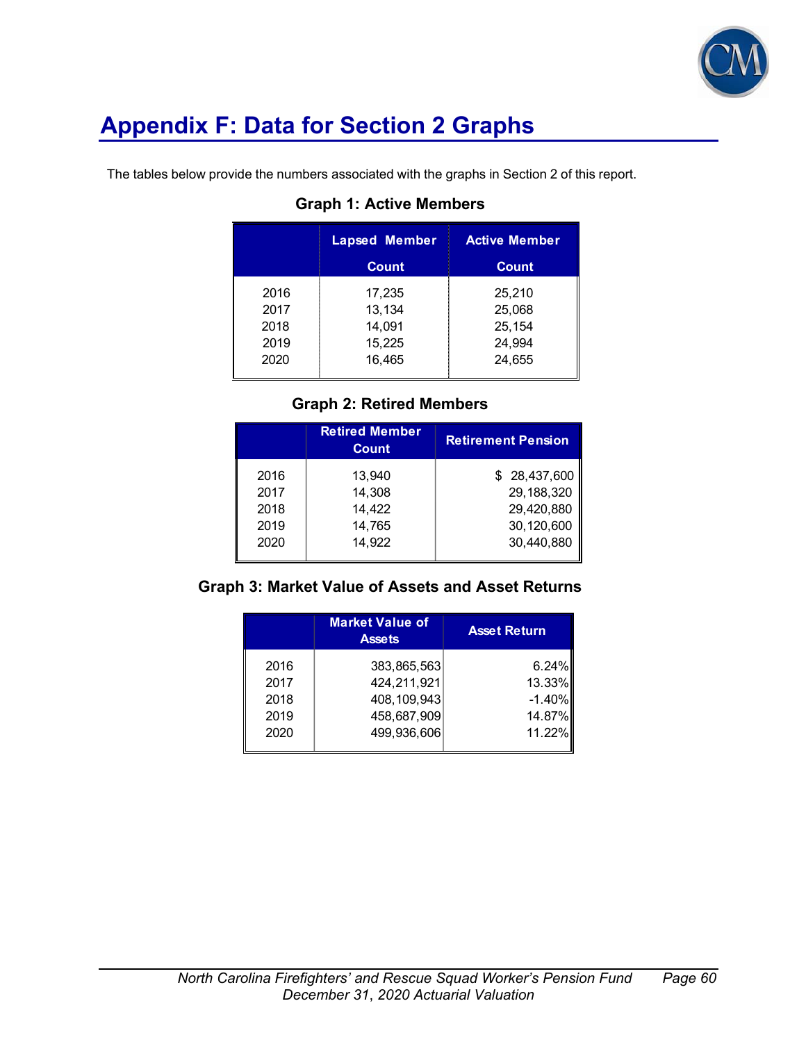# Appendix F: Data for Section 2 Graphs

The tables below provide the numbers associated with the graphs in Section 2 of this report.

### Graph 1: Active Members

| | Lapsed Member Count | Active Member Count |
|---|---|---|
| 2016 | 17,235 | 25,210 |
| 2017 | 13,134 | 25,068 |
| 2018 | 14,091 | 25,154 |
| 2019 | 15,225 | 24,994 |
| 2020 | 16,465 | 24,655 |

### Graph 2: Retired Members

| | Retired Member Count | Retirement Pension |
|---|---|---|
| 2016 | 13,940 | $ 28,437,600 |
| 2017 | 14,308 | 29,188,320 |
| 2018 | 14,422 | 29,420,880 |
| 2019 | 14,765 | 30,120,600 |
| 2020 | 14,922 | 30,440,880 |

### Graph 3: Market Value of Assets and Asset Returns

| | Market Value of Assets | Asset Return |
|---|---|---|
| 2016 | 383,865,563 | 6.24% |
| 2017 | 424,211,921 | 13.33% |
| 2018 | 408,109,943 | -1.40% |
| 2019 | 458,687,909 | 14.87% |
| 2020 | 499,936,606 | 11.22% |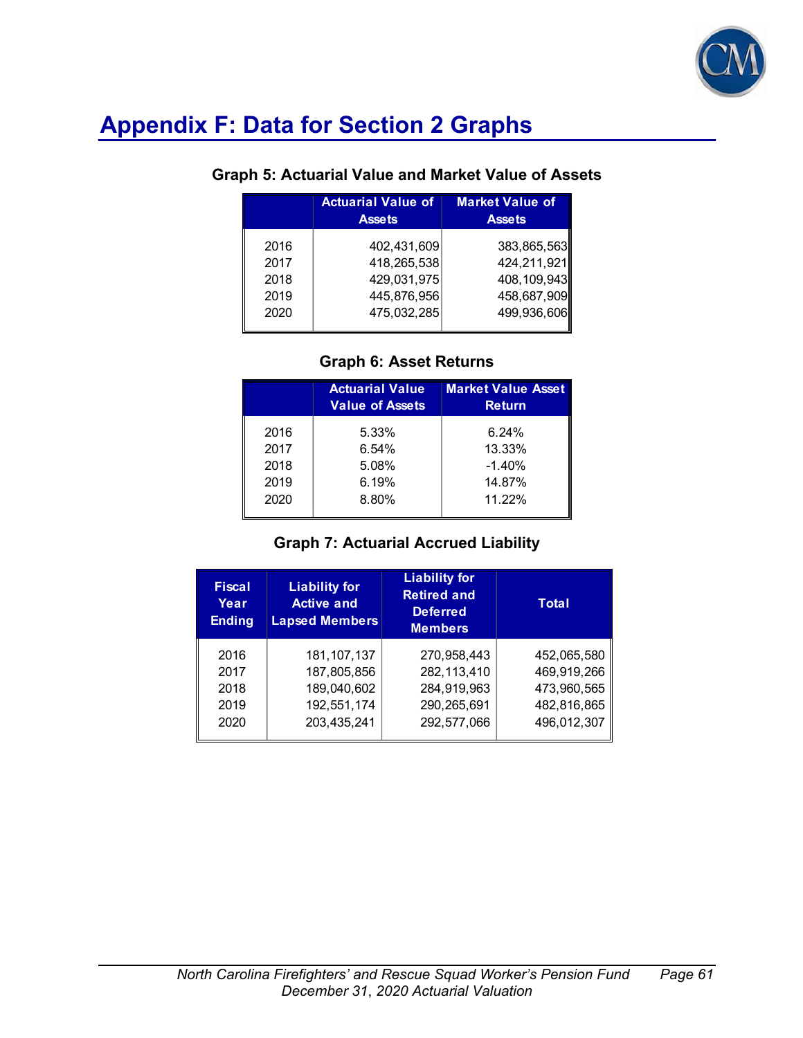# Appendix F: Data for Section 2 Graphs

### Graph 5: Actuarial Value and Market Value of Assets

| | Actuarial Value of Assets | Market Value of Assets |
|---|---|---|
| 2016 | 402,431,609 | 383,865,563 |
| 2017 | 418,265,538 | 424,211,921 |
| 2018 | 429,031,975 | 408,109,943 |
| 2019 | 445,876,956 | 458,687,909 |
| 2020 | 475,032,285 | 499,936,606 |

### Graph 6: Asset Returns

| | Actuarial Value Value of Assets | Market Value Asset Return |
|---|---|---|
| 2016 | 5.33% | 6.24% |
| 2017 | 6.54% | 13.33% |
| 2018 | 5.08% | -1.40% |
| 2019 | 6.19% | 14.87% |
| 2020 | 8.80% | 11.22% |

### Graph 7: Actuarial Accrued Liability

| Fiscal Year Ending | Liability for Active and Lapsed Members | Liability for Retired and Deferred Members | Total |
|---|---|---|---|
| 2016 | 181,107,137 | 270,958,443 | 452,065,580 |
| 2017 | 187,805,856 | 282,113,410 | 469,919,266 |
| 2018 | 189,040,602 | 284,919,963 | 473,960,565 |
| 2019 | 192,551,174 | 290,265,691 | 482,816,865 |
| 2020 | 203,435,241 | 292,577,066 | 496,012,307 |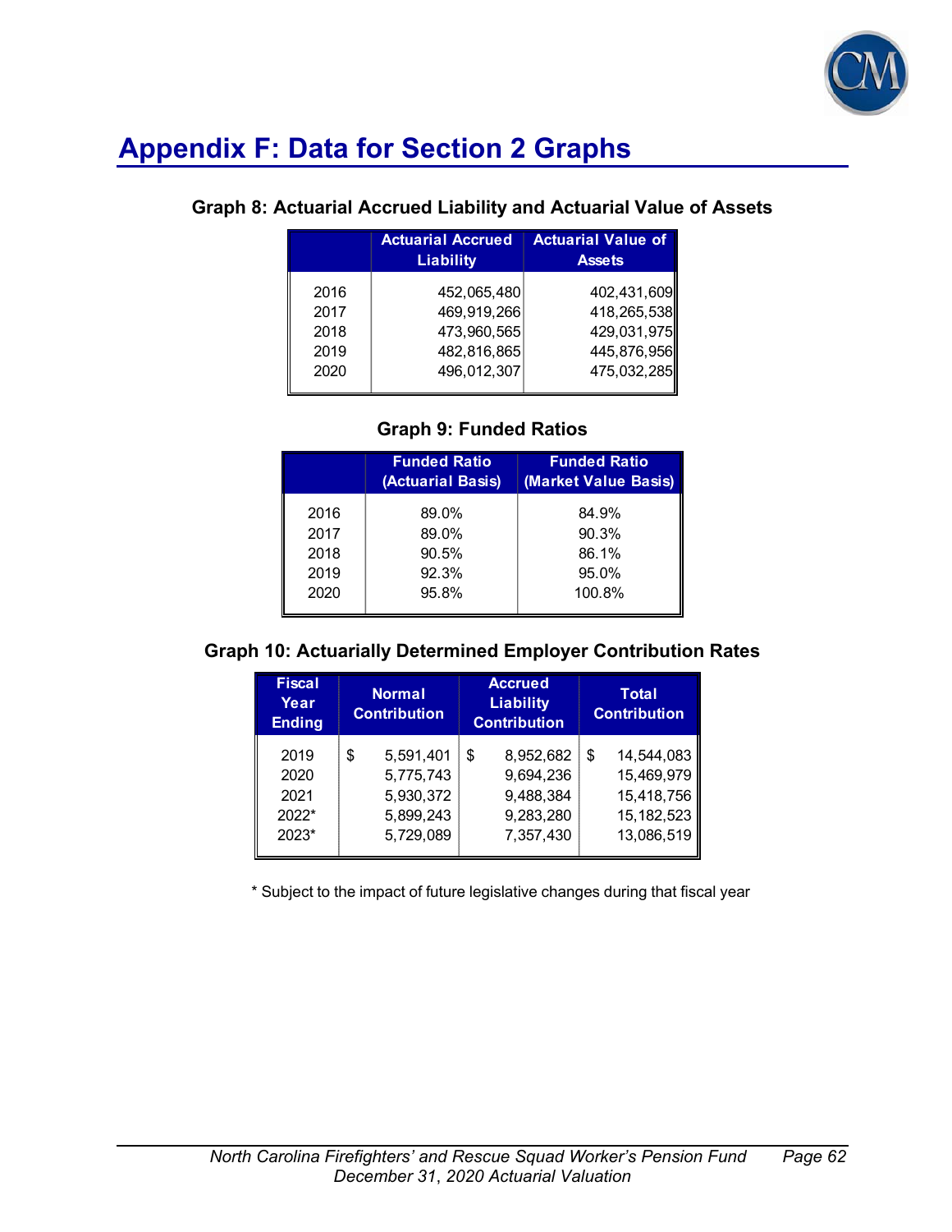# Appendix F: Data for Section 2 Graphs

### Graph 8: Actuarial Accrued Liability and Actuarial Value of Assets

| | Actuarial Accrued Liability | Actuarial Value of Assets |
|---|---|---|
| 2016 | 452,065,480 | 402,431,609 |
| 2017 | 469,919,266 | 418,265,538 |
| 2018 | 473,960,565 | 429,031,975 |
| 2019 | 482,816,865 | 445,876,956 |
| 2020 | 496,012,307 | 475,032,285 |

### Graph 9: Funded Ratios

| | Funded Ratio (Actuarial Basis) | Funded Ratio (Market Value Basis) |
|---|---|---|
| 2016 | 89.0% | 84.9% |
| 2017 | 89.0% | 90.3% |
| 2018 | 90.5% | 86.1% |
| 2019 | 92.3% | 95.0% |
| 2020 | 95.8% | 100.8% |

### Graph 10: Actuarially Determined Employer Contribution Rates

| Fiscal Year Ending | Normal Contribution | Accrued Liability Contribution | Total Contribution |
|---|---|---|---|
| 2019 | $ 5,591,401 | $ 8,952,682 | $ 14,544,083 |
| 2020 | 5,775,743 | 9,694,236 | 15,469,979 |
| 2021 | 5,930,372 | 9,488,384 | 15,418,756 |
| 2022* | 5,899,243 | 9,283,280 | 15,182,523 |
| 2023* | 5,729,089 | 7,357,430 | 13,086,519 |

\* Subject to the impact of future legislative changes during that fiscal year